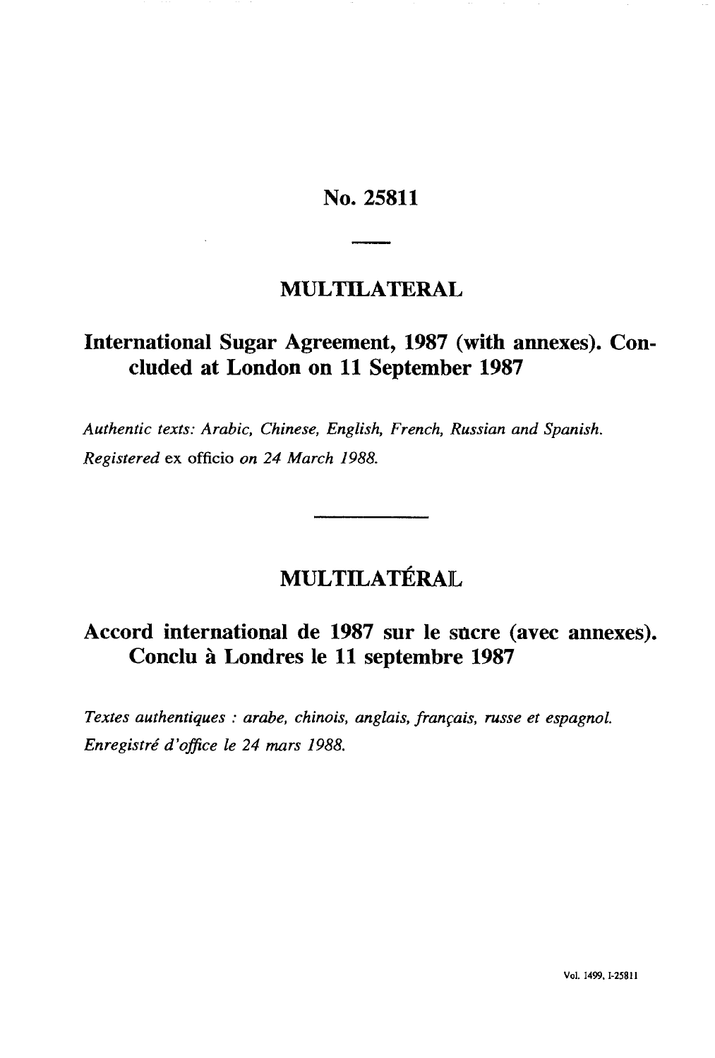# No. 25811

## MULTILATERAL

### International Sugar Agreement, 1987 (with annexes). Concluded at London on 11 September 1987

*Authentic texts: Arabic, Chinese, English, French, Russian and Spanish.*
*Registered* ex officio *on 24 March 1988.*

## MULTILATÉRAL

### Accord international de 1987 sur le sucre (avec annexes). Conclu à Londres le 11 septembre 1987

*Textes authentiques : arabe, chinois, anglais, français, russe et espagnol.*
*Enregistré d'office le 24 mars 1988.*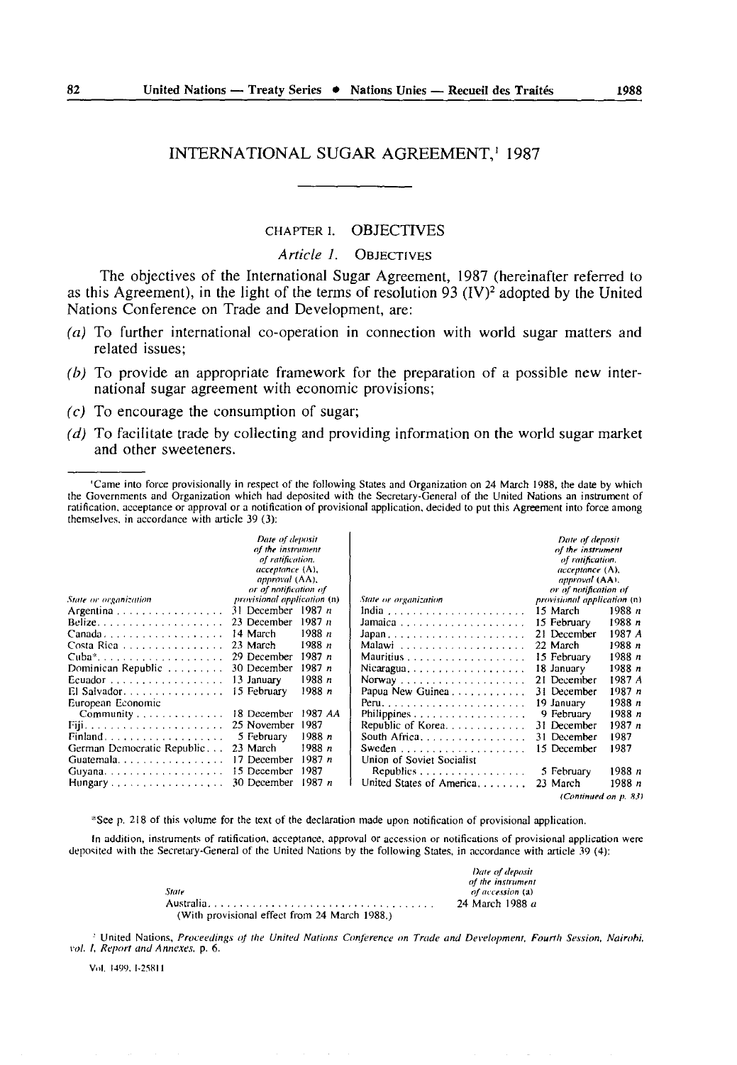# INTERNATIONAL SUGAR AGREEMENT,[1] 1987

## CHAPTER I. OBJECTIVES

### *Article 1.* OBJECTIVES

The objectives of the International Sugar Agreement, 1987 (hereinafter referred to as this Agreement), in the light of the terms of resolution 93 (IV)[2] adopted by the United Nations Conference on Trade and Development, are:

*(a)* To further international co-operation in connection with world sugar matters and related issues;

*(b)* To provide an appropriate framework for the preparation of a possible new international sugar agreement with economic provisions;

*(c)* To encourage the consumption of sugar;

*(d)* To facilitate trade by collecting and providing information on the world sugar market and other sweeteners.

---

[1]Came into force provisionally in respect of the following States and Organization on 24 March 1988, the date by which the Governments and Organization which had deposited with the Secretary-General of the United Nations an instrument of ratification, acceptance or approval or a notification of provisional application, decided to put this Agreement into force among themselves, in accordance with article 39 (3):

| *State or organization* | *Date of deposit of the instrument of ratification, acceptance* (A), *approval* (AA), *or of notification of provisional application* (n) |
|---|---|
| Argentina | 31 December 1987 *n* |
| Belize | 23 December 1987 *n* |
| Canada | 14 March 1988 *n* |
| Costa Rica | 23 March 1988 *n* |
| Cuba* | 29 December 1987 *n* |
| Dominican Republic | 30 December 1987 *n* |
| Ecuador | 13 January 1988 *n* |
| El Salvador | 15 February 1988 *n* |
| European Economic Community | 18 December 1987 *AA* |
| Fiji | 25 November 1987 |
| Finland | 5 February 1988 *n* |
| German Democratic Republic | 23 March 1988 *n* |
| Guatemala | 17 December 1987 *n* |
| Guyana | 15 December 1987 |
| Hungary | 30 December 1987 *n* |
| India | 15 March 1988 *n* |
| Jamaica | 15 February 1988 *n* |
| Japan | 21 December 1987 *A* |
| Malawi | 22 March 1988 *n* |
| Mauritius | 15 February 1988 *n* |
| Nicaragua | 18 January 1988 *n* |
| Norway | 21 December 1987 *A* |
| Papua New Guinea | 31 December 1987 *n* |
| Peru | 19 January 1988 *n* |
| Philippines | 9 February 1988 *n* |
| Republic of Korea | 31 December 1987 *n* |
| South Africa | 31 December 1987 |
| Sweden | 15 December 1987 |
| Union of Soviet Socialist Republics | 5 February 1988 *n* |
| United States of America | 23 March 1988 *n* |

*(Continued on p. 83)*

*See p. 218 of this volume for the text of the declaration made upon notification of provisional application.

In addition, instruments of ratification, acceptance, approval or accession or notifications of provisional application were deposited with the Secretary-General of the United Nations by the following States, in accordance with article 39 (4):

| *State* | *Date of deposit of the instrument of accession* (a) |
|---|---|
| Australia (With provisional effect from 24 March 1988.) | 24 March 1988 *a* |

[2] United Nations, *Proceedings of the United Nations Conference on Trade and Development, Fourth Session, Nairobi, vol. I, Report and Annexes*, p. 6.

Vol. 1499, I-25811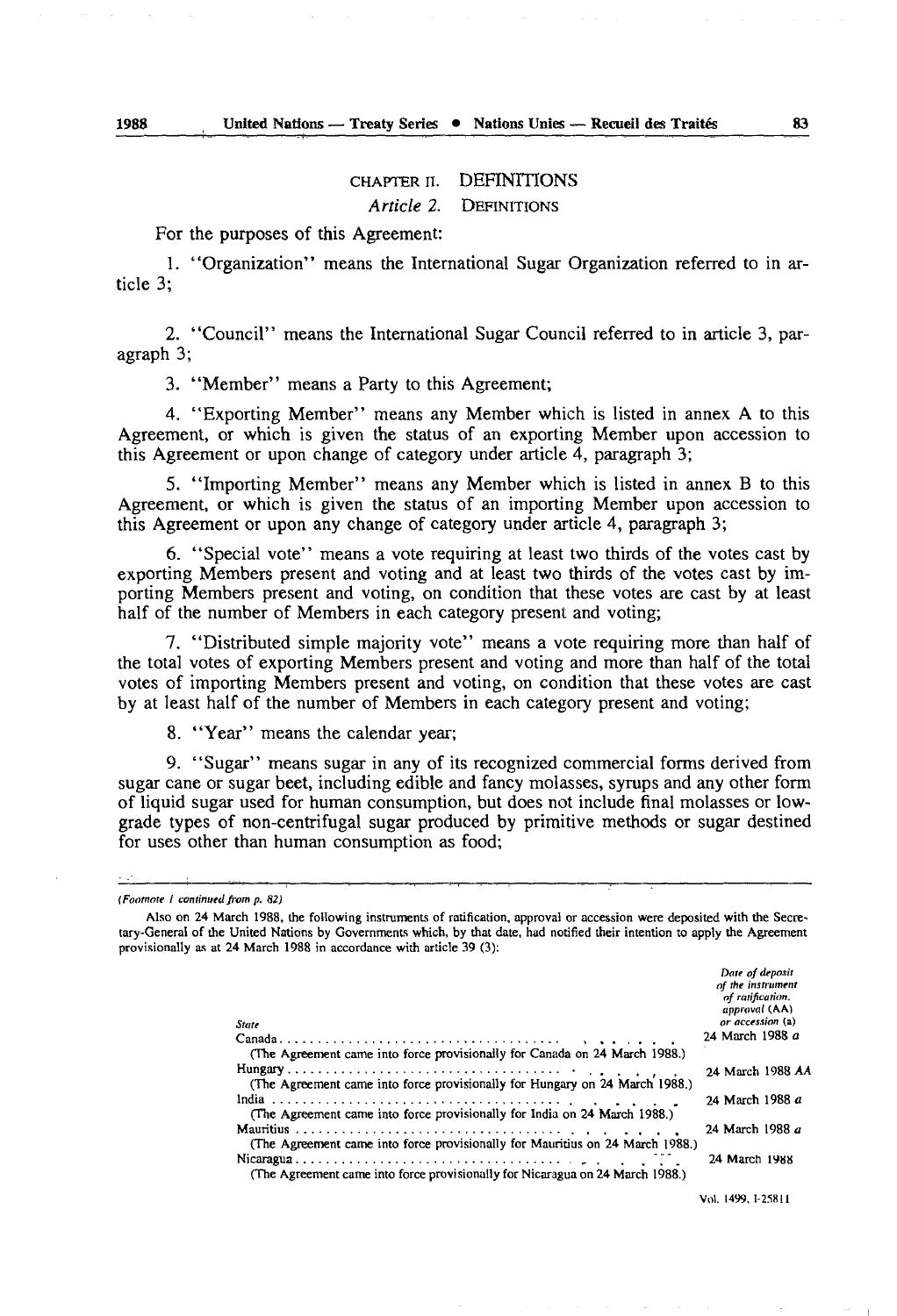## CHAPTER II. DEFINITIONS

### *Article 2.* DEFINITIONS

For the purposes of this Agreement:

1. "Organization" means the International Sugar Organization referred to in article 3;

2. "Council" means the International Sugar Council referred to in article 3, paragraph 3;

3. "Member" means a Party to this Agreement;

4. "Exporting Member" means any Member which is listed in annex A to this Agreement, or which is given the status of an exporting Member upon accession to this Agreement or upon change of category under article 4, paragraph 3;

5. "Importing Member" means any Member which is listed in annex B to this Agreement, or which is given the status of an importing Member upon accession to this Agreement or upon any change of category under article 4, paragraph 3;

6. "Special vote" means a vote requiring at least two thirds of the votes cast by exporting Members present and voting and at least two thirds of the votes cast by importing Members present and voting, on condition that these votes are cast by at least half of the number of Members in each category present and voting;

7. "Distributed simple majority vote" means a vote requiring more than half of the total votes of exporting Members present and voting and more than half of the total votes of importing Members present and voting, on condition that these votes are cast by at least half of the number of Members in each category present and voting;

8. "Year" means the calendar year;

9. "Sugar" means sugar in any of its recognized commercial forms derived from sugar cane or sugar beet, including edible and fancy molasses, syrups and any other form of liquid sugar used for human consumption, but does not include final molasses or low-grade types of non-centrifugal sugar produced by primitive methods or sugar destined for uses other than human consumption as food;

---

*(Footnote 1 continued from p. 82)*

Also on 24 March 1988, the following instruments of ratification, approval or accession were deposited with the Secretary-General of the United Nations by Governments which, by that date, had notified their intention to apply the Agreement provisionally as at 24 March 1988 in accordance with article 39 (3):

| *State* | *Date of deposit of the instrument of ratification, approval (AA) or accession (a)* |
|---|---|
| Canada | 24 March 1988 *a* |
| (The Agreement came into force provisionally for Canada on 24 March 1988.) | |
| Hungary | 24 March 1988 *AA* |
| (The Agreement came into force provisionally for Hungary on 24 March 1988.) | |
| India | 24 March 1988 *a* |
| (The Agreement came into force provisionally for India on 24 March 1988.) | |
| Mauritius | 24 March 1988 *a* |
| (The Agreement came into force provisionally for Mauritius on 24 March 1988.) | |
| Nicaragua | 24 March 1988 |
| (The Agreement came into force provisionally for Nicaragua on 24 March 1988.) | |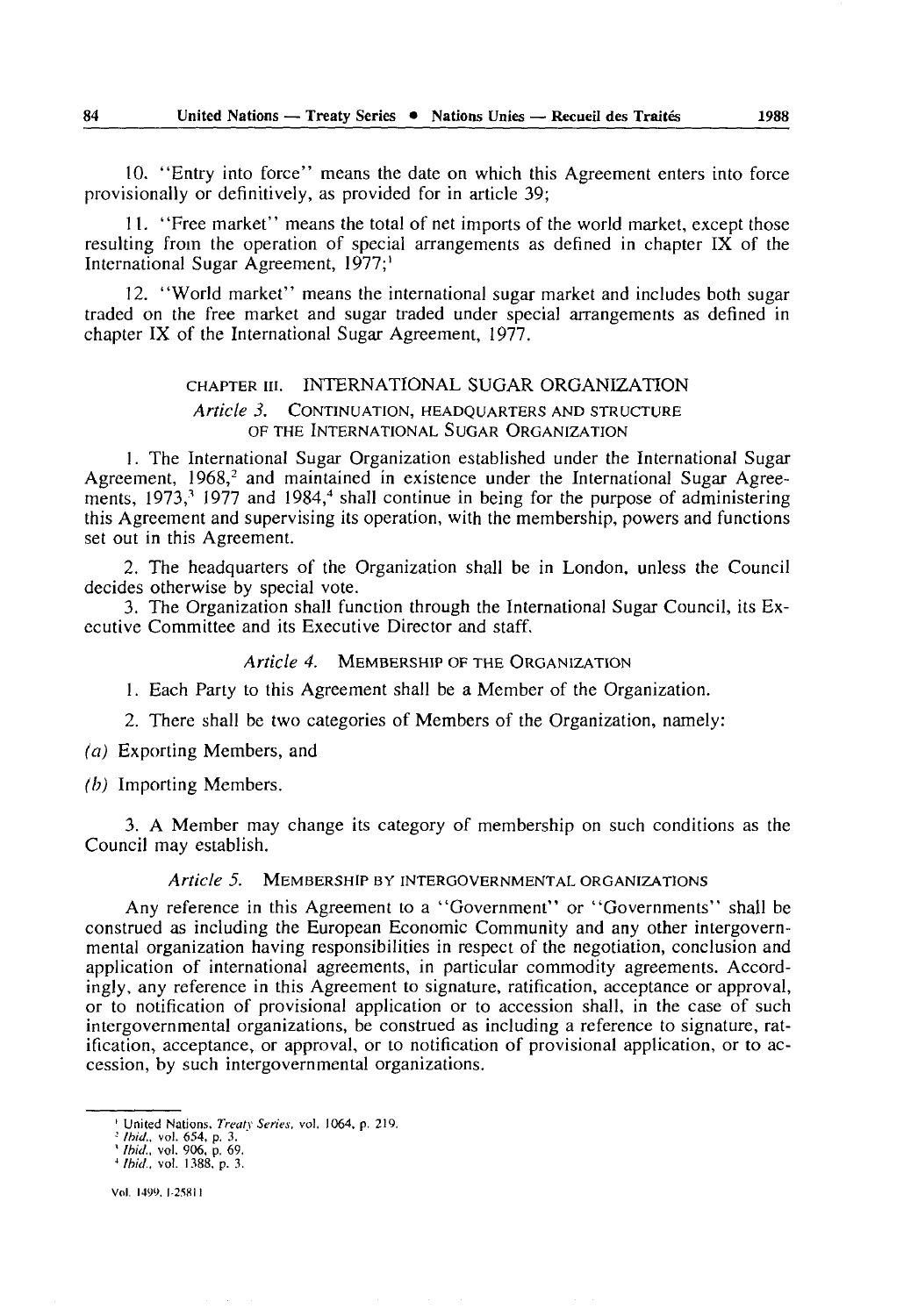10. "Entry into force" means the date on which this Agreement enters into force provisionally or definitively, as provided for in article 39;

11. "Free market" means the total of net imports of the world market, except those resulting from the operation of special arrangements as defined in chapter IX of the International Sugar Agreement, 1977;[1]

12. "World market" means the international sugar market and includes both sugar traded on the free market and sugar traded under special arrangements as defined in chapter IX of the International Sugar Agreement, 1977.

## CHAPTER III. INTERNATIONAL SUGAR ORGANIZATION

### *Article 3.* CONTINUATION, HEADQUARTERS AND STRUCTURE OF THE INTERNATIONAL SUGAR ORGANIZATION

1. The International Sugar Organization established under the International Sugar Agreement, 1968,[2] and maintained in existence under the International Sugar Agreements, 1973,[3] 1977 and 1984,[4] shall continue in being for the purpose of administering this Agreement and supervising its operation, with the membership, powers and functions set out in this Agreement.

2. The headquarters of the Organization shall be in London, unless the Council decides otherwise by special vote.

3. The Organization shall function through the International Sugar Council, its Executive Committee and its Executive Director and staff.

### *Article 4.* MEMBERSHIP OF THE ORGANIZATION

1. Each Party to this Agreement shall be a Member of the Organization.

2. There shall be two categories of Members of the Organization, namely:

*(a)* Exporting Members, and

*(b)* Importing Members.

3. A Member may change its category of membership on such conditions as the Council may establish.

### *Article 5.* MEMBERSHIP BY INTERGOVERNMENTAL ORGANIZATIONS

Any reference in this Agreement to a "Government" or "Governments" shall be construed as including the European Economic Community and any other intergovernmental organization having responsibilities in respect of the negotiation, conclusion and application of international agreements, in particular commodity agreements. Accordingly, any reference in this Agreement to signature, ratification, acceptance or approval, or to notification of provisional application or to accession shall, in the case of such intergovernmental organizations, be construed as including a reference to signature, ratification, acceptance, or approval, or to notification of provisional application, or to accession, by such intergovernmental organizations.

---

[1] United Nations, *Treaty Series*, vol. 1064, p. 219.

[2] *Ibid.*, vol. 654, p. 3.

[3] *Ibid.*, vol. 906, p. 69.

[4] *Ibid.*, vol. 1388, p. 3.

Vol. 1499, I-25811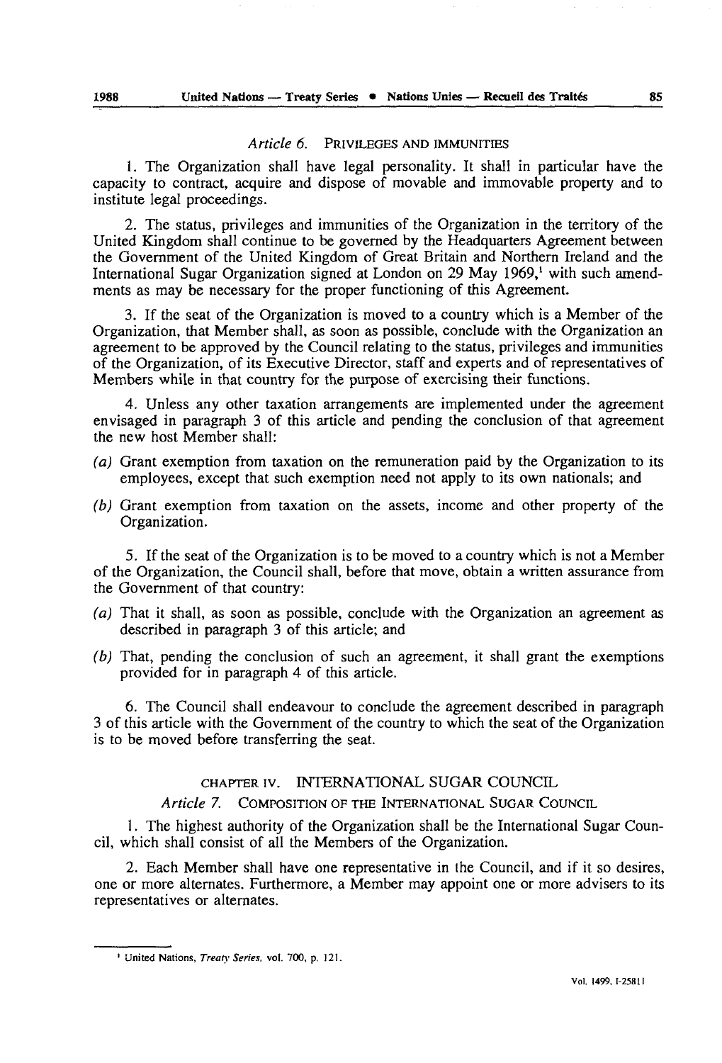### *Article 6.* PRIVILEGES AND IMMUNITIES

1. The Organization shall have legal personality. It shall in particular have the capacity to contract, acquire and dispose of movable and immovable property and to institute legal proceedings.

2. The status, privileges and immunities of the Organization in the territory of the United Kingdom shall continue to be governed by the Headquarters Agreement between the Government of the United Kingdom of Great Britain and Northern Ireland and the International Sugar Organization signed at London on 29 May 1969,[1] with such amendments as may be necessary for the proper functioning of this Agreement.

3. If the seat of the Organization is moved to a country which is a Member of the Organization, that Member shall, as soon as possible, conclude with the Organization an agreement to be approved by the Council relating to the status, privileges and immunities of the Organization, of its Executive Director, staff and experts and of representatives of Members while in that country for the purpose of exercising their functions.

4. Unless any other taxation arrangements are implemented under the agreement envisaged in paragraph 3 of this article and pending the conclusion of that agreement the new host Member shall:

*(a)* Grant exemption from taxation on the remuneration paid by the Organization to its employees, except that such exemption need not apply to its own nationals; and

*(b)* Grant exemption from taxation on the assets, income and other property of the Organization.

5. If the seat of the Organization is to be moved to a country which is not a Member of the Organization, the Council shall, before that move, obtain a written assurance from the Government of that country:

*(a)* That it shall, as soon as possible, conclude with the Organization an agreement as described in paragraph 3 of this article; and

*(b)* That, pending the conclusion of such an agreement, it shall grant the exemptions provided for in paragraph 4 of this article.

6. The Council shall endeavour to conclude the agreement described in paragraph 3 of this article with the Government of the country to which the seat of the Organization is to be moved before transferring the seat.

## CHAPTER IV. INTERNATIONAL SUGAR COUNCIL

### *Article 7.* COMPOSITION OF THE INTERNATIONAL SUGAR COUNCIL

1. The highest authority of the Organization shall be the International Sugar Council, which shall consist of all the Members of the Organization.

2. Each Member shall have one representative in the Council, and if it so desires, one or more alternates. Furthermore, a Member may appoint one or more advisers to its representatives or alternates.

---

[1] United Nations, *Treaty Series*, vol. 700, p. 121.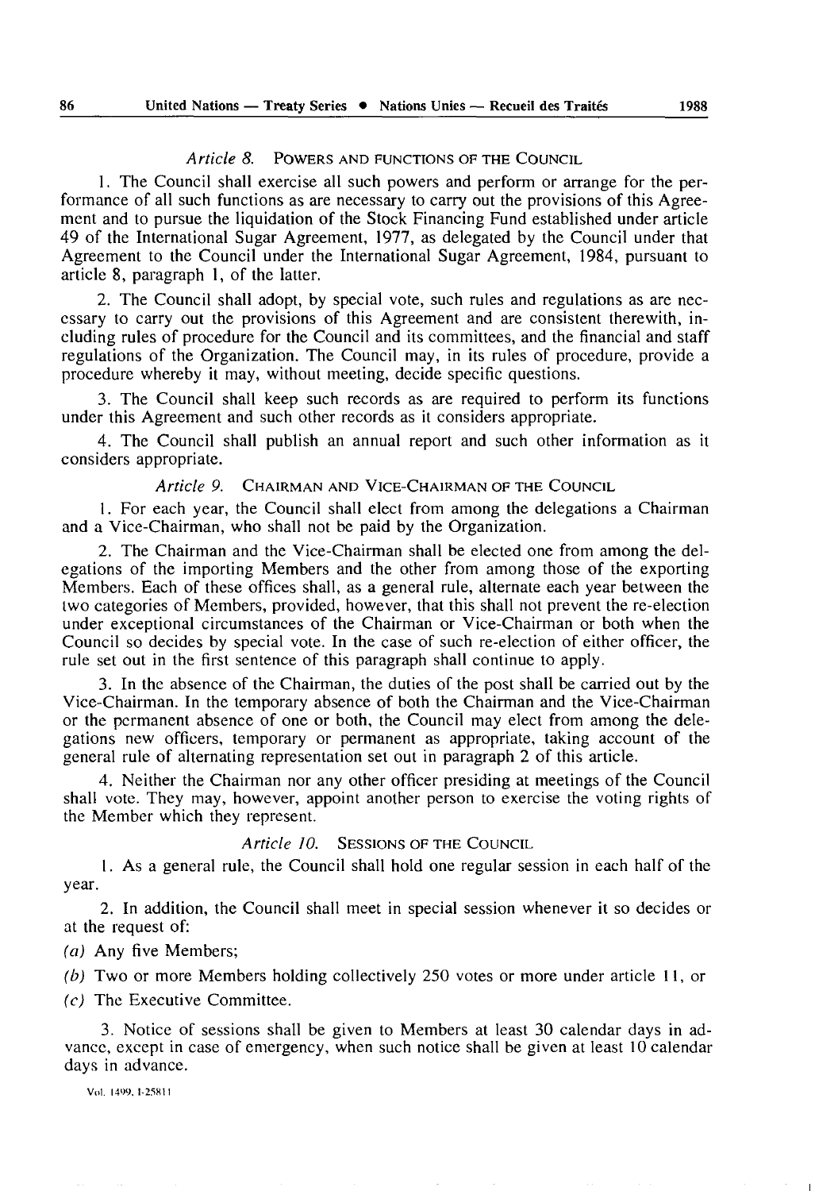*Article 8.* POWERS AND FUNCTIONS OF THE COUNCIL

1. The Council shall exercise all such powers and perform or arrange for the performance of all such functions as are necessary to carry out the provisions of this Agreement and to pursue the liquidation of the Stock Financing Fund established under article 49 of the International Sugar Agreement, 1977, as delegated by the Council under that Agreement to the Council under the International Sugar Agreement, 1984, pursuant to article 8, paragraph 1, of the latter.

2. The Council shall adopt, by special vote, such rules and regulations as are necessary to carry out the provisions of this Agreement and are consistent therewith, including rules of procedure for the Council and its committees, and the financial and staff regulations of the Organization. The Council may, in its rules of procedure, provide a procedure whereby it may, without meeting, decide specific questions.

3. The Council shall keep such records as are required to perform its functions under this Agreement and such other records as it considers appropriate.

4. The Council shall publish an annual report and such other information as it considers appropriate.

*Article 9.* CHAIRMAN AND VICE-CHAIRMAN OF THE COUNCIL

1. For each year, the Council shall elect from among the delegations a Chairman and a Vice-Chairman, who shall not be paid by the Organization.

2. The Chairman and the Vice-Chairman shall be elected one from among the delegations of the importing Members and the other from among those of the exporting Members. Each of these offices shall, as a general rule, alternate each year between the two categories of Members, provided, however, that this shall not prevent the re-election under exceptional circumstances of the Chairman or Vice-Chairman or both when the Council so decides by special vote. In the case of such re-election of either officer, the rule set out in the first sentence of this paragraph shall continue to apply.

3. In the absence of the Chairman, the duties of the post shall be carried out by the Vice-Chairman. In the temporary absence of both the Chairman and the Vice-Chairman or the permanent absence of one or both, the Council may elect from among the delegations new officers, temporary or permanent as appropriate, taking account of the general rule of alternating representation set out in paragraph 2 of this article.

4. Neither the Chairman nor any other officer presiding at meetings of the Council shall vote. They may, however, appoint another person to exercise the voting rights of the Member which they represent.

*Article 10.* SESSIONS OF THE COUNCIL

1. As a general rule, the Council shall hold one regular session in each half of the year.

2. In addition, the Council shall meet in special session whenever it so decides or at the request of:

*(a)* Any five Members;

*(b)* Two or more Members holding collectively 250 votes or more under article 11, or

*(c)* The Executive Committee.

3. Notice of sessions shall be given to Members at least 30 calendar days in advance, except in case of emergency, when such notice shall be given at least 10 calendar days in advance.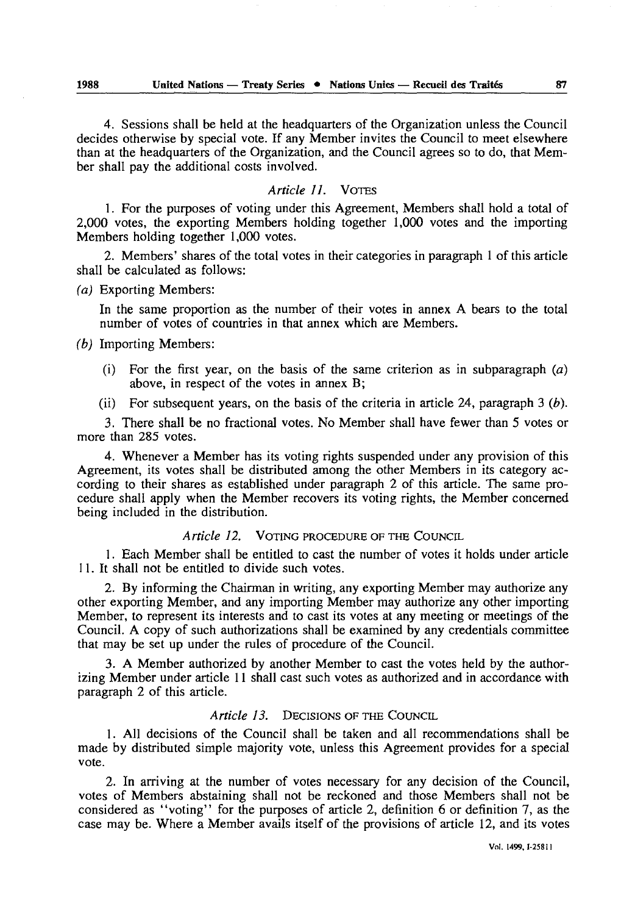4. Sessions shall be held at the headquarters of the Organization unless the Council decides otherwise by special vote. If any Member invites the Council to meet elsewhere than at the headquarters of the Organization, and the Council agrees so to do, that Member shall pay the additional costs involved.

### *Article 11.* VOTES

1. For the purposes of voting under this Agreement, Members shall hold a total of 2,000 votes, the exporting Members holding together 1,000 votes and the importing Members holding together 1,000 votes.

2. Members' shares of the total votes in their categories in paragraph 1 of this article shall be calculated as follows:

*(a)* Exporting Members:

In the same proportion as the number of their votes in annex A bears to the total number of votes of countries in that annex which are Members.

*(b)* Importing Members:

(i) For the first year, on the basis of the same criterion as in subparagraph *(a)* above, in respect of the votes in annex B;

(ii) For subsequent years, on the basis of the criteria in article 24, paragraph 3 *(b)*.

3. There shall be no fractional votes. No Member shall have fewer than 5 votes or more than 285 votes.

4. Whenever a Member has its voting rights suspended under any provision of this Agreement, its votes shall be distributed among the other Members in its category according to their shares as established under paragraph 2 of this article. The same procedure shall apply when the Member recovers its voting rights, the Member concerned being included in the distribution.

### *Article 12.* VOTING PROCEDURE OF THE COUNCIL

1. Each Member shall be entitled to cast the number of votes it holds under article 11. It shall not be entitled to divide such votes.

2. By informing the Chairman in writing, any exporting Member may authorize any other exporting Member, and any importing Member may authorize any other importing Member, to represent its interests and to cast its votes at any meeting or meetings of the Council. A copy of such authorizations shall be examined by any credentials committee that may be set up under the rules of procedure of the Council.

3. A Member authorized by another Member to cast the votes held by the authorizing Member under article 11 shall cast such votes as authorized and in accordance with paragraph 2 of this article.

### *Article 13.* DECISIONS OF THE COUNCIL

1. All decisions of the Council shall be taken and all recommendations shall be made by distributed simple majority vote, unless this Agreement provides for a special vote.

2. In arriving at the number of votes necessary for any decision of the Council, votes of Members abstaining shall not be reckoned and those Members shall not be considered as "voting" for the purposes of article 2, definition 6 or definition 7, as the case may be. Where a Member avails itself of the provisions of article 12, and its votes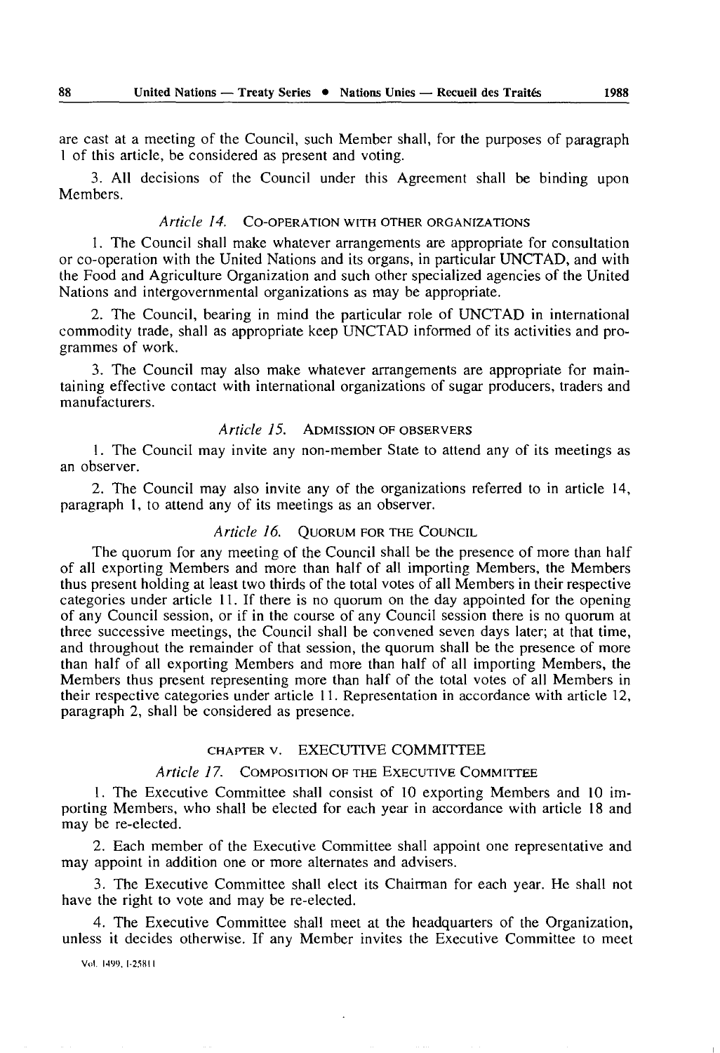are cast at a meeting of the Council, such Member shall, for the purposes of paragraph 1 of this article, be considered as present and voting.

3. All decisions of the Council under this Agreement shall be binding upon Members.

### *Article 14.* CO-OPERATION WITH OTHER ORGANIZATIONS

1. The Council shall make whatever arrangements are appropriate for consultation or co-operation with the United Nations and its organs, in particular UNCTAD, and with the Food and Agriculture Organization and such other specialized agencies of the United Nations and intergovernmental organizations as may be appropriate.

2. The Council, bearing in mind the particular role of UNCTAD in international commodity trade, shall as appropriate keep UNCTAD informed of its activities and programmes of work.

3. The Council may also make whatever arrangements are appropriate for maintaining effective contact with international organizations of sugar producers, traders and manufacturers.

### *Article 15.* ADMISSION OF OBSERVERS

1. The Council may invite any non-member State to attend any of its meetings as an observer.

2. The Council may also invite any of the organizations referred to in article 14, paragraph 1, to attend any of its meetings as an observer.

### *Article 16.* QUORUM FOR THE COUNCIL

The quorum for any meeting of the Council shall be the presence of more than half of all exporting Members and more than half of all importing Members, the Members thus present holding at least two thirds of the total votes of all Members in their respective categories under article 11. If there is no quorum on the day appointed for the opening of any Council session, or if in the course of any Council session there is no quorum at three successive meetings, the Council shall be convened seven days later; at that time, and throughout the remainder of that session, the quorum shall be the presence of more than half of all exporting Members and more than half of all importing Members, the Members thus present representing more than half of the total votes of all Members in their respective categories under article 11. Representation in accordance with article 12, paragraph 2, shall be considered as presence.

## CHAPTER V. EXECUTIVE COMMITTEE

### *Article 17.* COMPOSITION OF THE EXECUTIVE COMMITTEE

1. The Executive Committee shall consist of 10 exporting Members and 10 importing Members, who shall be elected for each year in accordance with article 18 and may be re-elected.

2. Each member of the Executive Committee shall appoint one representative and may appoint in addition one or more alternates and advisers.

3. The Executive Committee shall elect its Chairman for each year. He shall not have the right to vote and may be re-elected.

4. The Executive Committee shall meet at the headquarters of the Organization, unless it decides otherwise. If any Member invites the Executive Committee to meet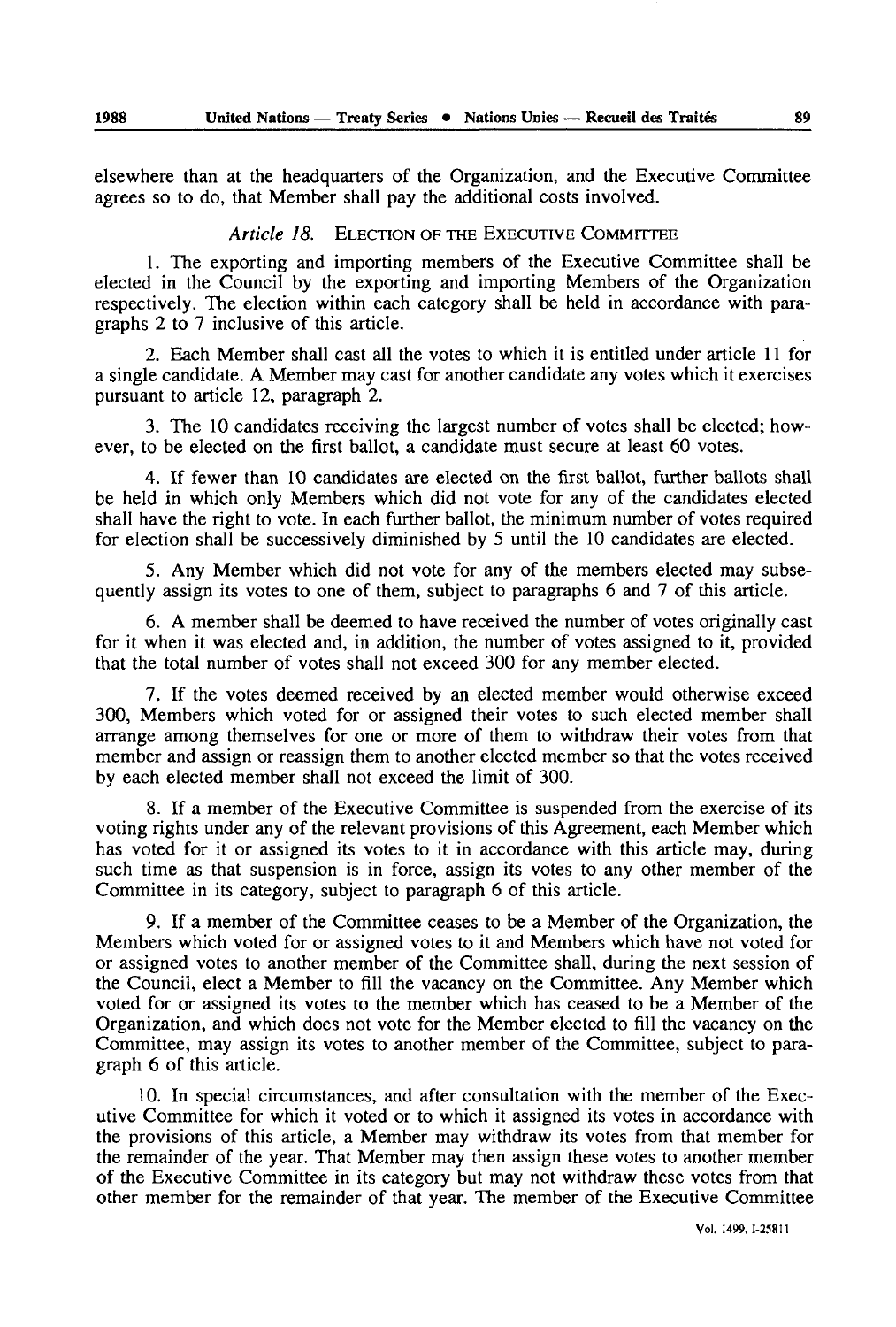elsewhere than at the headquarters of the Organization, and the Executive Committee agrees so to do, that Member shall pay the additional costs involved.

### *Article 18.* ELECTION OF THE EXECUTIVE COMMITTEE

1. The exporting and importing members of the Executive Committee shall be elected in the Council by the exporting and importing Members of the Organization respectively. The election within each category shall be held in accordance with paragraphs 2 to 7 inclusive of this article.

2. Each Member shall cast all the votes to which it is entitled under article 11 for a single candidate. A Member may cast for another candidate any votes which it exercises pursuant to article 12, paragraph 2.

3. The 10 candidates receiving the largest number of votes shall be elected; however, to be elected on the first ballot, a candidate must secure at least 60 votes.

4. If fewer than 10 candidates are elected on the first ballot, further ballots shall be held in which only Members which did not vote for any of the candidates elected shall have the right to vote. In each further ballot, the minimum number of votes required for election shall be successively diminished by 5 until the 10 candidates are elected.

5. Any Member which did not vote for any of the members elected may subsequently assign its votes to one of them, subject to paragraphs 6 and 7 of this article.

6. A member shall be deemed to have received the number of votes originally cast for it when it was elected and, in addition, the number of votes assigned to it, provided that the total number of votes shall not exceed 300 for any member elected.

7. If the votes deemed received by an elected member would otherwise exceed 300, Members which voted for or assigned their votes to such elected member shall arrange among themselves for one or more of them to withdraw their votes from that member and assign or reassign them to another elected member so that the votes received by each elected member shall not exceed the limit of 300.

8. If a member of the Executive Committee is suspended from the exercise of its voting rights under any of the relevant provisions of this Agreement, each Member which has voted for it or assigned its votes to it in accordance with this article may, during such time as that suspension is in force, assign its votes to any other member of the Committee in its category, subject to paragraph 6 of this article.

9. If a member of the Committee ceases to be a Member of the Organization, the Members which voted for or assigned votes to it and Members which have not voted for or assigned votes to another member of the Committee shall, during the next session of the Council, elect a Member to fill the vacancy on the Committee. Any Member which voted for or assigned its votes to the member which has ceased to be a Member of the Organization, and which does not vote for the Member elected to fill the vacancy on the Committee, may assign its votes to another member of the Committee, subject to paragraph 6 of this article.

10. In special circumstances, and after consultation with the member of the Executive Committee for which it voted or to which it assigned its votes in accordance with the provisions of this article, a Member may withdraw its votes from that member for the remainder of the year. That Member may then assign these votes to another member of the Executive Committee in its category but may not withdraw these votes from that other member for the remainder of that year. The member of the Executive Committee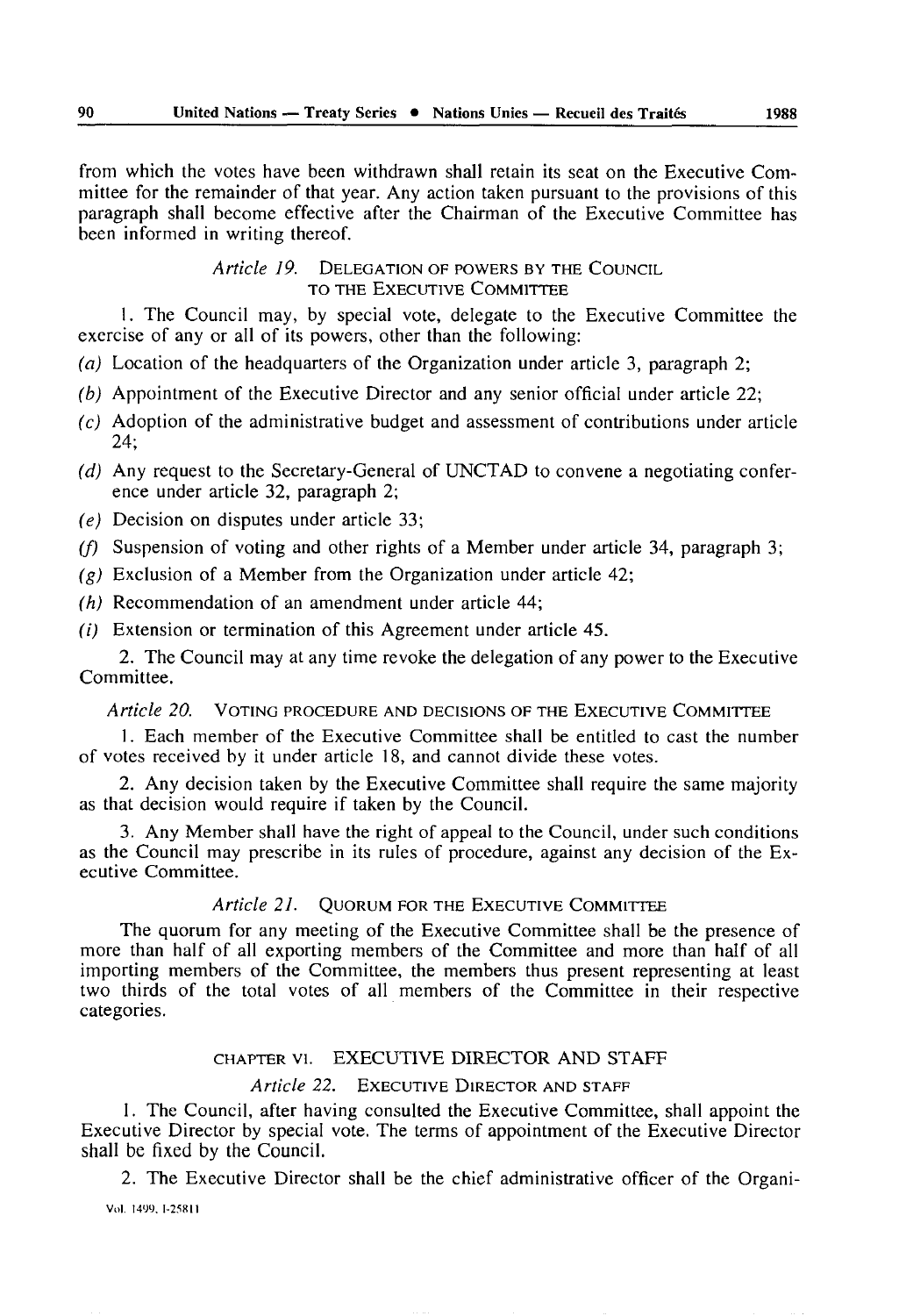from which the votes have been withdrawn shall retain its seat on the Executive Committee for the remainder of that year. Any action taken pursuant to the provisions of this paragraph shall become effective after the Chairman of the Executive Committee has been informed in writing thereof.

### *Article 19.* DELEGATION OF POWERS BY THE COUNCIL TO THE EXECUTIVE COMMITTEE

1. The Council may, by special vote, delegate to the Executive Committee the exercise of any or all of its powers, other than the following:

*(a)* Location of the headquarters of the Organization under article 3, paragraph 2;

*(b)* Appointment of the Executive Director and any senior official under article 22;

*(c)* Adoption of the administrative budget and assessment of contributions under article 24;

*(d)* Any request to the Secretary-General of UNCTAD to convene a negotiating conference under article 32, paragraph 2;

*(e)* Decision on disputes under article 33;

*(f)* Suspension of voting and other rights of a Member under article 34, paragraph 3;

*(g)* Exclusion of a Member from the Organization under article 42;

*(h)* Recommendation of an amendment under article 44;

*(i)* Extension or termination of this Agreement under article 45.

2. The Council may at any time revoke the delegation of any power to the Executive Committee.

### *Article 20.* VOTING PROCEDURE AND DECISIONS OF THE EXECUTIVE COMMITTEE

1. Each member of the Executive Committee shall be entitled to cast the number of votes received by it under article 18, and cannot divide these votes.

2. Any decision taken by the Executive Committee shall require the same majority as that decision would require if taken by the Council.

3. Any Member shall have the right of appeal to the Council, under such conditions as the Council may prescribe in its rules of procedure, against any decision of the Executive Committee.

### *Article 21.* QUORUM FOR THE EXECUTIVE COMMITTEE

The quorum for any meeting of the Executive Committee shall be the presence of more than half of all exporting members of the Committee and more than half of all importing members of the Committee, the members thus present representing at least two thirds of the total votes of all members of the Committee in their respective categories.

## CHAPTER VI. EXECUTIVE DIRECTOR AND STAFF

### *Article 22.* EXECUTIVE DIRECTOR AND STAFF

1. The Council, after having consulted the Executive Committee, shall appoint the Executive Director by special vote. The terms of appointment of the Executive Director shall be fixed by the Council.

2. The Executive Director shall be the chief administrative officer of the Organi-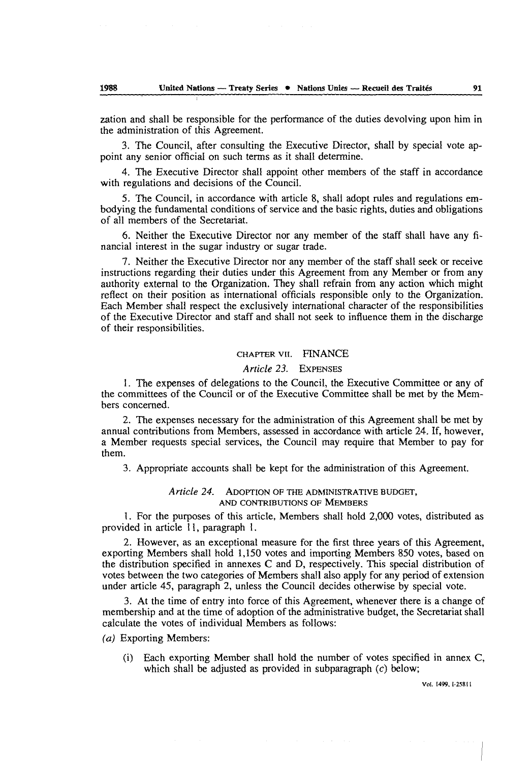zation and shall be responsible for the performance of the duties devolving upon him in the administration of this Agreement.

3. The Council, after consulting the Executive Director, shall by special vote appoint any senior official on such terms as it shall determine.

4. The Executive Director shall appoint other members of the staff in accordance with regulations and decisions of the Council.

5. The Council, in accordance with article 8, shall adopt rules and regulations embodying the fundamental conditions of service and the basic rights, duties and obligations of all members of the Secretariat.

6. Neither the Executive Director nor any member of the staff shall have any financial interest in the sugar industry or sugar trade.

7. Neither the Executive Director nor any member of the staff shall seek or receive instructions regarding their duties under this Agreement from any Member or from any authority external to the Organization. They shall refrain from any action which might reflect on their position as international officials responsible only to the Organization. Each Member shall respect the exclusively international character of the responsibilities of the Executive Director and staff and shall not seek to influence them in the discharge of their responsibilities.

## CHAPTER VII. FINANCE

### *Article 23.* EXPENSES

1. The expenses of delegations to the Council, the Executive Committee or any of the committees of the Council or of the Executive Committee shall be met by the Members concerned.

2. The expenses necessary for the administration of this Agreement shall be met by annual contributions from Members, assessed in accordance with article 24. If, however, a Member requests special services, the Council may require that Member to pay for them.

3. Appropriate accounts shall be kept for the administration of this Agreement.

### *Article 24.* ADOPTION OF THE ADMINISTRATIVE BUDGET, AND CONTRIBUTIONS OF MEMBERS

1. For the purposes of this article, Members shall hold 2,000 votes, distributed as provided in article 11, paragraph 1.

2. However, as an exceptional measure for the first three years of this Agreement, exporting Members shall hold 1,150 votes and importing Members 850 votes, based on the distribution specified in annexes C and D, respectively. This special distribution of votes between the two categories of Members shall also apply for any period of extension under article 45, paragraph 2, unless the Council decides otherwise by special vote.

3. At the time of entry into force of this Agreement, whenever there is a change of membership and at the time of adoption of the administrative budget, the Secretariat shall calculate the votes of individual Members as follows:

*(a)* Exporting Members:

(i) Each exporting Member shall hold the number of votes specified in annex C, which shall be adjusted as provided in subparagraph *(c)* below;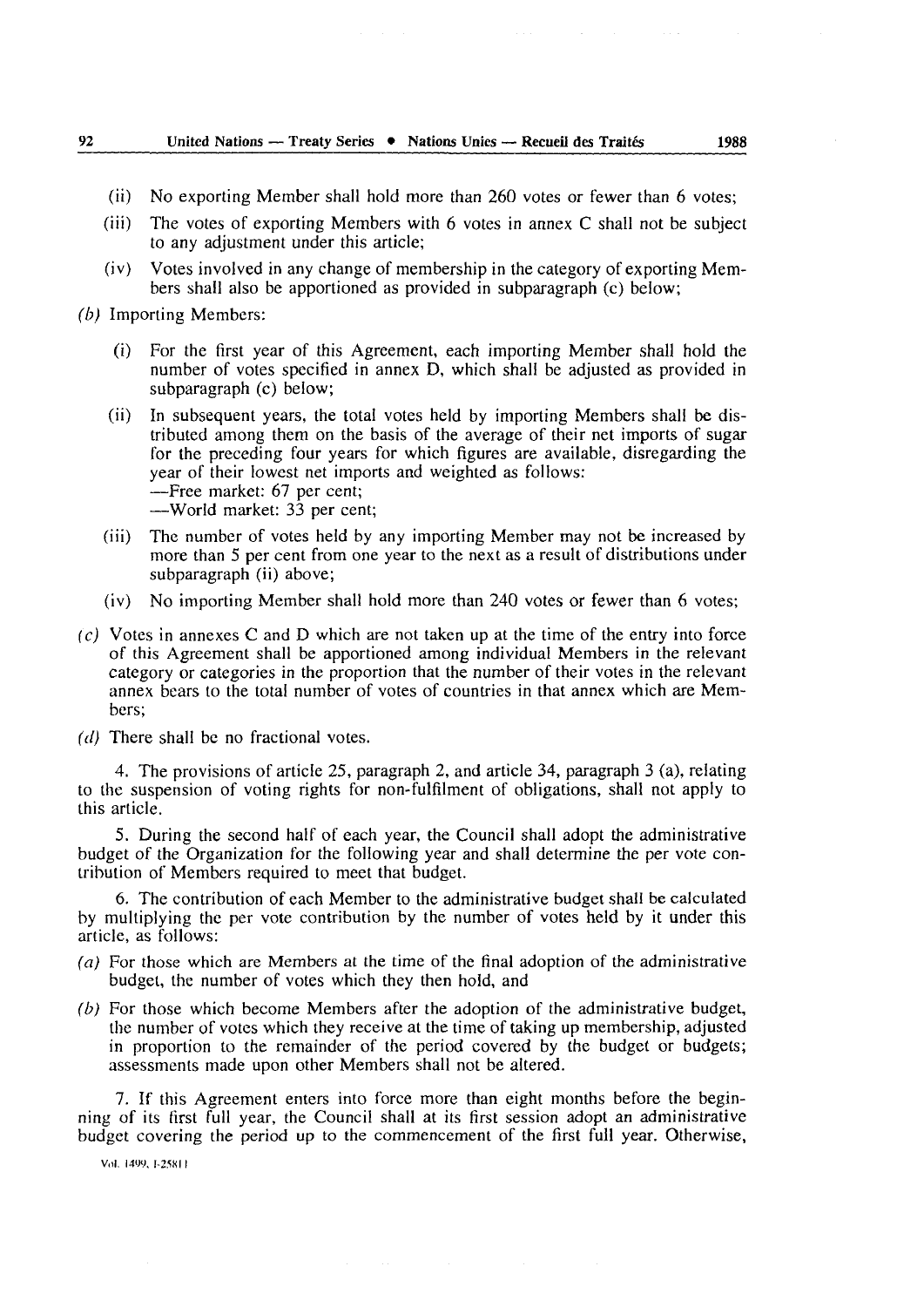(ii) No exporting Member shall hold more than 260 votes or fewer than 6 votes;

(iii) The votes of exporting Members with 6 votes in annex C shall not be subject to any adjustment under this article;

(iv) Votes involved in any change of membership in the category of exporting Members shall also be apportioned as provided in subparagraph (c) below;

*(b)* Importing Members:

(i) For the first year of this Agreement, each importing Member shall hold the number of votes specified in annex D, which shall be adjusted as provided in subparagraph (c) below;

(ii) In subsequent years, the total votes held by importing Members shall be distributed among them on the basis of the average of their net imports of sugar for the preceding four years for which figures are available, disregarding the year of their lowest net imports and weighted as follows:
—Free market: 67 per cent;
—World market: 33 per cent;

(iii) The number of votes held by any importing Member may not be increased by more than 5 per cent from one year to the next as a result of distributions under subparagraph (ii) above;

(iv) No importing Member shall hold more than 240 votes or fewer than 6 votes;

*(c)* Votes in annexes C and D which are not taken up at the time of the entry into force of this Agreement shall be apportioned among individual Members in the relevant category or categories in the proportion that the number of their votes in the relevant annex bears to the total number of votes of countries in that annex which are Members;

*(d)* There shall be no fractional votes.

4. The provisions of article 25, paragraph 2, and article 34, paragraph 3 (a), relating to the suspension of voting rights for non-fulfilment of obligations, shall not apply to this article.

5. During the second half of each year, the Council shall adopt the administrative budget of the Organization for the following year and shall determine the per vote contribution of Members required to meet that budget.

6. The contribution of each Member to the administrative budget shall be calculated by multiplying the per vote contribution by the number of votes held by it under this article, as follows:

*(a)* For those which are Members at the time of the final adoption of the administrative budget, the number of votes which they then hold, and

*(b)* For those which become Members after the adoption of the administrative budget, the number of votes which they receive at the time of taking up membership, adjusted in proportion to the remainder of the period covered by the budget or budgets; assessments made upon other Members shall not be altered.

7. If this Agreement enters into force more than eight months before the beginning of its first full year, the Council shall at its first session adopt an administrative budget covering the period up to the commencement of the first full year. Otherwise,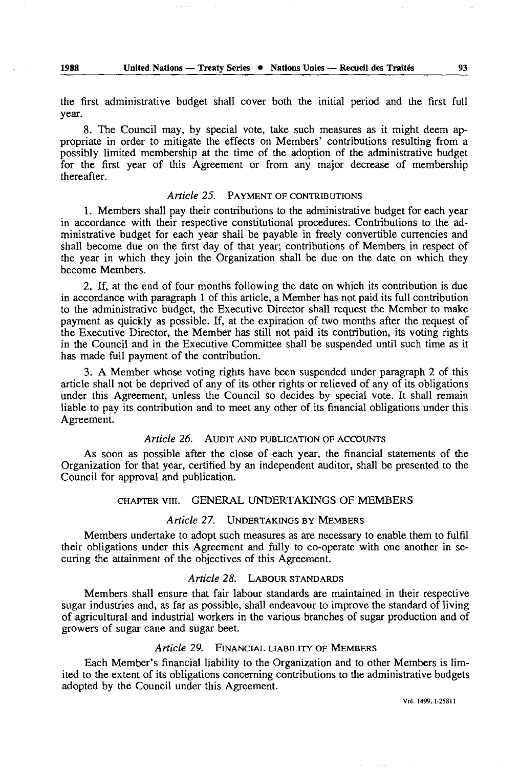the first administrative budget shall cover both the initial period and the first full year.

8. The Council may, by special vote, take such measures as it might deem appropriate in order to mitigate the effects on Members' contributions resulting from a possibly limited membership at the time of the adoption of the administrative budget for the first year of this Agreement or from any major decrease of membership thereafter.

### *Article 25.* PAYMENT OF CONTRIBUTIONS

1. Members shall pay their contributions to the administrative budget for each year in accordance with their respective constitutional procedures. Contributions to the administrative budget for each year shall be payable in freely convertible currencies and shall become due on the first day of that year; contributions of Members in respect of the year in which they join the Organization shall be due on the date on which they become Members.

2. If, at the end of four months following the date on which its contribution is due in accordance with paragraph 1 of this article, a Member has not paid its full contribution to the administrative budget, the Executive Director shall request the Member to make payment as quickly as possible. If, at the expiration of two months after the request of the Executive Director, the Member has still not paid its contribution, its voting rights in the Council and in the Executive Committee shall be suspended until such time as it has made full payment of the contribution.

3. A Member whose voting rights have been suspended under paragraph 2 of this article shall not be deprived of any of its other rights or relieved of any of its obligations under this Agreement, unless the Council so decides by special vote. It shall remain liable to pay its contribution and to meet any other of its financial obligations under this Agreement.

### *Article 26.* AUDIT AND PUBLICATION OF ACCOUNTS

As soon as possible after the close of each year, the financial statements of the Organization for that year, certified by an independent auditor, shall be presented to the Council for approval and publication.

## CHAPTER VIII. GENERAL UNDERTAKINGS OF MEMBERS

### *Article 27.* UNDERTAKINGS BY MEMBERS

Members undertake to adopt such measures as are necessary to enable them to fulfil their obligations under this Agreement and fully to co-operate with one another in securing the attainment of the objectives of this Agreement.

### *Article 28.* LABOUR STANDARDS

Members shall ensure that fair labour standards are maintained in their respective sugar industries and, as far as possible, shall endeavour to improve the standard of living of agricultural and industrial workers in the various branches of sugar production and of growers of sugar cane and sugar beet.

### *Article 29.* FINANCIAL LIABILITY OF MEMBERS

Each Member's financial liability to the Organization and to other Members is limited to the extent of its obligations concerning contributions to the administrative budgets adopted by the Council under this Agreement.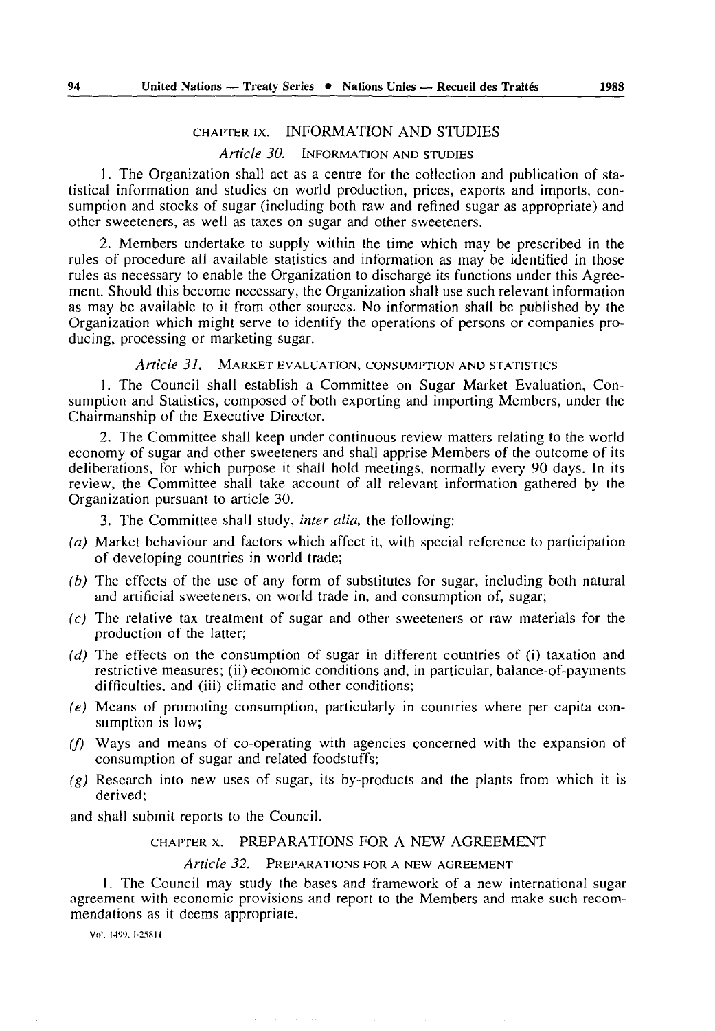## CHAPTER IX. INFORMATION AND STUDIES

### *Article 30.* INFORMATION AND STUDIES

1. The Organization shall act as a centre for the collection and publication of statistical information and studies on world production, prices, exports and imports, consumption and stocks of sugar (including both raw and refined sugar as appropriate) and other sweeteners, as well as taxes on sugar and other sweeteners.

2. Members undertake to supply within the time which may be prescribed in the rules of procedure all available statistics and information as may be identified in those rules as necessary to enable the Organization to discharge its functions under this Agreement. Should this become necessary, the Organization shall use such relevant information as may be available to it from other sources. No information shall be published by the Organization which might serve to identify the operations of persons or companies producing, processing or marketing sugar.

### *Article 31.* MARKET EVALUATION, CONSUMPTION AND STATISTICS

1. The Council shall establish a Committee on Sugar Market Evaluation, Consumption and Statistics, composed of both exporting and importing Members, under the Chairmanship of the Executive Director.

2. The Committee shall keep under continuous review matters relating to the world economy of sugar and other sweeteners and shall apprise Members of the outcome of its deliberations, for which purpose it shall hold meetings, normally every 90 days. In its review, the Committee shall take account of all relevant information gathered by the Organization pursuant to article 30.

3. The Committee shall study, *inter alia,* the following:

*(a)* Market behaviour and factors which affect it, with special reference to participation of developing countries in world trade;

*(b)* The effects of the use of any form of substitutes for sugar, including both natural and artificial sweeteners, on world trade in, and consumption of, sugar;

*(c)* The relative tax treatment of sugar and other sweeteners or raw materials for the production of the latter;

*(d)* The effects on the consumption of sugar in different countries of (i) taxation and restrictive measures; (ii) economic conditions and, in particular, balance-of-payments difficulties, and (iii) climatic and other conditions;

*(e)* Means of promoting consumption, particularly in countries where per capita consumption is low;

*(f)* Ways and means of co-operating with agencies concerned with the expansion of consumption of sugar and related foodstuffs;

*(g)* Research into new uses of sugar, its by-products and the plants from which it is derived;

and shall submit reports to the Council.

## CHAPTER X. PREPARATIONS FOR A NEW AGREEMENT

### *Article 32.* PREPARATIONS FOR A NEW AGREEMENT

1. The Council may study the bases and framework of a new international sugar agreement with economic provisions and report to the Members and make such recommendations as it deems appropriate.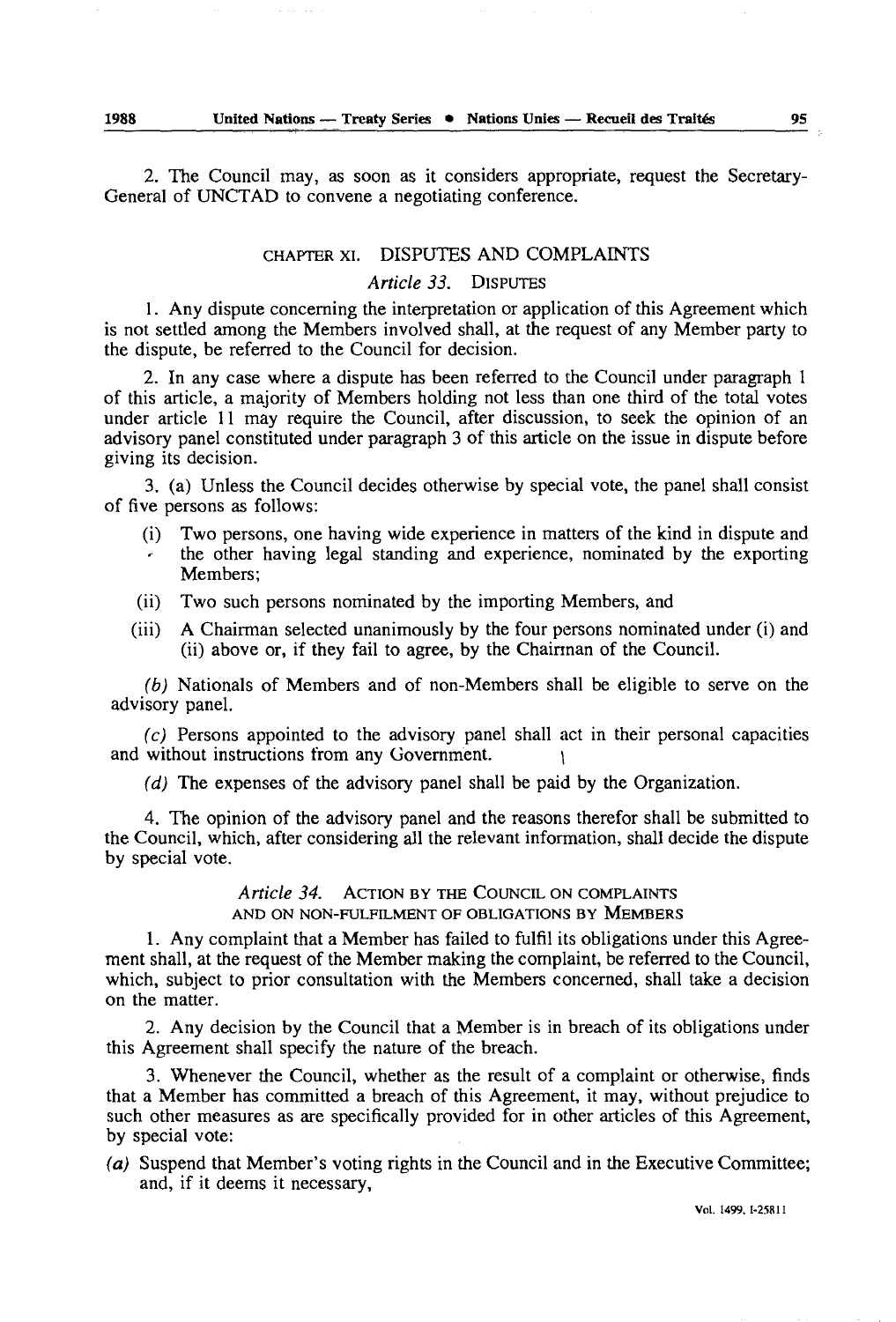2. The Council may, as soon as it considers appropriate, request the Secretary-General of UNCTAD to convene a negotiating conference.

## CHAPTER XI. DISPUTES AND COMPLAINTS

### *Article 33.* DISPUTES

1. Any dispute concerning the interpretation or application of this Agreement which is not settled among the Members involved shall, at the request of any Member party to the dispute, be referred to the Council for decision.

2. In any case where a dispute has been referred to the Council under paragraph 1 of this article, a majority of Members holding not less than one third of the total votes under article 11 may require the Council, after discussion, to seek the opinion of an advisory panel constituted under paragraph 3 of this article on the issue in dispute before giving its decision.

3. (a) Unless the Council decides otherwise by special vote, the panel shall consist of five persons as follows:

- (i) Two persons, one having wide experience in matters of the kind in dispute and the other having legal standing and experience, nominated by the exporting Members;
- (ii) Two such persons nominated by the importing Members, and
- (iii) A Chairman selected unanimously by the four persons nominated under (i) and (ii) above or, if they fail to agree, by the Chairman of the Council.

*(b)* Nationals of Members and of non-Members shall be eligible to serve on the advisory panel.

*(c)* Persons appointed to the advisory panel shall act in their personal capacities and without instructions from any Government.

*(d)* The expenses of the advisory panel shall be paid by the Organization.

4. The opinion of the advisory panel and the reasons therefor shall be submitted to the Council, which, after considering all the relevant information, shall decide the dispute by special vote.

### *Article 34.* ACTION BY THE COUNCIL ON COMPLAINTS AND ON NON-FULFILMENT OF OBLIGATIONS BY MEMBERS

1. Any complaint that a Member has failed to fulfil its obligations under this Agreement shall, at the request of the Member making the complaint, be referred to the Council, which, subject to prior consultation with the Members concerned, shall take a decision on the matter.

2. Any decision by the Council that a Member is in breach of its obligations under this Agreement shall specify the nature of the breach.

3. Whenever the Council, whether as the result of a complaint or otherwise, finds that a Member has committed a breach of this Agreement, it may, without prejudice to such other measures as are specifically provided for in other articles of this Agreement, by special vote:

*(a)* Suspend that Member's voting rights in the Council and in the Executive Committee; and, if it deems it necessary,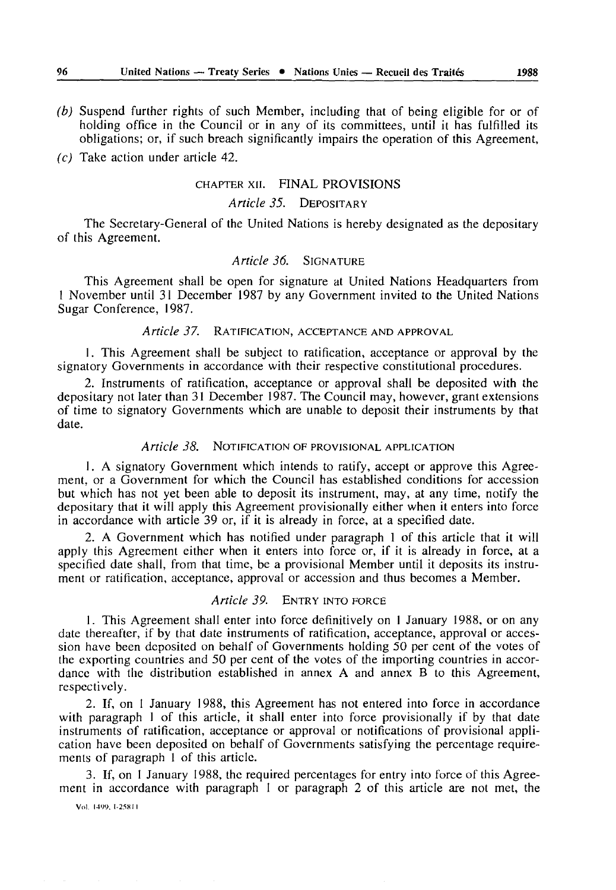(*b*) Suspend further rights of such Member, including that of being eligible for or of holding office in the Council or in any of its committees, until it has fulfilled its obligations; or, if such breach significantly impairs the operation of this Agreement,

(*c*) Take action under article 42.

## CHAPTER XII. FINAL PROVISIONS

### *Article 35.* DEPOSITARY

The Secretary-General of the United Nations is hereby designated as the depositary of this Agreement.

### *Article 36.* SIGNATURE

This Agreement shall be open for signature at United Nations Headquarters from 1 November until 31 December 1987 by any Government invited to the United Nations Sugar Conference, 1987.

### *Article 37.* RATIFICATION, ACCEPTANCE AND APPROVAL

1. This Agreement shall be subject to ratification, acceptance or approval by the signatory Governments in accordance with their respective constitutional procedures.

2. Instruments of ratification, acceptance or approval shall be deposited with the depositary not later than 31 December 1987. The Council may, however, grant extensions of time to signatory Governments which are unable to deposit their instruments by that date.

### *Article 38.* NOTIFICATION OF PROVISIONAL APPLICATION

1. A signatory Government which intends to ratify, accept or approve this Agreement, or a Government for which the Council has established conditions for accession but which has not yet been able to deposit its instrument, may, at any time, notify the depositary that it will apply this Agreement provisionally either when it enters into force in accordance with article 39 or, if it is already in force, at a specified date.

2. A Government which has notified under paragraph 1 of this article that it will apply this Agreement either when it enters into force or, if it is already in force, at a specified date shall, from that time, be a provisional Member until it deposits its instrument or ratification, acceptance, approval or accession and thus becomes a Member.

### *Article 39.* ENTRY INTO FORCE

1. This Agreement shall enter into force definitively on 1 January 1988, or on any date thereafter, if by that date instruments of ratification, acceptance, approval or accession have been deposited on behalf of Governments holding 50 per cent of the votes of the exporting countries and 50 per cent of the votes of the importing countries in accordance with the distribution established in annex A and annex B to this Agreement, respectively.

2. If, on 1 January 1988, this Agreement has not entered into force in accordance with paragraph 1 of this article, it shall enter into force provisionally if by that date instruments of ratification, acceptance or approval or notifications of provisional application have been deposited on behalf of Governments satisfying the percentage requirements of paragraph 1 of this article.

3. If, on 1 January 1988, the required percentages for entry into force of this Agreement in accordance with paragraph 1 or paragraph 2 of this article are not met, the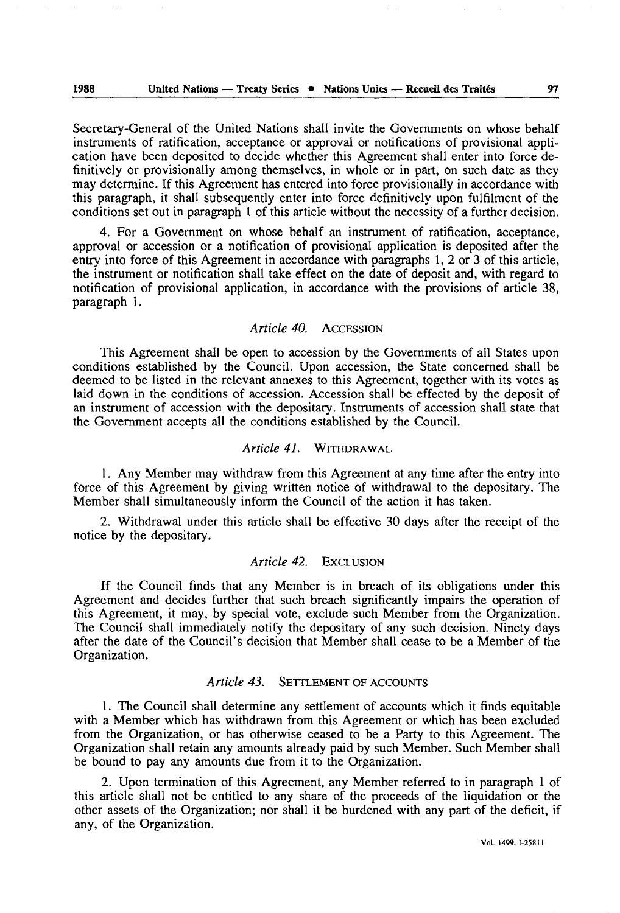Secretary-General of the United Nations shall invite the Governments on whose behalf instruments of ratification, acceptance or approval or notifications of provisional application have been deposited to decide whether this Agreement shall enter into force definitively or provisionally among themselves, in whole or in part, on such date as they may determine. If this Agreement has entered into force provisionally in accordance with this paragraph, it shall subsequently enter into force definitively upon fulfilment of the conditions set out in paragraph 1 of this article without the necessity of a further decision.

4. For a Government on whose behalf an instrument of ratification, acceptance, approval or accession or a notification of provisional application is deposited after the entry into force of this Agreement in accordance with paragraphs 1, 2 or 3 of this article, the instrument or notification shall take effect on the date of deposit and, with regard to notification of provisional application, in accordance with the provisions of article 38, paragraph 1.

### *Article 40.* ACCESSION

This Agreement shall be open to accession by the Governments of all States upon conditions established by the Council. Upon accession, the State concerned shall be deemed to be listed in the relevant annexes to this Agreement, together with its votes as laid down in the conditions of accession. Accession shall be effected by the deposit of an instrument of accession with the depositary. Instruments of accession shall state that the Government accepts all the conditions established by the Council.

### *Article 41.* WITHDRAWAL

1. Any Member may withdraw from this Agreement at any time after the entry into force of this Agreement by giving written notice of withdrawal to the depositary. The Member shall simultaneously inform the Council of the action it has taken.

2. Withdrawal under this article shall be effective 30 days after the receipt of the notice by the depositary.

### *Article 42.* EXCLUSION

If the Council finds that any Member is in breach of its obligations under this Agreement and decides further that such breach significantly impairs the operation of this Agreement, it may, by special vote, exclude such Member from the Organization. The Council shall immediately notify the depositary of any such decision. Ninety days after the date of the Council's decision that Member shall cease to be a Member of the Organization.

### *Article 43.* SETTLEMENT OF ACCOUNTS

1. The Council shall determine any settlement of accounts which it finds equitable with a Member which has withdrawn from this Agreement or which has been excluded from the Organization, or has otherwise ceased to be a Party to this Agreement. The Organization shall retain any amounts already paid by such Member. Such Member shall be bound to pay any amounts due from it to the Organization.

2. Upon termination of this Agreement, any Member referred to in paragraph 1 of this article shall not be entitled to any share of the proceeds of the liquidation or the other assets of the Organization; nor shall it be burdened with any part of the deficit, if any, of the Organization.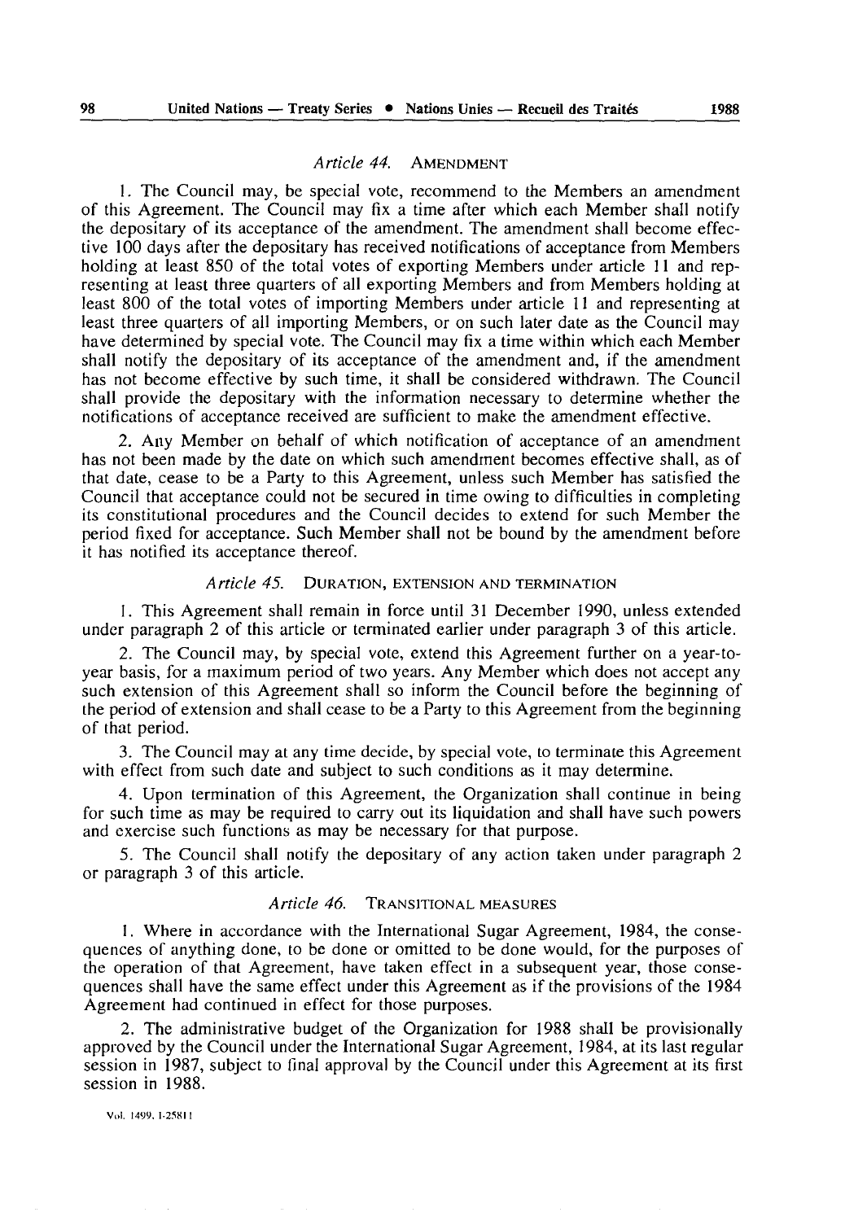### *Article 44.* AMENDMENT

1. The Council may, be special vote, recommend to the Members an amendment of this Agreement. The Council may fix a time after which each Member shall notify the depositary of its acceptance of the amendment. The amendment shall become effective 100 days after the depositary has received notifications of acceptance from Members holding at least 850 of the total votes of exporting Members under article 11 and representing at least three quarters of all exporting Members and from Members holding at least 800 of the total votes of importing Members under article 11 and representing at least three quarters of all importing Members, or on such later date as the Council may have determined by special vote. The Council may fix a time within which each Member shall notify the depositary of its acceptance of the amendment and, if the amendment has not become effective by such time, it shall be considered withdrawn. The Council shall provide the depositary with the information necessary to determine whether the notifications of acceptance received are sufficient to make the amendment effective.

2. Any Member on behalf of which notification of acceptance of an amendment has not been made by the date on which such amendment becomes effective shall, as of that date, cease to be a Party to this Agreement, unless such Member has satisfied the Council that acceptance could not be secured in time owing to difficulties in completing its constitutional procedures and the Council decides to extend for such Member the period fixed for acceptance. Such Member shall not be bound by the amendment before it has notified its acceptance thereof.

### *Article 45.* DURATION, EXTENSION AND TERMINATION

1. This Agreement shall remain in force until 31 December 1990, unless extended under paragraph 2 of this article or terminated earlier under paragraph 3 of this article.

2. The Council may, by special vote, extend this Agreement further on a year-to-year basis, for a maximum period of two years. Any Member which does not accept any such extension of this Agreement shall so inform the Council before the beginning of the period of extension and shall cease to be a Party to this Agreement from the beginning of that period.

3. The Council may at any time decide, by special vote, to terminate this Agreement with effect from such date and subject to such conditions as it may determine.

4. Upon termination of this Agreement, the Organization shall continue in being for such time as may be required to carry out its liquidation and shall have such powers and exercise such functions as may be necessary for that purpose.

5. The Council shall notify the depositary of any action taken under paragraph 2 or paragraph 3 of this article.

### *Article 46.* TRANSITIONAL MEASURES

1. Where in accordance with the International Sugar Agreement, 1984, the consequences of anything done, to be done or omitted to be done would, for the purposes of the operation of that Agreement, have taken effect in a subsequent year, those consequences shall have the same effect under this Agreement as if the provisions of the 1984 Agreement had continued in effect for those purposes.

2. The administrative budget of the Organization for 1988 shall be provisionally approved by the Council under the International Sugar Agreement, 1984, at its last regular session in 1987, subject to final approval by the Council under this Agreement at its first session in 1988.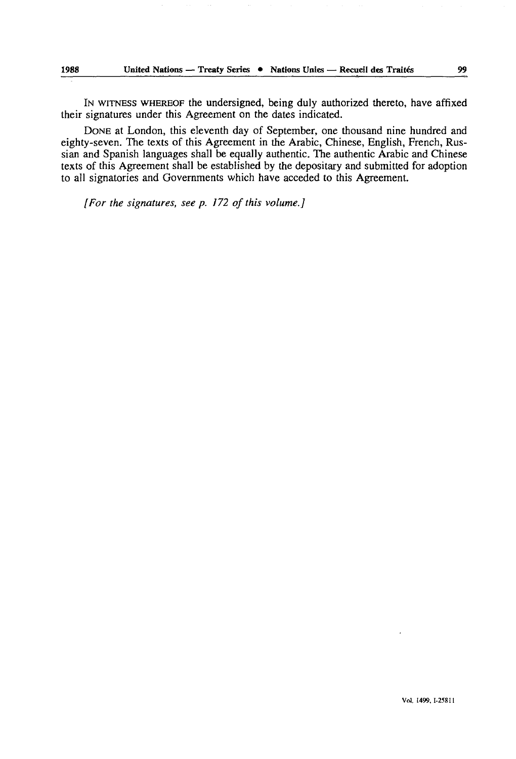IN WITNESS WHEREOF the undersigned, being duly authorized thereto, have affixed their signatures under this Agreement on the dates indicated.

DONE at London, this eleventh day of September, one thousand nine hundred and eighty-seven. The texts of this Agreement in the Arabic, Chinese, English, French, Russian and Spanish languages shall be equally authentic. The authentic Arabic and Chinese texts of this Agreement shall be established by the depositary and submitted for adoption to all signatories and Governments which have acceded to this Agreement.

*[For the signatures, see p. 172 of this volume.]*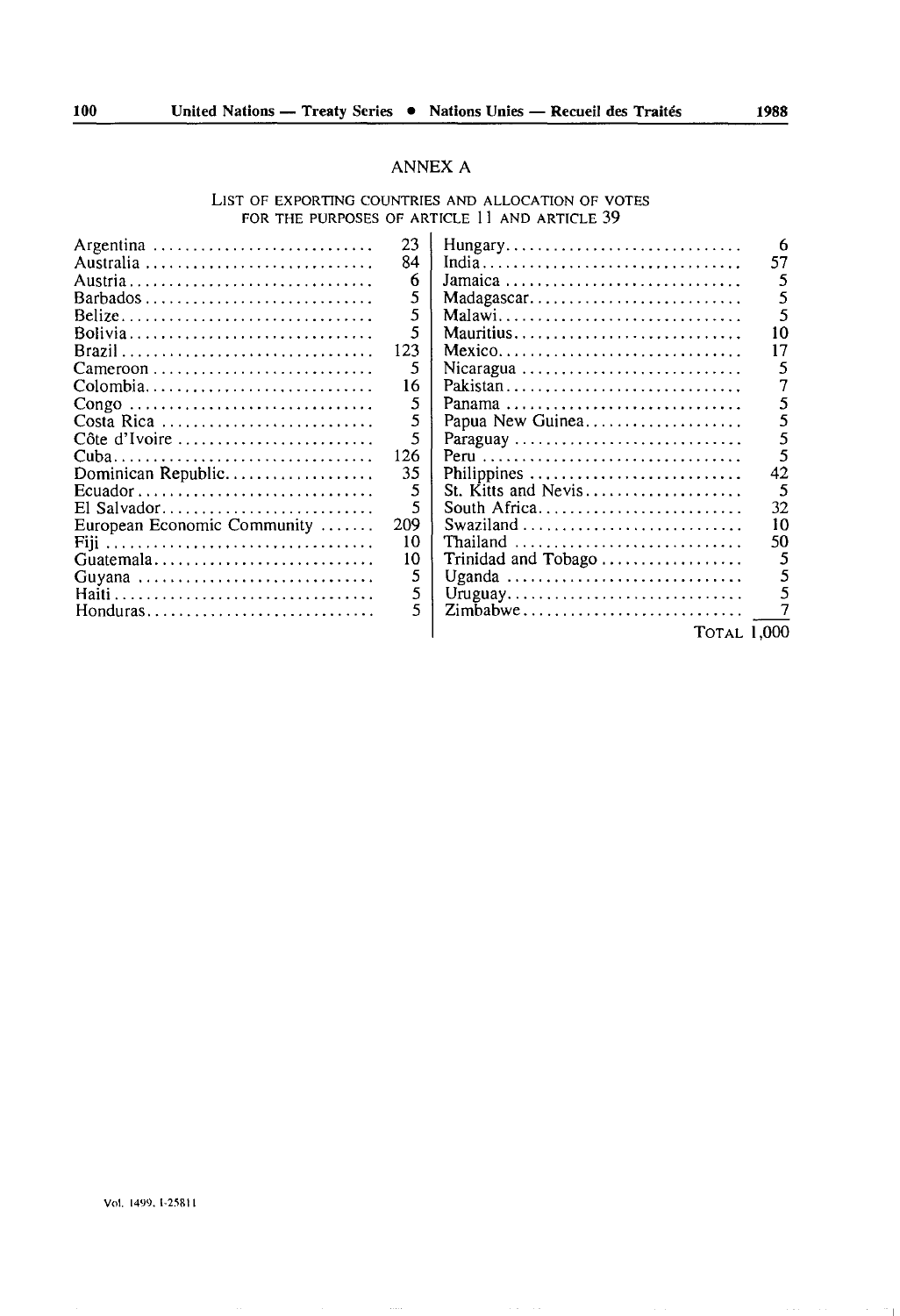## ANNEX A

### List of exporting countries and allocation of votes for the purposes of article 11 and article 39

| Country | Votes | Country | Votes |
|---|---|---|---|
| Argentina | 23 | Hungary | 6 |
| Australia | 84 | India | 57 |
| Austria | 6 | Jamaica | 5 |
| Barbados | 5 | Madagascar | 5 |
| Belize | 5 | Malawi | 5 |
| Bolivia | 5 | Mauritius | 10 |
| Brazil | 123 | Mexico | 17 |
| Cameroon | 5 | Nicaragua | 5 |
| Colombia | 16 | Pakistan | 7 |
| Congo | 5 | Panama | 5 |
| Costa Rica | 5 | Papua New Guinea | 5 |
| Côte d'Ivoire | 5 | Paraguay | 5 |
| Cuba | 126 | Peru | 5 |
| Dominican Republic | 35 | Philippines | 42 |
| Ecuador | 5 | St. Kitts and Nevis | 5 |
| El Salvador | 5 | South Africa | 32 |
| European Economic Community | 209 | Swaziland | 10 |
| Fiji | 10 | Thailand | 50 |
| Guatemala | 10 | Trinidad and Tobago | 5 |
| Guyana | 5 | Uganda | 5 |
| Haiti | 5 | Uruguay | 5 |
| Honduras | 5 | Zimbabwe | 7 |
| | | TOTAL | 1,000 |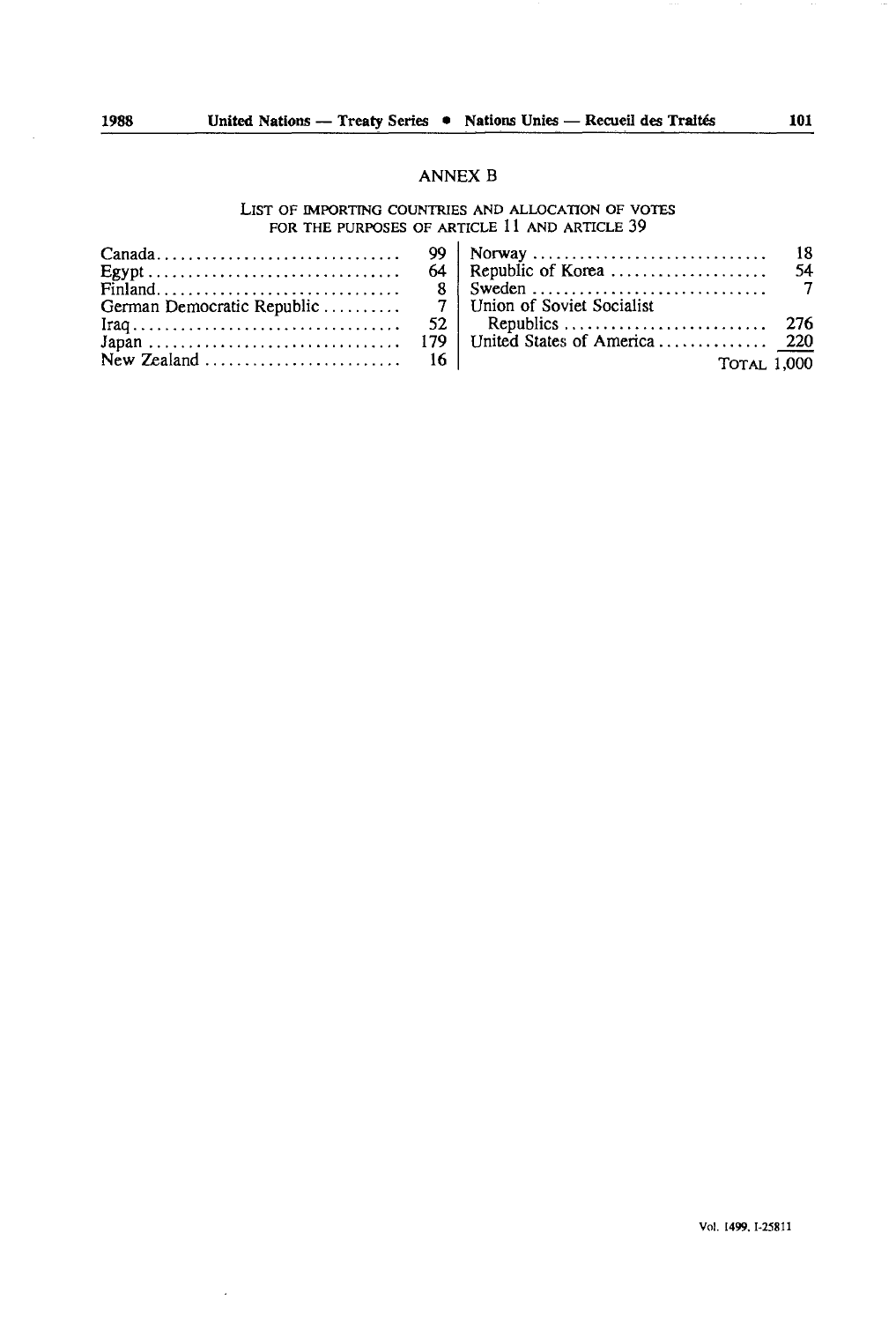## ANNEX B

### LIST OF IMPORTING COUNTRIES AND ALLOCATION OF VOTES FOR THE PURPOSES OF ARTICLE 11 AND ARTICLE 39

| Country | Votes |
|---|---|
| Canada | 99 |
| Egypt | 64 |
| Finland | 8 |
| German Democratic Republic | 7 |
| Iraq | 52 |
| Japan | 179 |
| New Zealand | 16 |
| Norway | 18 |
| Republic of Korea | 54 |
| Sweden | 7 |
| Union of Soviet Socialist Republics | 276 |
| United States of America | 220 |
| TOTAL | 1,000 |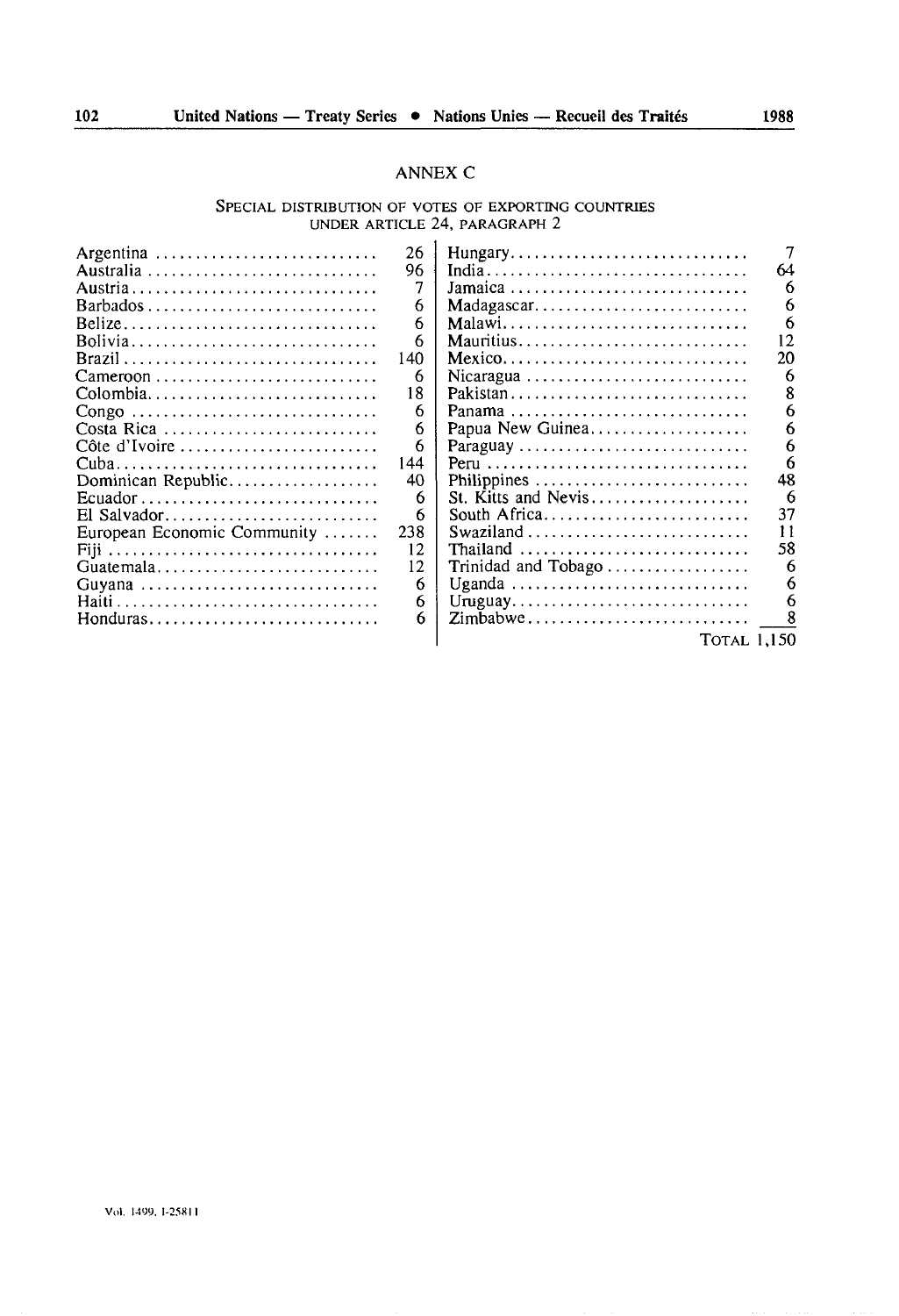## ANNEX C

### SPECIAL DISTRIBUTION OF VOTES OF EXPORTING COUNTRIES UNDER ARTICLE 24, PARAGRAPH 2

| Country | Votes | Country | Votes |
|---|---|---|---|
| Argentina | 26 | Hungary | 7 |
| Australia | 96 | India | 64 |
| Austria | 7 | Jamaica | 6 |
| Barbados | 6 | Madagascar | 6 |
| Belize | 6 | Malawi | 6 |
| Bolivia | 6 | Mauritius | 12 |
| Brazil | 140 | Mexico | 20 |
| Cameroon | 6 | Nicaragua | 6 |
| Colombia | 18 | Pakistan | 8 |
| Congo | 6 | Panama | 6 |
| Costa Rica | 6 | Papua New Guinea | 6 |
| Côte d'Ivoire | 6 | Paraguay | 6 |
| Cuba | 144 | Peru | 6 |
| Dominican Republic | 40 | Philippines | 48 |
| Ecuador | 6 | St. Kitts and Nevis | 6 |
| El Salvador | 6 | South Africa | 37 |
| European Economic Community | 238 | Swaziland | 11 |
| Fiji | 12 | Thailand | 58 |
| Guatemala | 12 | Trinidad and Tobago | 6 |
| Guyana | 6 | Uganda | 6 |
| Haiti | 6 | Uruguay | 6 |
| Honduras | 6 | Zimbabwe | 8 |
| | | TOTAL | 1,150 |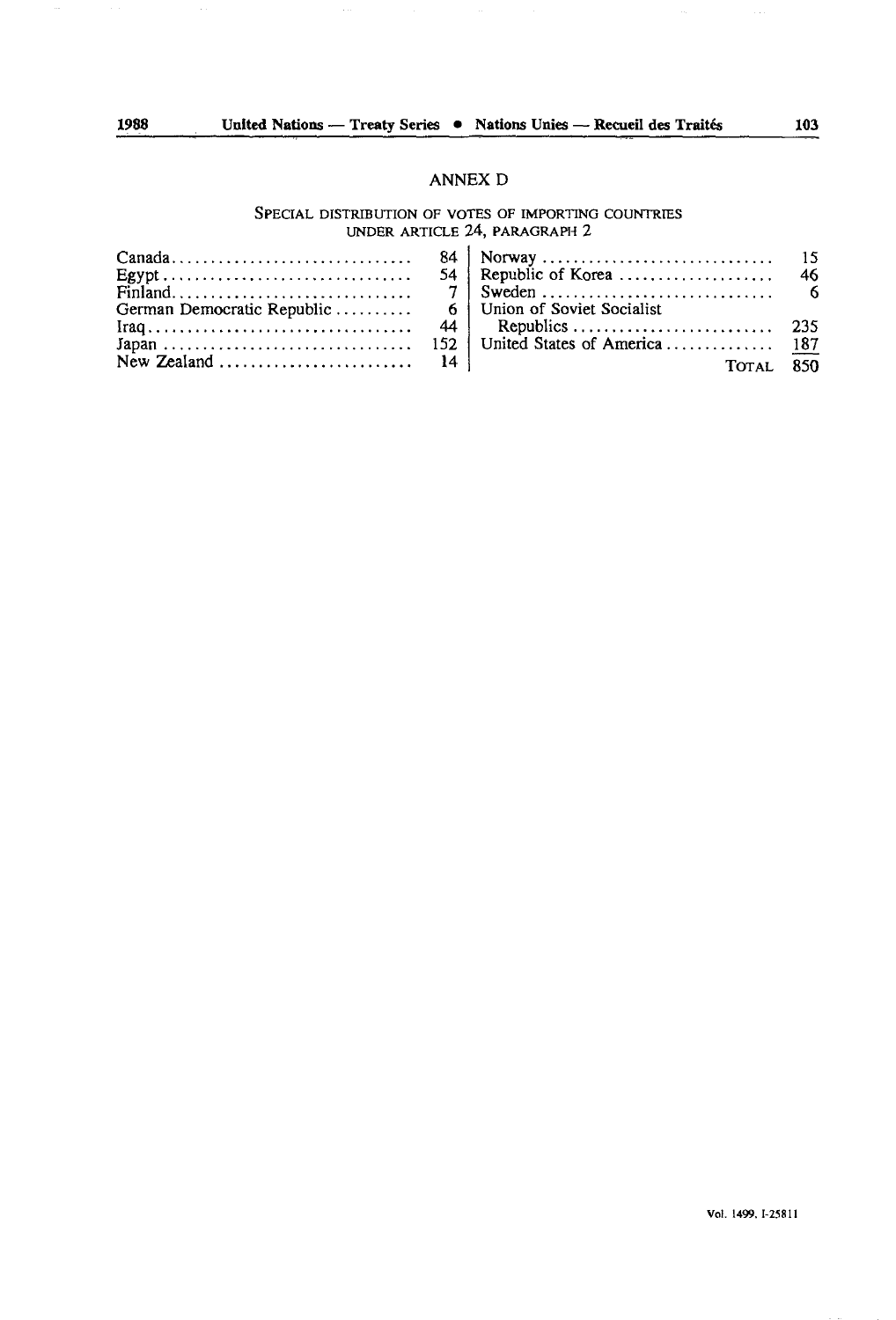## ANNEX D

SPECIAL DISTRIBUTION OF VOTES OF IMPORTING COUNTRIES UNDER ARTICLE 24, PARAGRAPH 2

| Country | Votes |
|---|---|
| Canada | 84 |
| Egypt | 54 |
| Finland | 7 |
| German Democratic Republic | 6 |
| Iraq | 44 |
| Japan | 152 |
| New Zealand | 14 |
| Norway | 15 |
| Republic of Korea | 46 |
| Sweden | 6 |
| Union of Soviet Socialist Republics | 235 |
| United States of America | 187 |
| TOTAL | 850 |

Vol. 1499, I-25811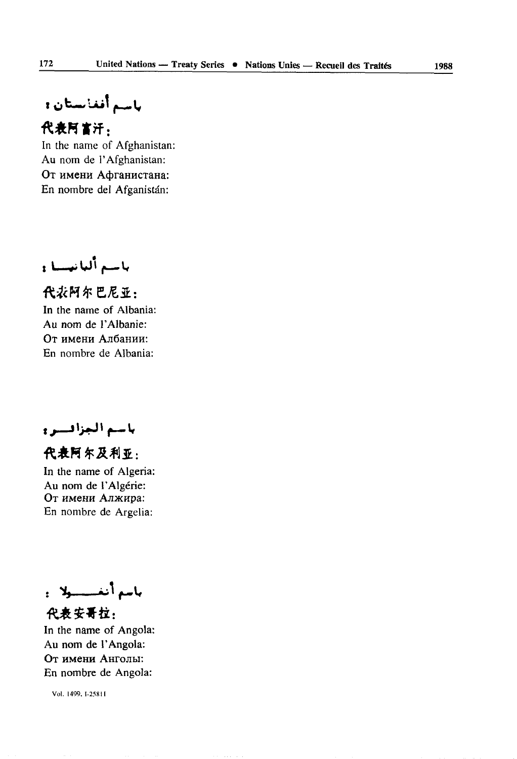باسم أفغانستان:

代表阿富汗:

In the name of Afghanistan:
Au nom de l'Afghanistan:
От имени Афганистана:
En nombre del Afganistán:

باسم ألبانيا:

代表阿尔巴尼亚:

In the name of Albania:
Au nom de l'Albanie:
От имени Албании:
En nombre de Albania:

باسم الجزائر:

代表阿尔及利亚:

In the name of Algeria:
Au nom de l'Algérie:
От имени Алжира:
En nombre de Argelia:

باسم أنغولا:

代表安哥拉:

In the name of Angola:
Au nom de l'Angola:
От имени Анголы:
En nombre de Angola:

Vol. 1499, I-25811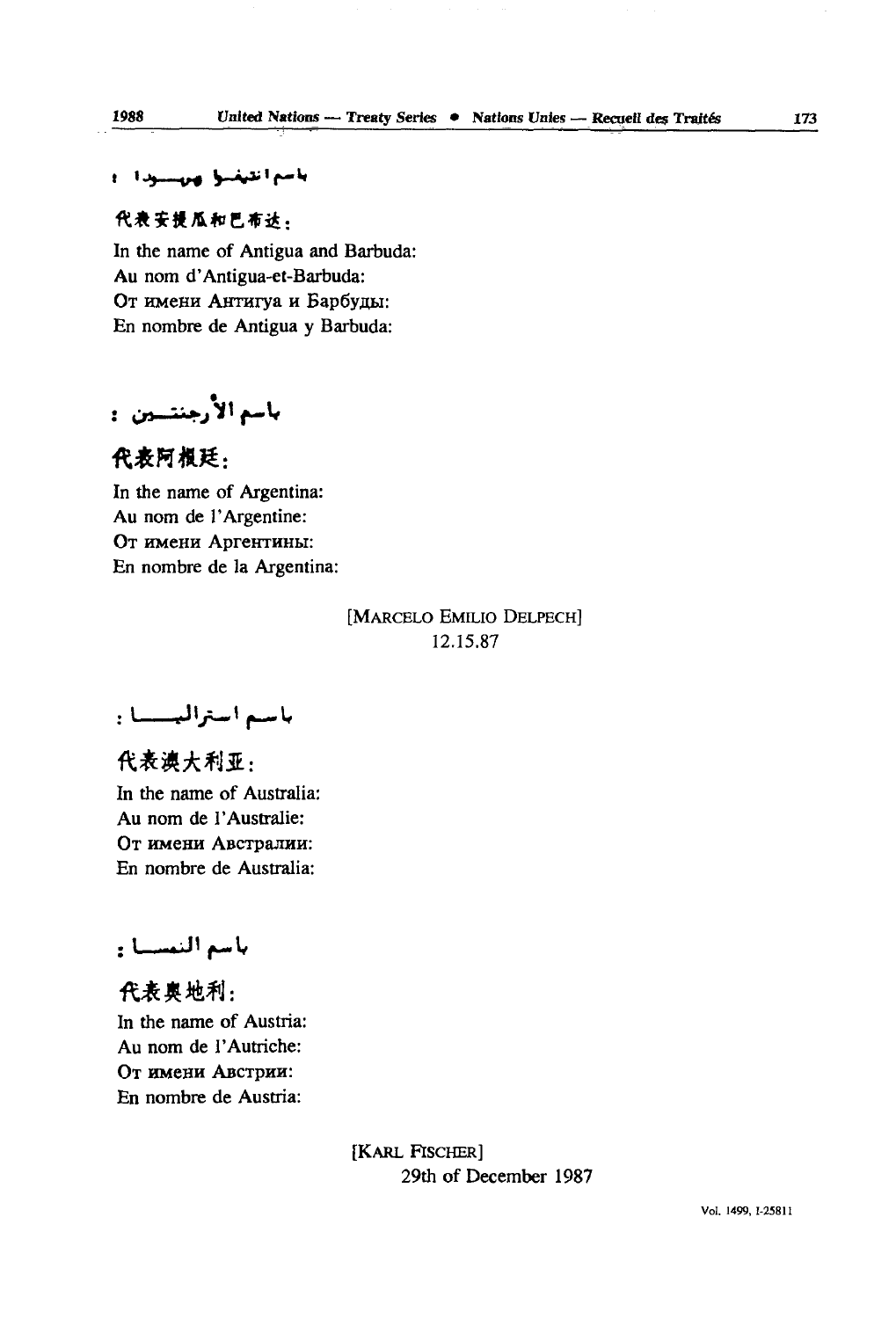باسم انتيغوا وبربودا :

代表安提瓜和巴布达：

In the name of Antigua and Barbuda:
Au nom d'Antigua-et-Barbuda:
От имени Антигуа и Барбуды:
En nombre de Antigua y Barbuda:

باسم الأرجنتين :

代表阿根廷：

In the name of Argentina:
Au nom de l'Argentine:
От имени Аргентины:
En nombre de la Argentina:

[MARCELO EMILIO DELPECH]
12.15.87

باسم استراليا :

代表澳大利亚：

In the name of Australia:
Au nom de l'Australie:
От имени Австралии:
En nombre de Australia:

باسم النمسا :

代表奥地利：

In the name of Austria:
Au nom de l'Autriche:
От имени Австрии:
En nombre de Austria:

[KARL FISCHER]
29th of December 1987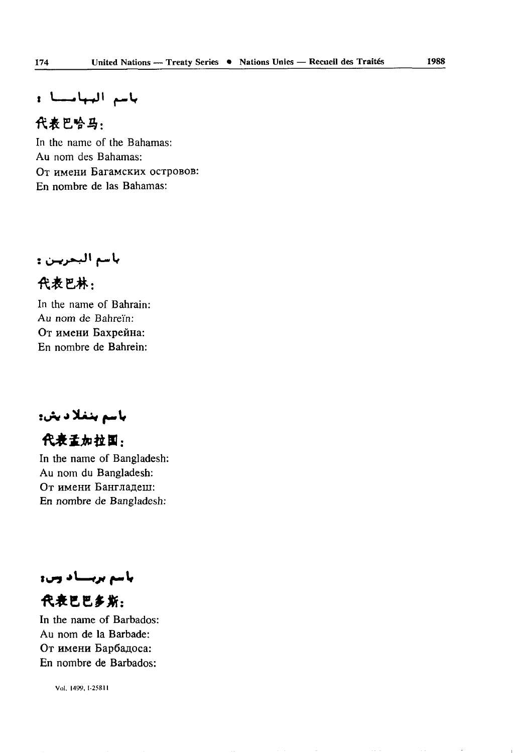باسم البهاما :

代表巴哈马：

In the name of the Bahamas:
Au nom des Bahamas:
От имени Багамских островов:
En nombre de las Bahamas:

باسم البحرين :

代表巴林：

In the name of Bahrain:
Au nom de Bahreïn:
От имени Бахрейна:
En nombre de Bahrein:

باسم بنغلاديش:

代表孟加拉国：

In the name of Bangladesh:
Au nom du Bangladesh:
От имени Бангладеш:
En nombre de Bangladesh:

باسم بربادوس:

代表巴巴多斯：

In the name of Barbados:
Au nom de la Barbade:
От имени Барбадоса:
En nombre de Barbados: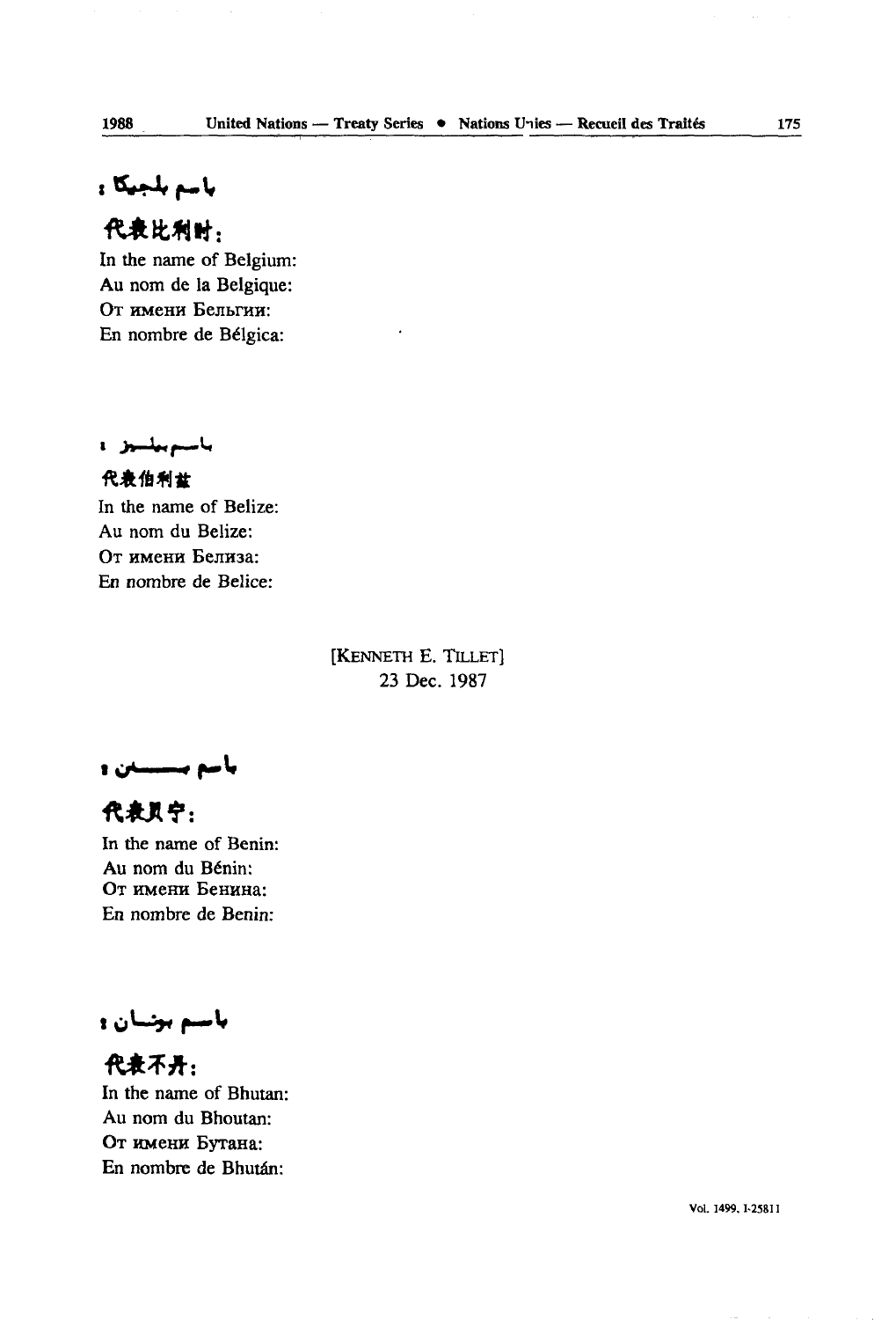باسم بلجيكا :

代表比利时：

In the name of Belgium:
Au nom de la Belgique:
От имени Бельгии:
En nombre de Bélgica:

باسم بليز :

代表伯利兹

In the name of Belize:
Au nom du Belize:
От имени Белиза:
En nombre de Belice:

[KENNETH E. TILLET]
23 Dec. 1987

باسم بنن :

代表贝宁：

In the name of Benin:
Au nom du Bénin:
От имени Бенина:
En nombre de Benin:

باسم بوتان :

代表不丹：

In the name of Bhutan:
Au nom du Bhoutan:
От имени Бутана:
En nombre de Bhután: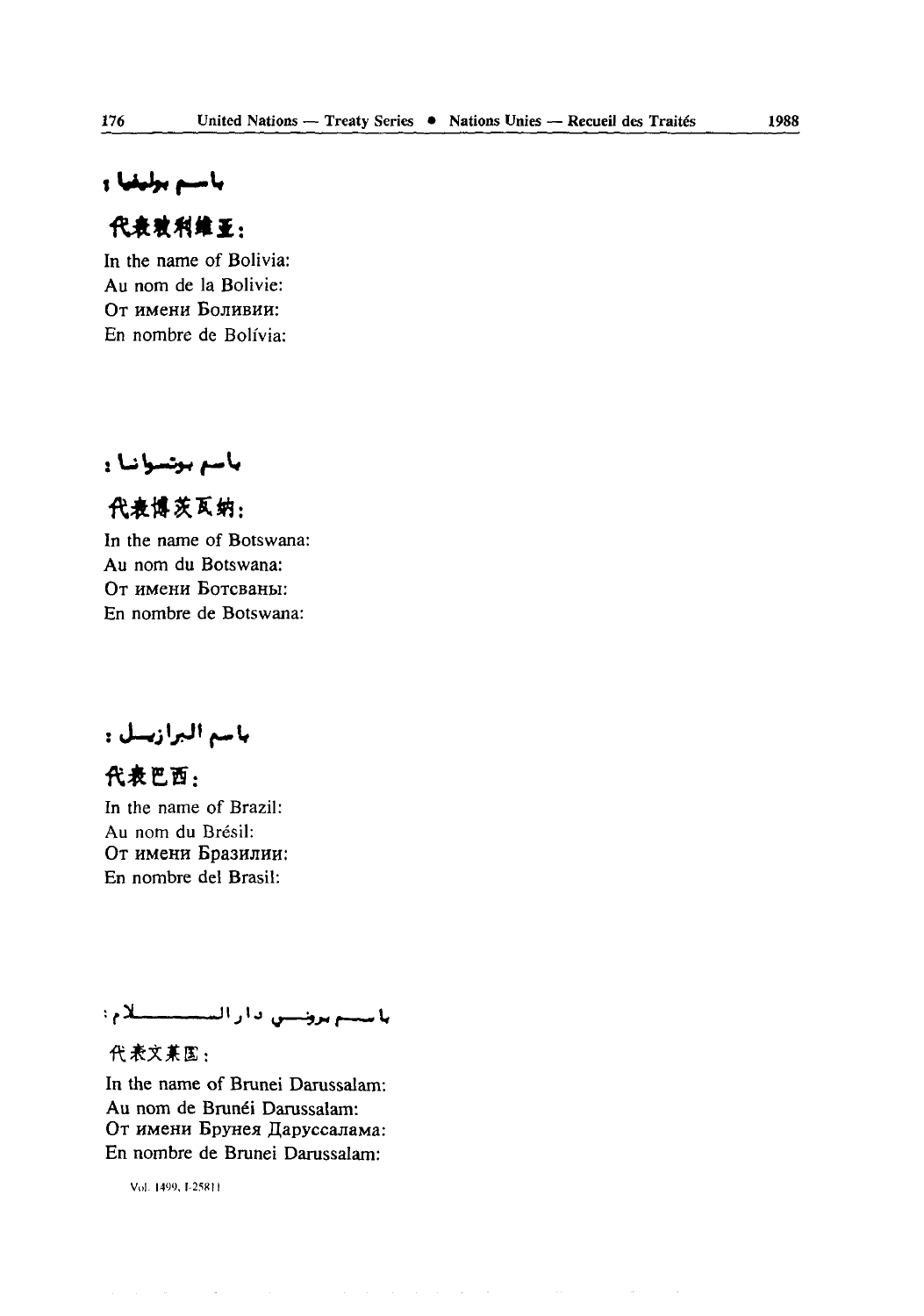باسم بوليفيا :

代表玻利维亚：

In the name of Bolivia:
Au nom de la Bolivie:
От имени Боливии:
En nombre de Bolivia:

باسم بوتسوانا :

代表博茨瓦纳：

In the name of Botswana:
Au nom du Botswana:
От имени Ботсваны:
En nombre de Botswana:

باسم البرازيل :

代表巴西：

In the name of Brazil:
Au nom du Brésil:
От имени Бразилии:
En nombre del Brasil:

باسم بروني دار السلام :

代表文莱国：

In the name of Brunei Darussalam:
Au nom de Brunéi Darussalam:
От имени Брунея Даруссалама:
En nombre de Brunei Darussalam: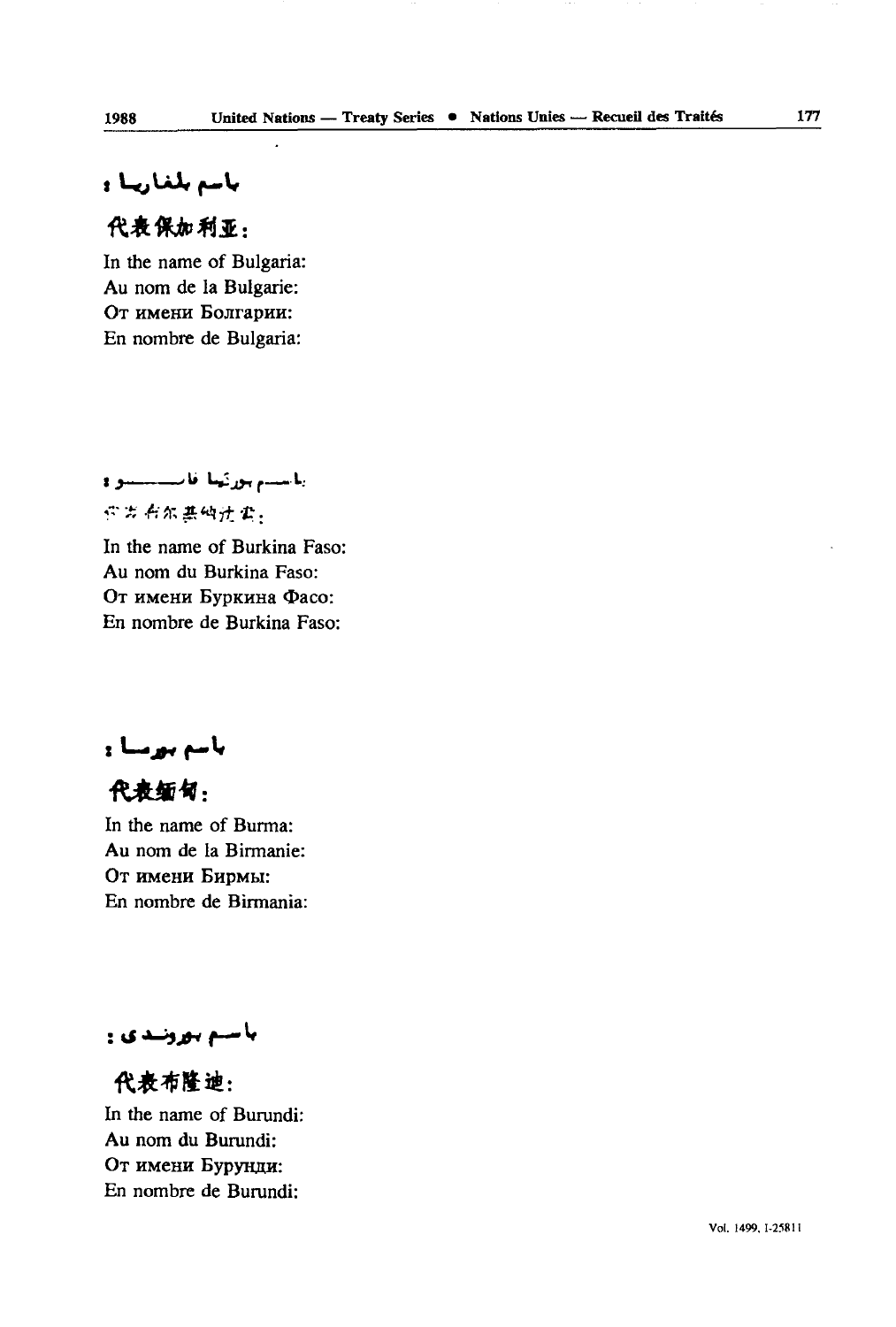باسم بلغاريا :

代表保加利亚：

In the name of Bulgaria:
Au nom de la Bulgarie:
От имени Болгарии:
En nombre de Bulgaria:

باسم بوركينا فاسو :

代表布基纳法索：

In the name of Burkina Faso:
Au nom du Burkina Faso:
От имени Буркина Фасо:
En nombre de Burkina Faso:

باسم بورما :

代表缅甸：

In the name of Burma:
Au nom de la Birmanie:
От имени Бирмы:
En nombre de Birmania:

باسم بوروندي :

代表布隆迪：

In the name of Burundi:
Au nom du Burundi:
От имени Бурунди:
En nombre de Burundi: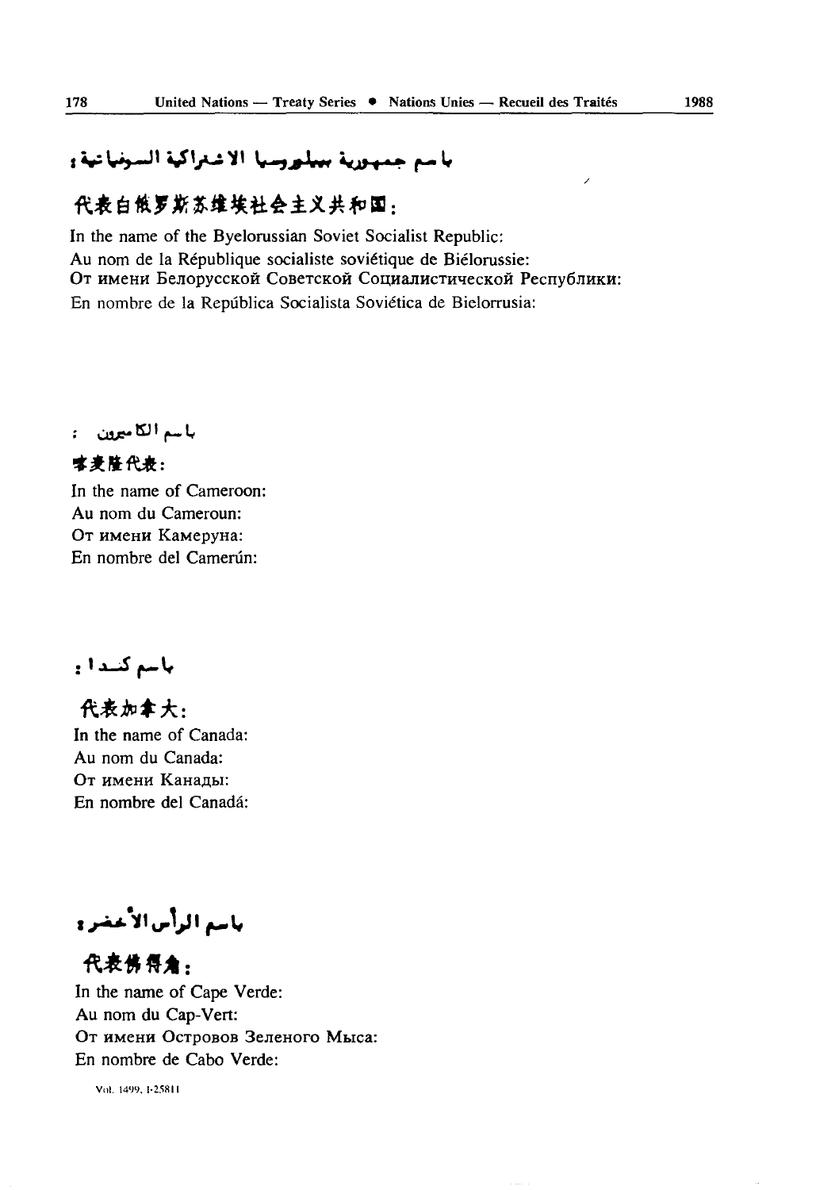باسم جمهورية بيلوروسيا الاشتراكية السوفياتية :

代表白俄罗斯苏维埃社会主义共和国:

In the name of the Byelorussian Soviet Socialist Republic:
Au nom de la République socialiste soviétique de Biélorussie:
От имени Белорусской Советской Социалистической Республики:
En nombre de la República Socialista Soviética de Bielorrusia:

باسم الكاميرون :

喀麦隆代表:

In the name of Cameroon:
Au nom du Cameroun:
От имени Камеруна:
En nombre del Camerún:

باسم كندا :

代表加拿大:

In the name of Canada:
Au nom du Canada:
От имени Канады:
En nombre del Canadá:

باسم الرأس الأخضر :

代表佛得角:

In the name of Cape Verde:
Au nom du Cap-Vert:
От имени Островов Зеленого Мыса:
En nombre de Cabo Verde: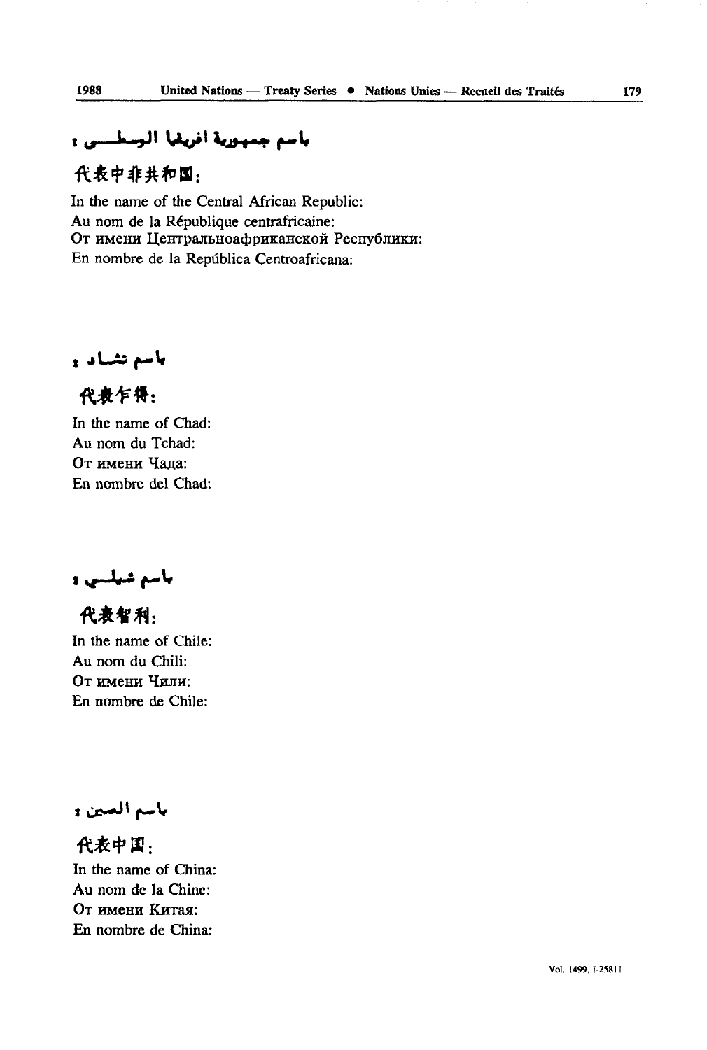باسم جمهورية افريقيا الوسطى :

代表中非共和国:

In the name of the Central African Republic:
Au nom de la République centrafricaine:
От имени Центральноафриканской Республики:
En nombre de la República Centroafricana:

باسم تشاد :

代表乍得:

In the name of Chad:
Au nom du Tchad:
От имени Чада:
En nombre del Chad:

باسم شيلي :

代表智利:

In the name of Chile:
Au nom du Chili:
От имени Чили:
En nombre de Chile:

باسم الصين :

代表中国:

In the name of China:
Au nom de la Chine:
От имени Китая:
En nombre de China: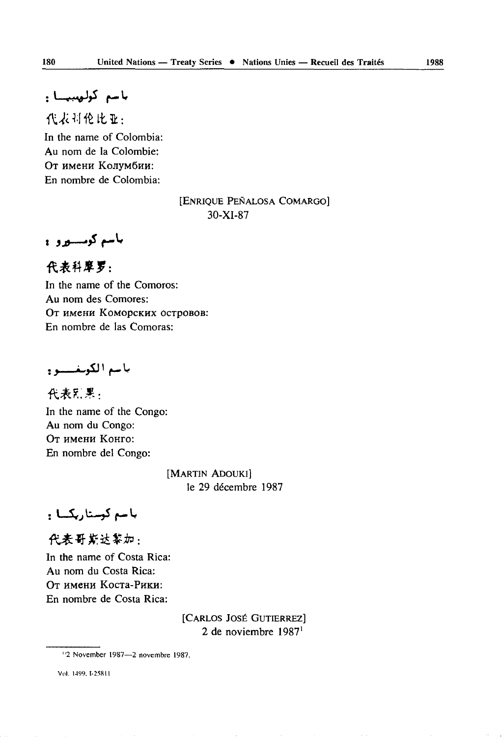باسم كولومبيا :

代表哥伦比亚:

In the name of Colombia:
Au nom de la Colombie:
От имени Колумбии:
En nombre de Colombia:

[ENRIQUE PEÑALOSA COMARGO]
30-XI-87

باسم كومورو :

代表科摩罗:

In the name of the Comoros:
Au nom des Comores:
От имени Коморских островов:
En nombre de las Comoras:

باسم الكونغو :

代表刚果:

In the name of the Congo:
Au nom du Congo:
От имени Конго:
En nombre del Congo:

[MARTIN ADOUKI]
le 29 décembre 1987

باسم كوستاريكا :

代表哥斯达黎加:

In the name of Costa Rica:
Au nom du Costa Rica:
От имени Коста-Рики:
En nombre de Costa Rica:

[CARLOS JOSÉ GUTIERREZ]
2 de noviembre 1987[1]

[1] 2 November 1987—2 novembre 1987.

Vol. 1499, I-25811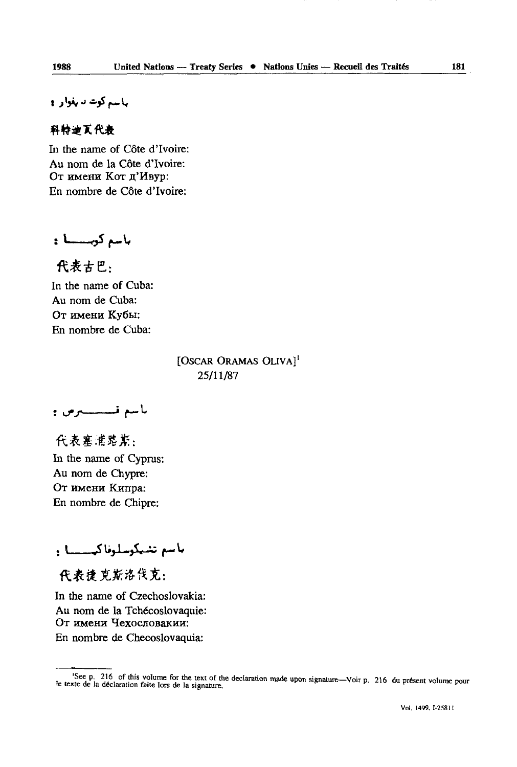باسم كوت د يفوار :

科特迪瓦代表

In the name of Côte d'Ivoire:
Au nom de la Côte d'Ivoire:
От имени Кот д'Ивур:
En nombre de Côte d'Ivoire:

باسم كوبـــا :

代表古巴:

In the name of Cuba:
Au nom de Cuba:
От имени Кубы:
En nombre de Cuba:

[OSCAR ORAMAS OLIVA][1]
25/11/87

باسم قـــبرص :

代表塞浦路斯:

In the name of Cyprus:
Au nom de Chypre:
От имени Кипра:
En nombre de Chipre:

باسم تشيكوسلوفاكيـــا :

代表捷克斯洛伐克:

In the name of Czechoslovakia:
Au nom de la Tchécoslovaquie:
От имени Чехословакии:
En nombre de Checoslovaquia:

---

[1] See p. 216 of this volume for the text of the declaration made upon signature—Voir p. 216 du présent volume pour le texte de la déclaration faite lors de la signature.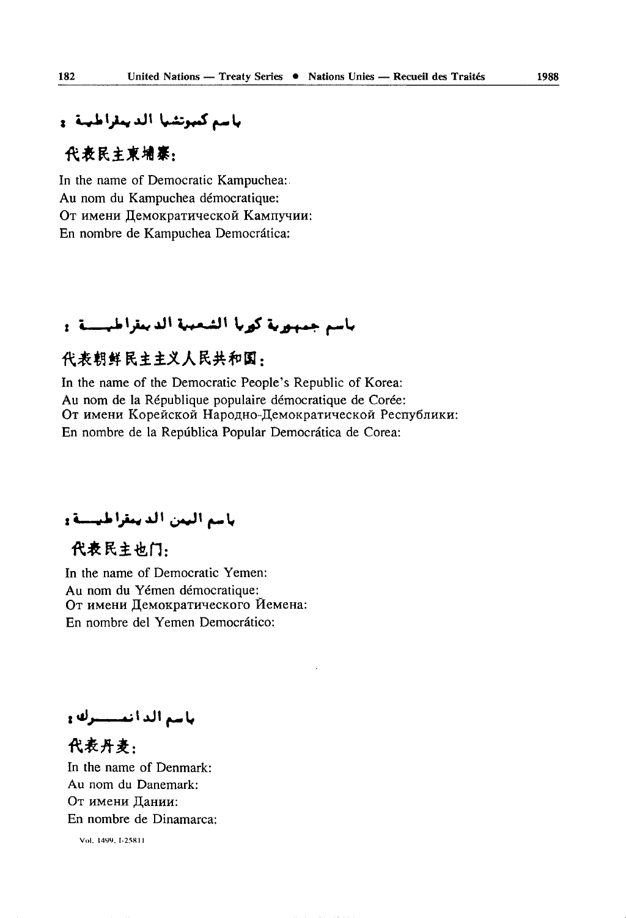باسم كمبوتشيا الديمقراطية :

代表民主柬埔寨:

In the name of Democratic Kampuchea:
Au nom du Kampuchea démocratique:
От имени Демократической Кампучии:
En nombre de Kampuchea Democrática:

باسم جمهورية كوريا الشعبية الديمقراطية :

代表朝鲜民主主义人民共和国:

In the name of the Democratic People's Republic of Korea:
Au nom de la République populaire démocratique de Corée:
От имени Корейской Народно-Демократической Республики:
En nombre de la República Popular Democrática de Corea:

باسم اليمن الديمقراطية :

代表民主也门:

In the name of Democratic Yemen:
Au nom du Yémen démocratique:
От имени Демократического Йемена:
En nombre del Yemen Democrático:

باسم الدانمرك :

代表丹麦:

In the name of Denmark:
Au nom du Danemark:
От имени Дании:
En nombre de Dinamarca:

Vol. 1499, I-25811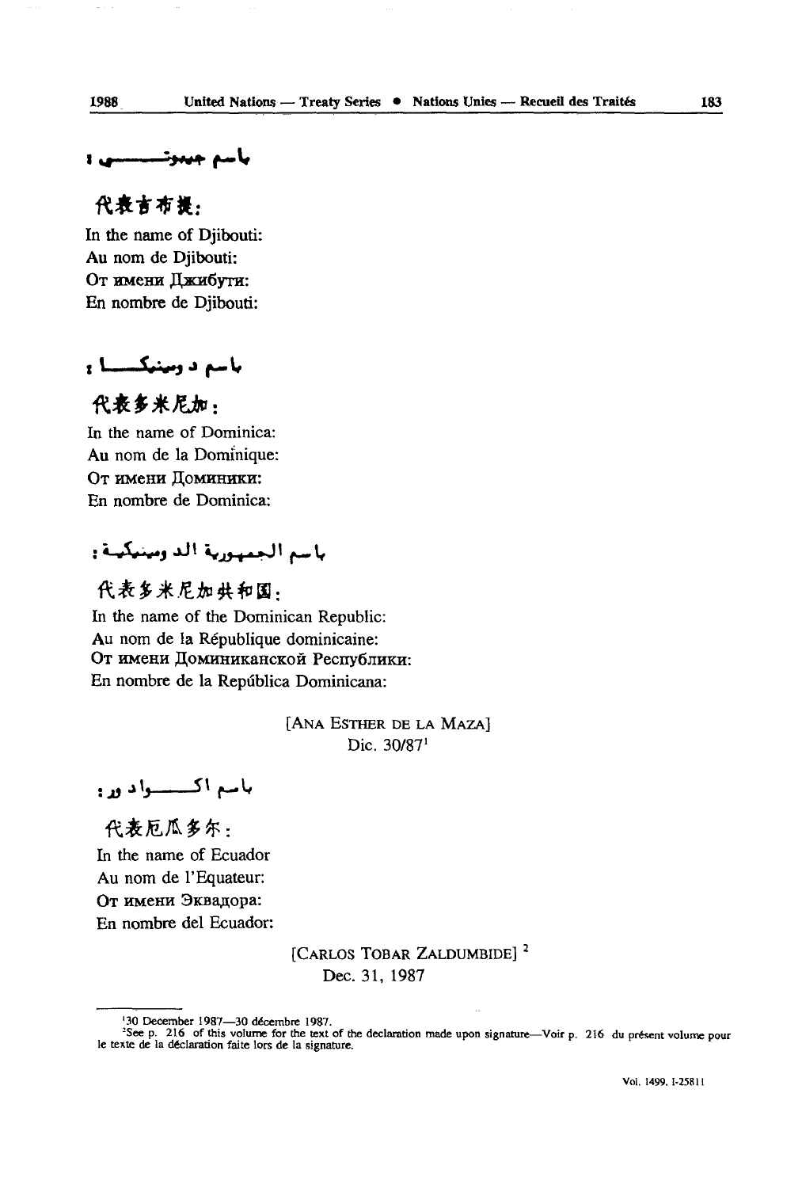باسم جيبوتي :

代表吉布提:

In the name of Djibouti:
Au nom de Djibouti:
От имени Джибути:
En nombre de Djibouti:

باسم دومينيكا :

代表多米尼加:

In the name of Dominica:
Au nom de la Dominique:
От имени Доминики:
En nombre de Dominica:

باسم الجمهورية الدومينيكية :

代表多米尼加共和国:

In the name of the Dominican Republic:
Au nom de la République dominicaine:
От имени Доминиканской Республики:
En nombre de la República Dominicana:

[ANA ESTHER DE LA MAZA]
Dic. 30/87[1]

باسم اكوادور :

代表厄瓜多尔:

In the name of Ecuador
Au nom de l'Equateur:
От имени Эквадора:
En nombre del Ecuador:

[CARLOS TOBAR ZALDUMBIDE] [2]
Dec. 31, 1987

---

[1] 30 December 1987—30 décembre 1987.

[2] See p. 216 of this volume for the text of the declaration made upon signature—Voir p. 216 du présent volume pour le texte de la déclaration faite lors de la signature.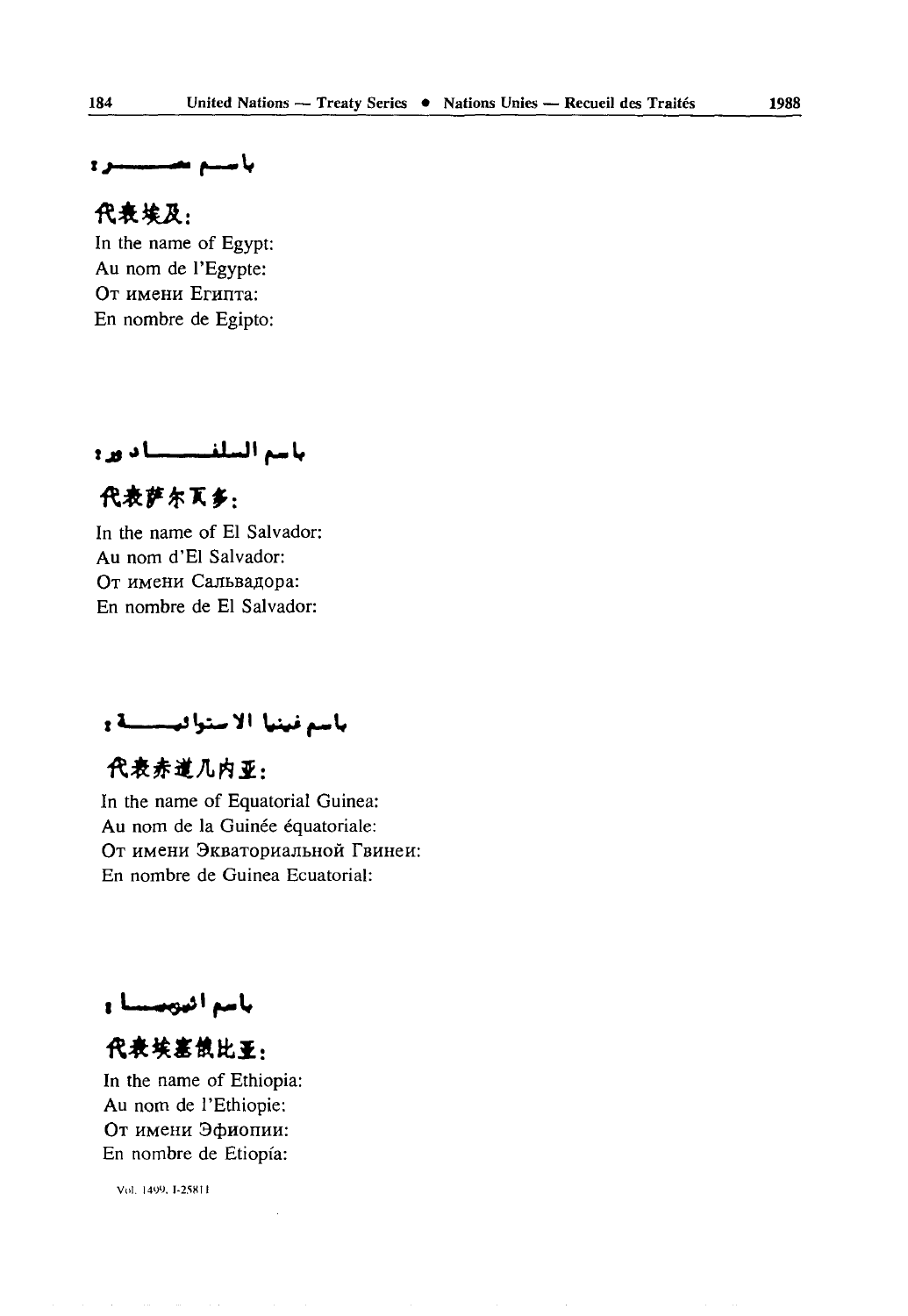باسم مصر :

代表埃及：

In the name of Egypt:
Au nom de l'Egypte:
От имени Египта:
En nombre de Egipto:

باسم السلفادور :

代表萨尔瓦多：

In the name of El Salvador:
Au nom d'El Salvador:
От имени Сальвадора:
En nombre de El Salvador:

باسم غينيا الاستوائية :

代表赤道几内亚：

In the name of Equatorial Guinea:
Au nom de la Guinée équatoriale:
От имени Экваториальной Гвинеи:
En nombre de Guinea Ecuatorial:

باسم اثيوبيا :

代表埃塞俄比亚：

In the name of Ethiopia:
Au nom de l'Ethiopie:
От имени Эфиопии:
En nombre de Etiopía: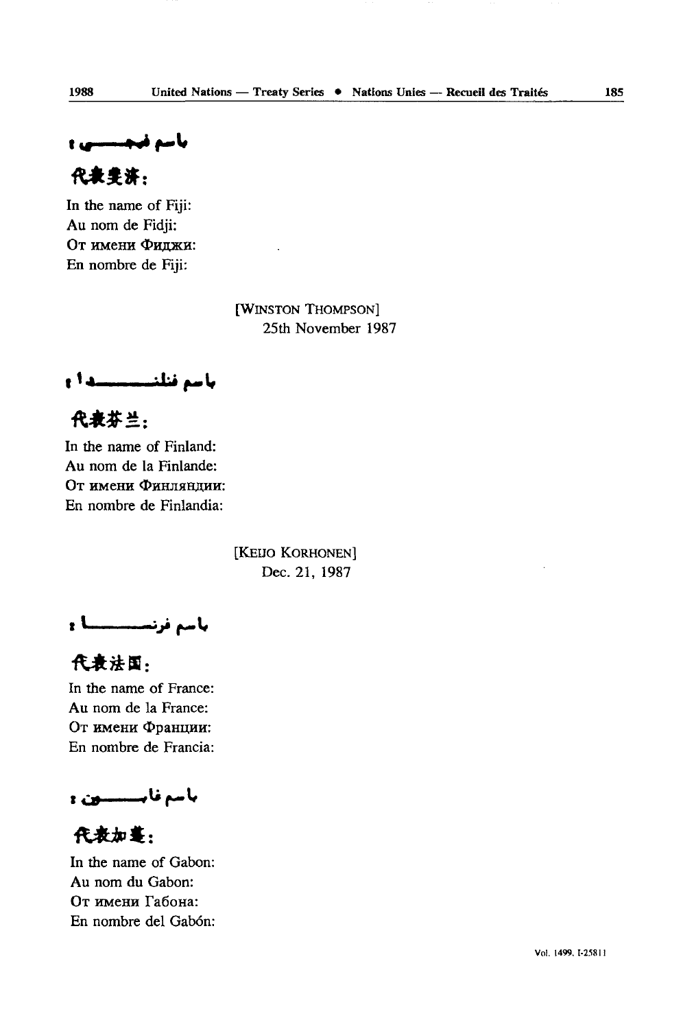باسم فيجي :

代表斐济：

In the name of Fiji:
Au nom de Fidji:
От имени Фиджи:
En nombre de Fiji:

[WINSTON THOMPSON]
25th November 1987

باسم فنلندا :

代表芬兰：

In the name of Finland:
Au nom de la Finlande:
От имени Финляндии:
En nombre de Finlandia:

[KEIJO KORHONEN]
Dec. 21, 1987

باسم فرنسا :

代表法国：

In the name of France:
Au nom de la France:
От имени Франции:
En nombre de Francia:

باسم غابون :

代表加蓬：

In the name of Gabon:
Au nom du Gabon:
От имени Габона:
En nombre del Gabón: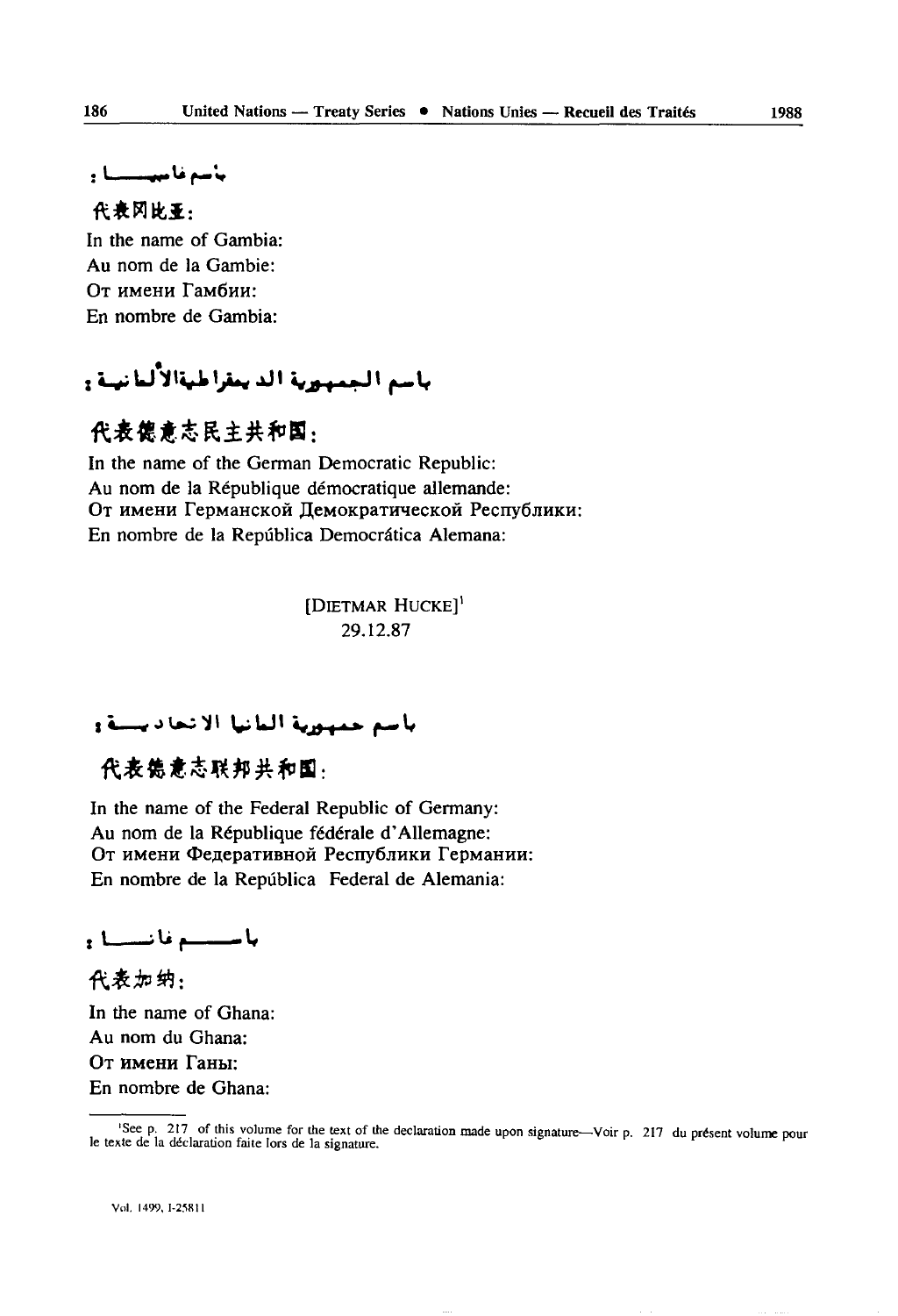باسم غامبيا :

代表冈比亚：

In the name of Gambia:
Au nom de la Gambie:
От имени Гамбии:
En nombre de Gambia:

باسم الجمهورية الديمقراطية الألمانية :

代表德意志民主共和国：

In the name of the German Democratic Republic:
Au nom de la République démocratique allemande:
От имени Германской Демократической Республики:
En nombre de la República Democrática Alemana:

[DIETMAR HUCKE][1]
29.12.87

باسم جمهورية ألمانيا الاتحادية :

代表德意志联邦共和国：

In the name of the Federal Republic of Germany:
Au nom de la République fédérale d'Allemagne:
От имени Федеративной Республики Германии:
En nombre de la República Federal de Alemania:

باسم غانا :

代表加纳：

In the name of Ghana:
Au nom du Ghana:
От имени Ганы:
En nombre de Ghana:

---

[1] See p. 217 of this volume for the text of the declaration made upon signature—Voir p. 217 du présent volume pour le texte de la déclaration faite lors de la signature.

Vol. 1499, I-25811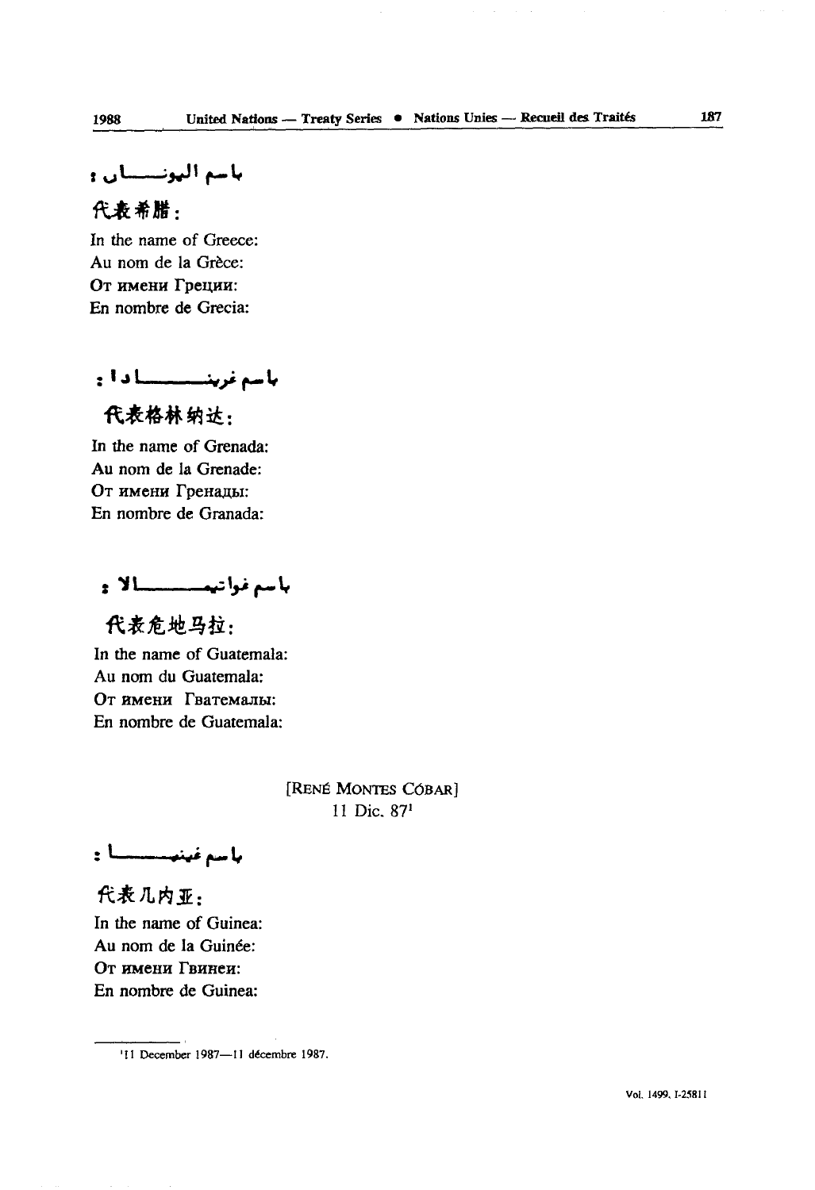باسم اليونـــان :

代表希腊：

In the name of Greece:
Au nom de la Grèce:
От имени Греции:
En nombre de Grecia:

باسم غرينـــــادا :

代表格林纳达：

In the name of Grenada:
Au nom de la Grenade:
От имени Гренады:
En nombre de Granada:

باسم غواتيمـــــالا :

代表危地马拉：

In the name of Guatemala:
Au nom du Guatemala:
От имени Гватемалы:
En nombre de Guatemala:

[René Montes Cóbar]
11 Dic. 87[1]

باسم غينيــــا :

代表几内亚：

In the name of Guinea:
Au nom de la Guinée:
От имени Гвинеи:
En nombre de Guinea:

[1] 11 December 1987—11 décembre 1987.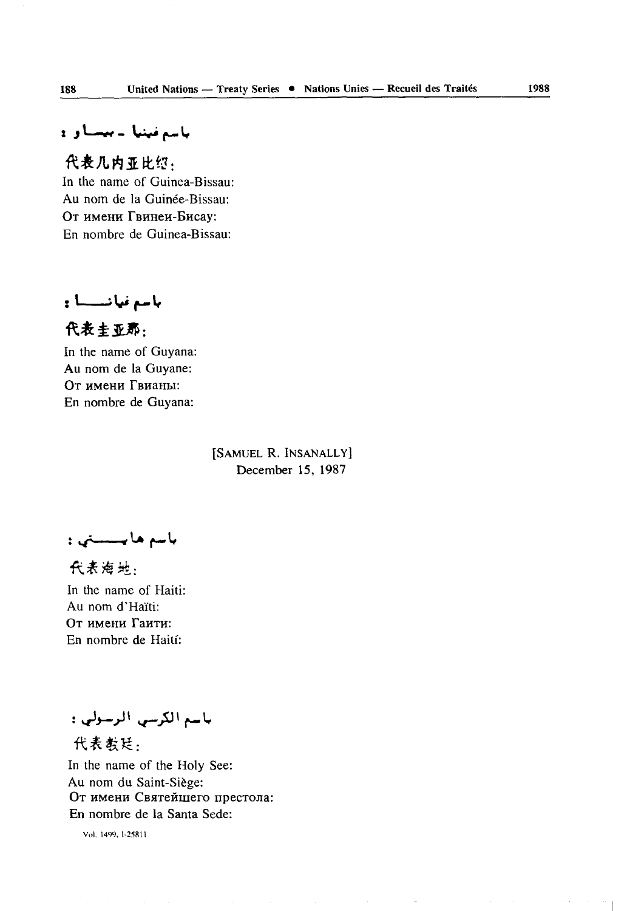باسم غينيا - بيساو :

代表几内亚比绍：
In the name of Guinea-Bissau:
Au nom de la Guinée-Bissau:
От имени Гвинеи-Бисау:
En nombre de Guinea-Bissau:

باسم غيانـــا :

代表圭亚那：
In the name of Guyana:
Au nom de la Guyane:
От имени Гвианы:
En nombre de Guyana:

[SAMUEL R. INSANALLY]
December 15, 1987

باسم هايـــتي :

代表海地：
In the name of Haiti:
Au nom d'Haïti:
От имени Гаити:
En nombre de Haití:

باسم الكرسي الرسولي :

代表教廷：
In the name of the Holy See:
Au nom du Saint-Siège:
От имени Святейшего престола:
En nombre de la Santa Sede:

Vol. 1499, I-25811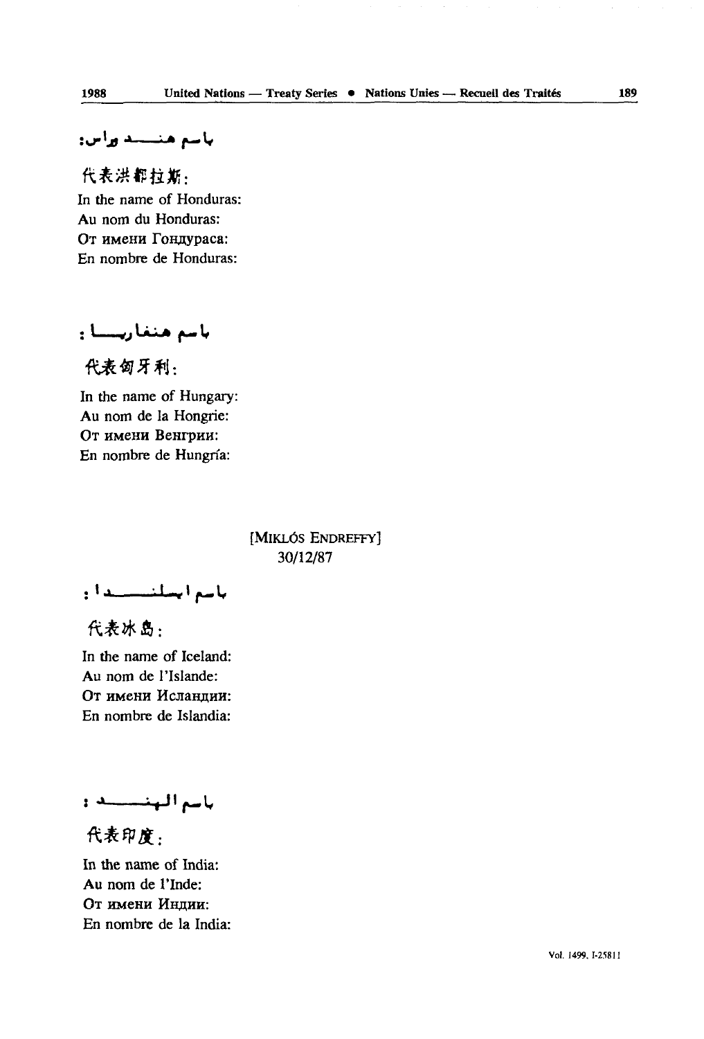باسم هندوراس:

代表洪都拉斯:

In the name of Honduras:
Au nom du Honduras:
От имени Гондураса:
En nombre de Honduras:

باسم هنغاريا :

代表匈牙利:

In the name of Hungary:
Au nom de la Hongrie:
От имени Венгрии:
En nombre de Hungría:

[MIKLÓS ENDREFFY]
30/12/87

باسم ايسلندا :

代表冰岛:

In the name of Iceland:
Au nom de l'Islande:
От имени Исландии:
En nombre de Islandia:

باسم الهند :

代表印度:

In the name of India:
Au nom de l'Inde:
От имени Индии:
En nombre de la India: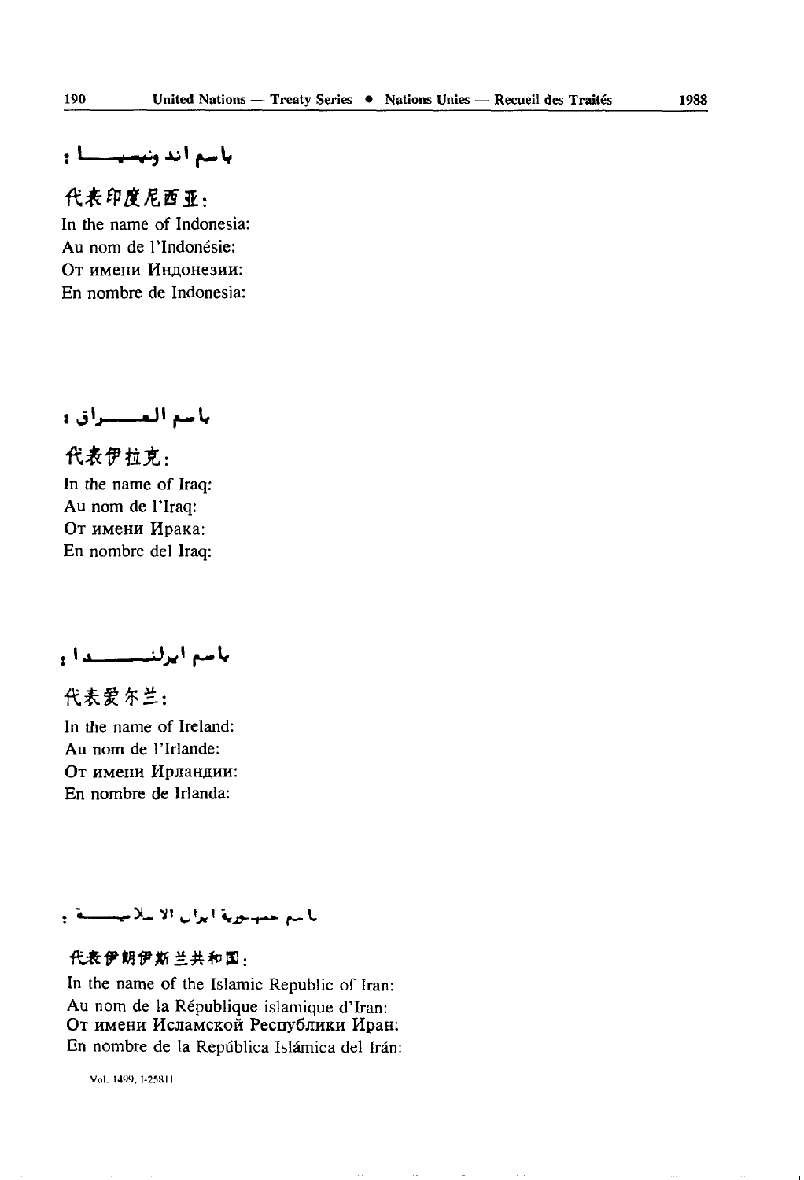باسم اندونيسيا :

代表印度尼西亚：
In the name of Indonesia:
Au nom de l'Indonésie:
От имени Индонезии:
En nombre de Indonesia:

باسم العراق :

代表伊拉克：
In the name of Iraq:
Au nom de l'Iraq:
От имени Ирака:
En nombre del Iraq:

باسم ايرلندا :

代表爱尔兰：
In the name of Ireland:
Au nom de l'Irlande:
От имени Ирландии:
En nombre de Irlanda:

باسم جمهورية ايران الاسلامية :

代表伊朗伊斯兰共和国：
In the name of the Islamic Republic of Iran:
Au nom de la République islamique d'Iran:
От имени Исламской Республики Иран:
En nombre de la República Islámica del Irán:

Vol. 1499, I-25811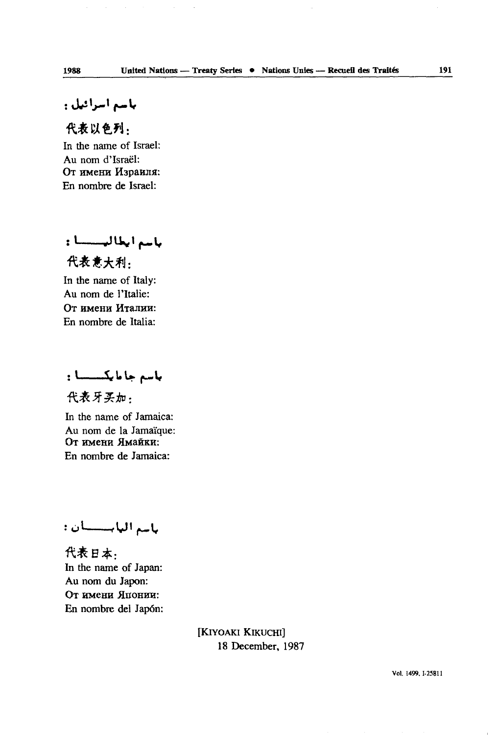باسم اسرائيل :

代表以色列:

In the name of Israel:
Au nom d'Israël:
От имени Израиля:
En nombre de Israel:

باسم ايطاليا :

代表意大利:

In the name of Italy:
Au nom de l'Italie:
От имени Италии:
En nombre de Italia:

باسم جامايكا :

代表牙买加:

In the name of Jamaica:
Au nom de la Jamaïque:
От имени Ямайки:
En nombre de Jamaica:

باسم اليابان :

代表日本:

In the name of Japan:
Au nom du Japon:
От имени Японии:
En nombre del Japón:

[KIYOAKI KIKUCHI]
18 December, 1987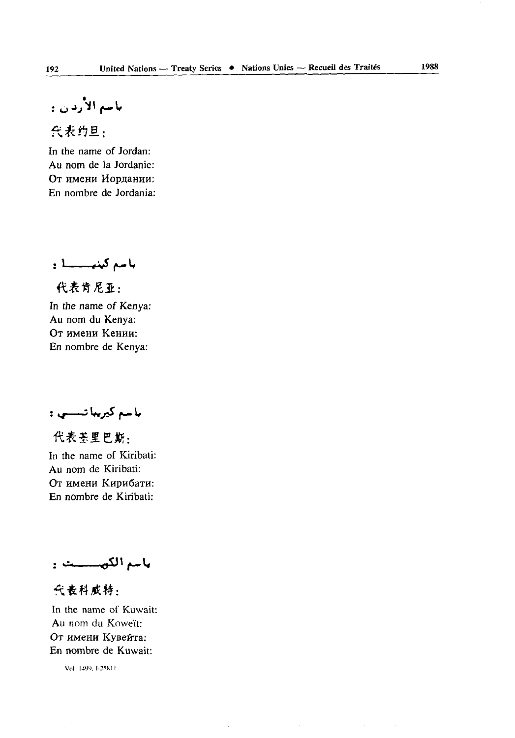باسم الأردن :

代表约旦：

In the name of Jordan:
Au nom de la Jordanie:
От имени Иордании:
En nombre de Jordania:

باسم كينيا :

代表肯尼亚：

In the name of Kenya:
Au nom du Kenya:
От имени Кении:
En nombre de Kenya:

باسم كيريباتي :

代表基里巴斯：

In the name of Kiribati:
Au nom de Kiribati:
От имени Кирибати:
En nombre de Kiribati:

باسم الكويت :

代表科威特：

In the name of Kuwait:
Au nom du Koweït:
От имени Кувейта:
En nombre de Kuwait: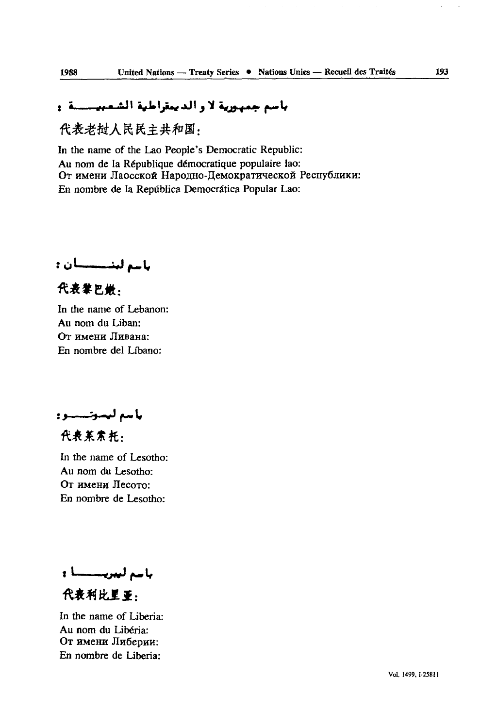باسم جمهورية لاو الديمقراطية الشعبية :

代表老挝人民民主共和国:

In the name of the Lao People's Democratic Republic:
Au nom de la République démocratique populaire lao:
От имени Лаосской Народно-Демократической Республики:
En nombre de la República Democrática Popular Lao:

باسم لبنان :

代表黎巴嫩:

In the name of Lebanon:
Au nom du Liban:
От имени Ливана:
En nombre del Líbano:

باسم ليسوتو :

代表莱索托:

In the name of Lesotho:
Au nom du Lesotho:
От имени Лесото:
En nombre de Lesotho:

باسم ليبريا :

代表利比里亚:

In the name of Liberia:
Au nom du Libéria:
От имени Либерии:
En nombre de Liberia: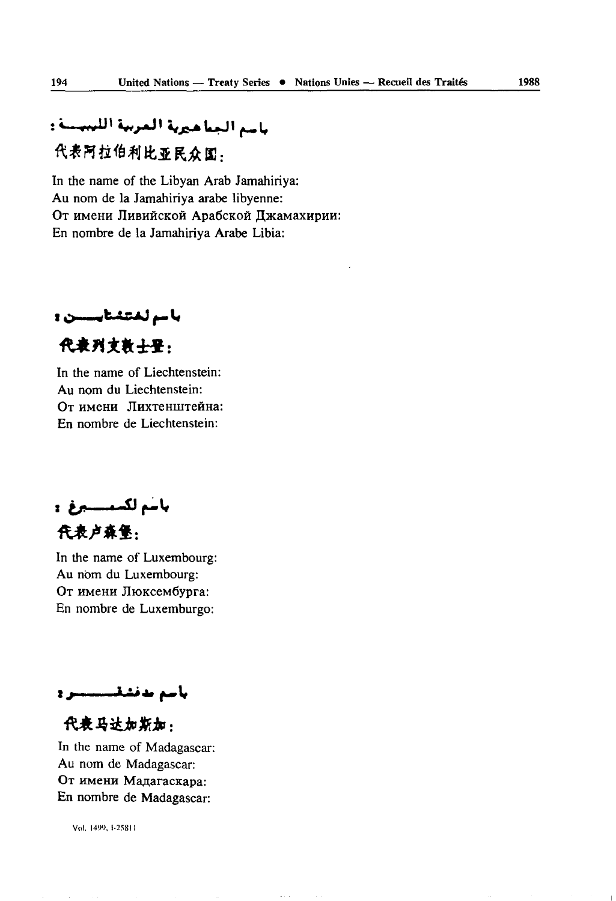باسم الجماهيرية العربية الليبية :

代表阿拉伯利比亚民众国：

In the name of the Libyan Arab Jamahiriya:
Au nom de la Jamahiriya arabe libyenne:
От имени Ливийской Арабской Джамахирии:
En nombre de la Jamahiriya Arabe Libia:

باسم لختنشتاين :

代表列支敦士登：

In the name of Liechtenstein:
Au nom du Liechtenstein:
От имени Лихтенштейна:
En nombre de Liechtenstein:

باسم لكسمبرغ :

代表卢森堡：

In the name of Luxembourg:
Au nom du Luxembourg:
От имени Люксембурга:
En nombre de Luxemburgo:

باسم مدغشقر :

代表马达加斯加：

In the name of Madagascar:
Au nom de Madagascar:
От имени Мадагаскара:
En nombre de Madagascar:

Vol. 1499, I-25811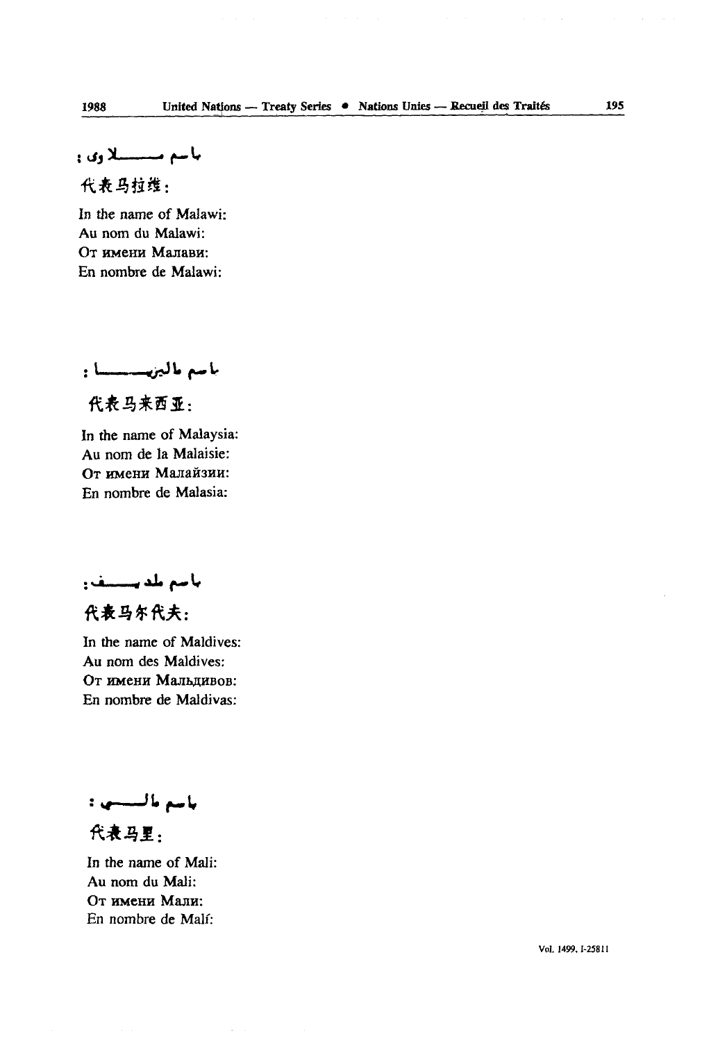باسم ملاوي :

代表马拉维：

In the name of Malawi:
Au nom du Malawi:
От имени Малави:
En nombre de Malawi:

باسم ماليزيا :

代表马来西亚：

In the name of Malaysia:
Au nom de la Malaisie:
От имени Малайзии:
En nombre de Malasia:

باسم ملديف:

代表马尔代夫：

In the name of Maldives:
Au nom des Maldives:
От имени Мальдивов:
En nombre de Maldivas:

باسم مالي :

代表马里：

In the name of Mali:
Au nom du Mali:
От имени Мали:
En nombre de Malí: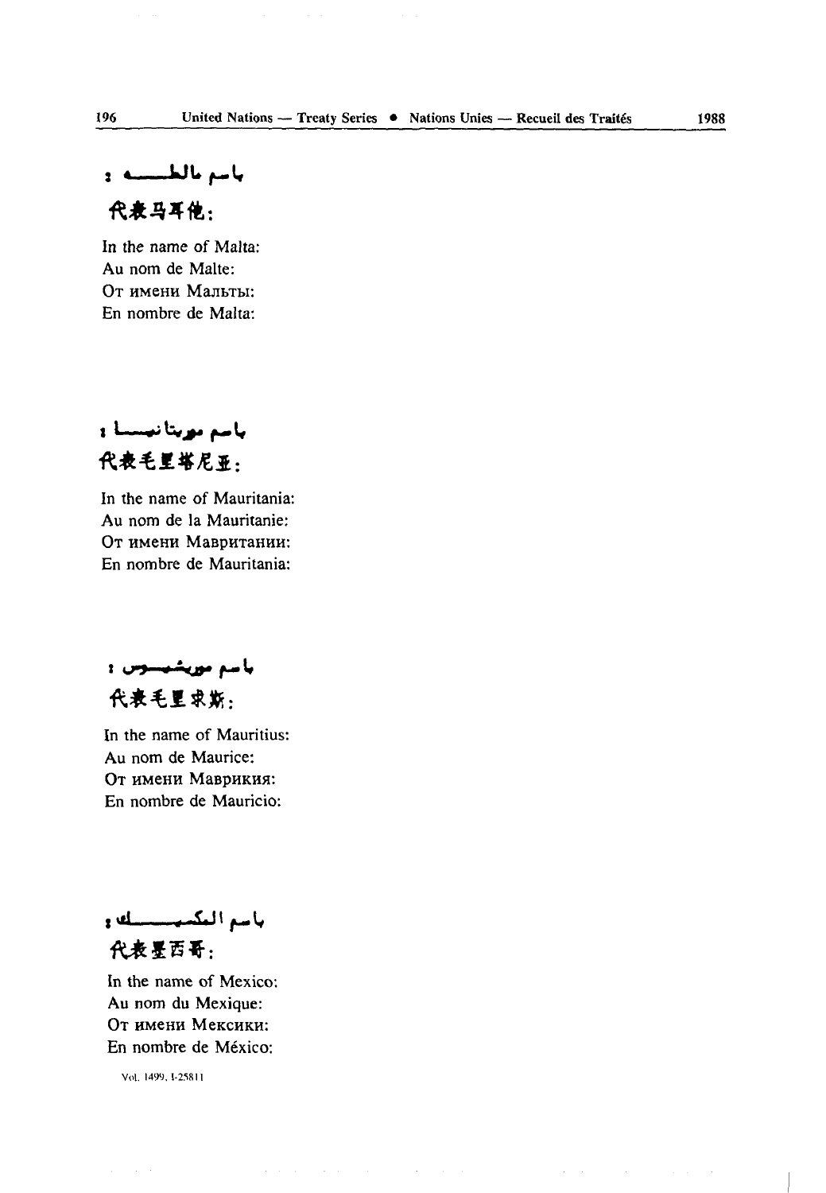باسم مالطه :

代表马耳他：

In the name of Malta:
Au nom de Malte:
От имени Мальты:
En nombre de Malta:

باسم موريتانيا :

代表毛里塔尼亚：

In the name of Mauritania:
Au nom de la Mauritanie:
От имени Мавритании:
En nombre de Mauritania:

باسم موريشيوس :

代表毛里求斯：

In the name of Mauritius:
Au nom de Maurice:
От имени Маврикия:
En nombre de Mauricio:

باسم المكسيك :

代表墨西哥：

In the name of Mexico:
Au nom du Mexique:
От имени Мексики:
En nombre de México:

Vol. 1499, I-25811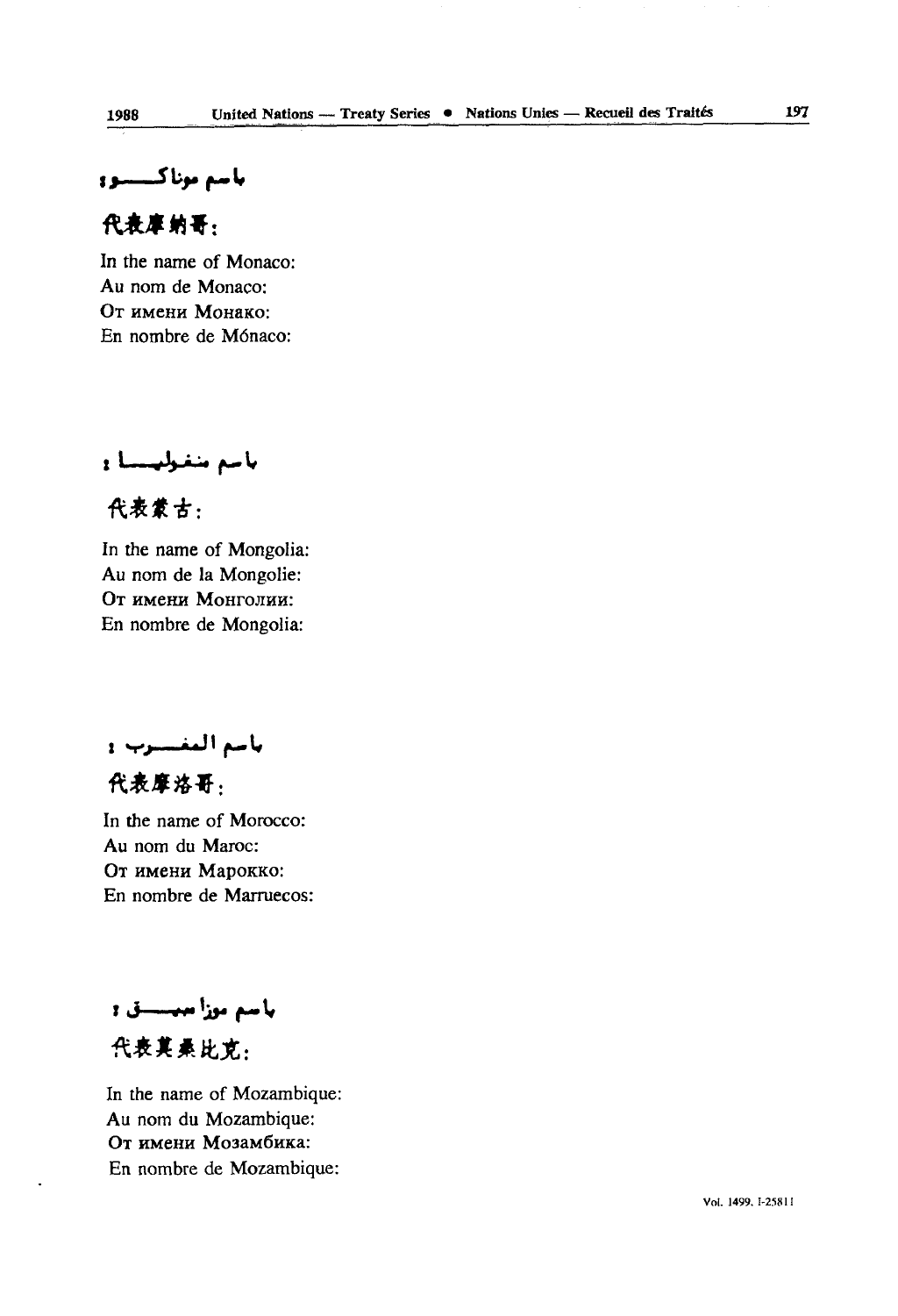باسم موناكو :

代表摩纳哥：

In the name of Monaco:
Au nom de Monaco:
От имени Монако:
En nombre de Mónaco:

باسم منغوليا :

代表蒙古：

In the name of Mongolia:
Au nom de la Mongolie:
От имени Монголии:
En nombre de Mongolia:

باسم المغرب :

代表摩洛哥：

In the name of Morocco:
Au nom du Maroc:
От имени Марокко:
En nombre de Marruecos:

باسم موزامبيق :

代表莫桑比克：

In the name of Mozambique:
Au nom du Mozambique:
От имени Мозамбика:
En nombre de Mozambique: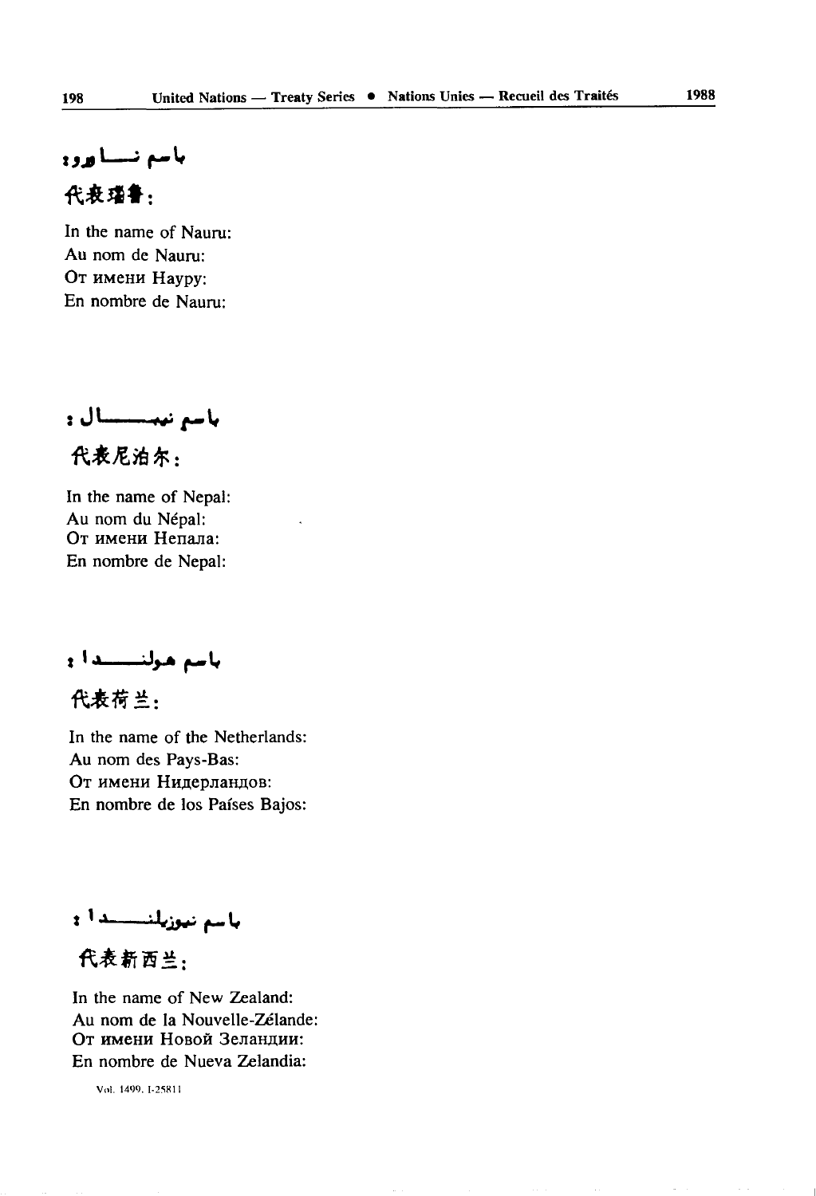باسم نـــاورو :

代表瑙鲁：

In the name of Nauru:
Au nom de Nauru:
От имени Науру:
En nombre de Nauru:

باسم نيبـــــال :

代表尼泊尔：

In the name of Nepal:
Au nom du Népal:
От имени Непала:
En nombre de Nepal:

باسم هولنـــــدا :

代表荷兰：

In the name of the Netherlands:
Au nom des Pays-Bas:
От имени Нидерландов:
En nombre de los Países Bajos:

باسم نيوزيلنـــــدا :

代表新西兰：

In the name of New Zealand:
Au nom de la Nouvelle-Zélande:
От имени Новой Зеландии:
En nombre de Nueva Zelandia: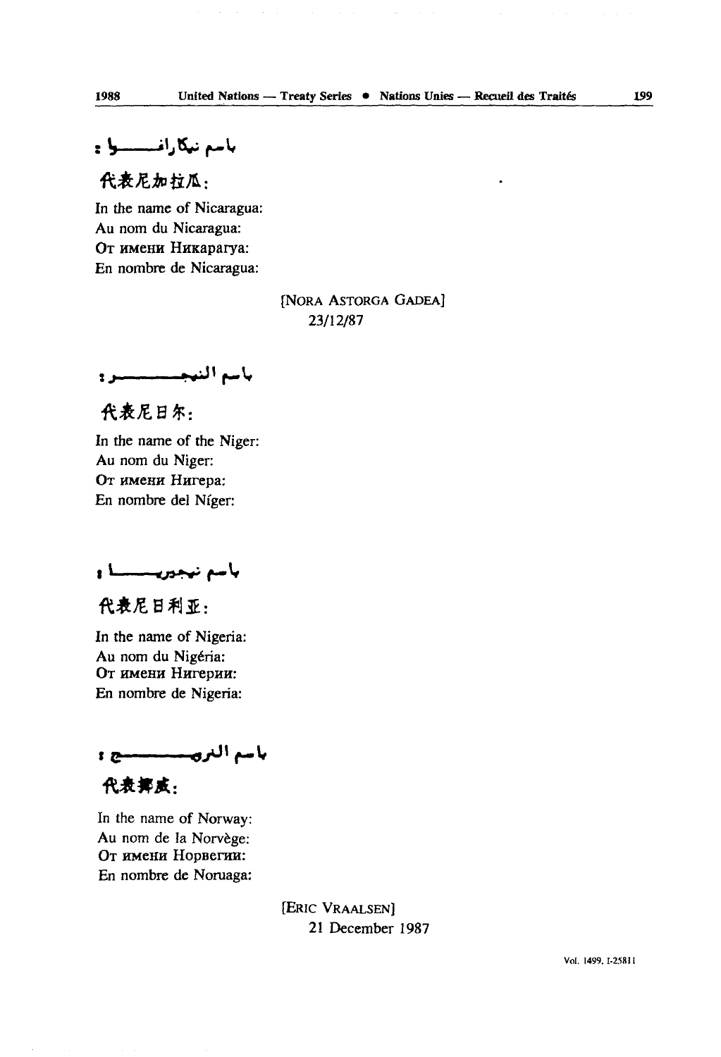باسم نيكاراغوا :

代表尼加拉瓜：

In the name of Nicaragua:
Au nom du Nicaragua:
От имени Никарагуа:
En nombre de Nicaragua:

[NORA ASTORGA GADEA]
23/12/87

باسم النيجر :

代表尼日尔：

In the name of the Niger:
Au nom du Niger:
От имени Нигера:
En nombre del Níger:

باسم نيجيريا :

代表尼日利亚：

In the name of Nigeria:
Au nom du Nigéria:
От имени Нигерии:
En nombre de Nigeria:

باسم النرويج :

代表挪威：

In the name of Norway:
Au nom de la Norvège:
От имени Норвегии:
En nombre de Noruaga:

[ERIC VRAALSEN]
21 December 1987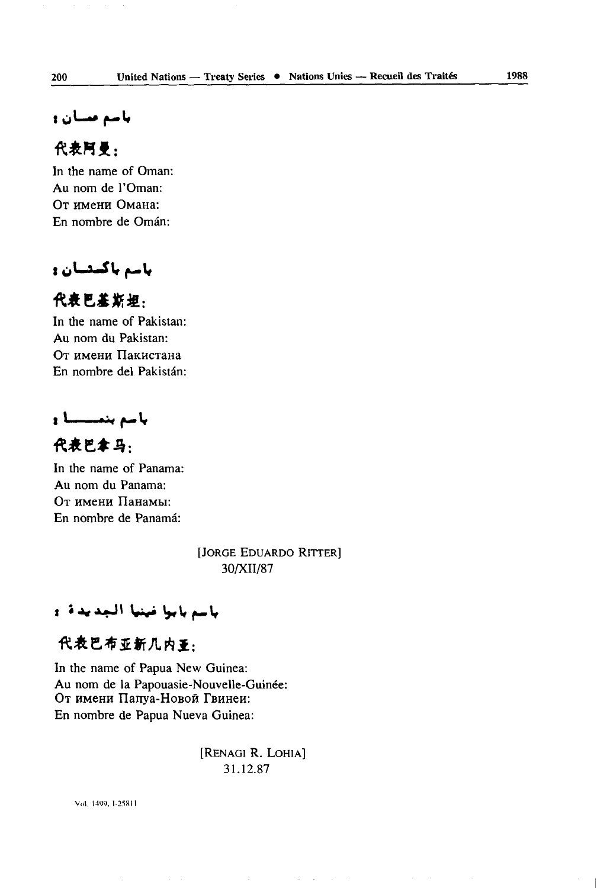باسم عمان :

代表阿曼：

In the name of Oman:
Au nom de l'Oman:
От имени Омана:
En nombre de Omán:

باسم باكستان :

代表巴基斯坦：

In the name of Pakistan:
Au nom du Pakistan:
От имени Пакистана
En nombre del Pakistán:

باسم بنما :

代表巴拿马：

In the name of Panama:
Au nom du Panama:
От имени Панамы:
En nombre de Panamá:

[JORGE EDUARDO RITTER]
30/XII/87

باسم بابوا غينيا الجديدة :

代表巴布亚新几内亚：

In the name of Papua New Guinea:
Au nom de la Papouasie-Nouvelle-Guinée:
От имени Папуа-Новой Гвинеи:
En nombre de Papua Nueva Guinea:

[RENAGI R. LOHIA]
31.12.87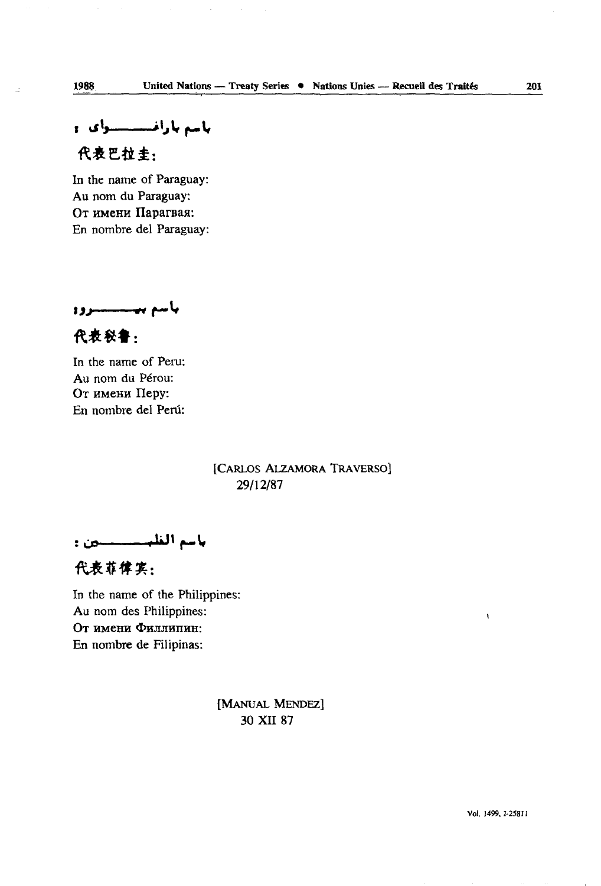باسم باراغـــــواى :

代表巴拉圭:

In the name of Paraguay:
Au nom du Paraguay:
От имени Парагвая:
En nombre del Paraguay:

باسم بيـــــــرو :

代表秘鲁:

In the name of Peru:
Au nom du Pérou:
От имени Перу:
En nombre del Perú:

[CARLOS ALZAMORA TRAVERSO]
29/12/87

باسم الفلبـــــين :

代表菲律宾:

In the name of the Philippines:
Au nom des Philippines:
От имени Филлипин:
En nombre de Filipinas:

[MANUAL MENDEZ]
30 XII 87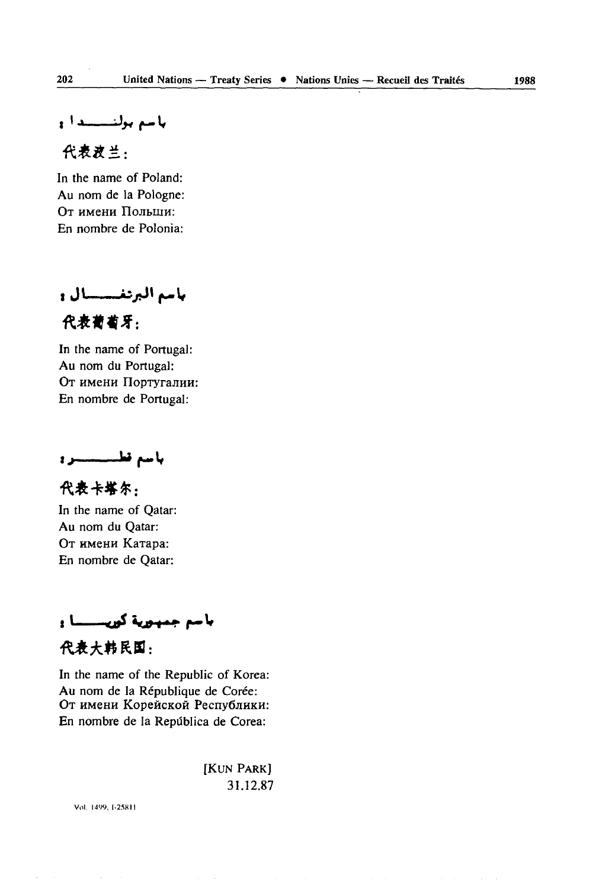باسم بولندا :

代表波兰:

In the name of Poland:
Au nom de la Pologne:
От имени Польши:
En nombre de Polonia:

باسم البرتغال :

代表葡萄牙:

In the name of Portugal:
Au nom du Portugal:
От имени Португалии:
En nombre de Portugal:

باسم قطر :

代表卡塔尔:

In the name of Qatar:
Au nom du Qatar:
От имени Катара:
En nombre de Qatar:

باسم جمهورية كوريا :

代表大韩民国:

In the name of the Republic of Korea:
Au nom de la République de Corée:
От имени Корейской Республики:
En nombre de la República de Corea:

[KUN PARK]
31.12.87

Vol. 1499, I-25811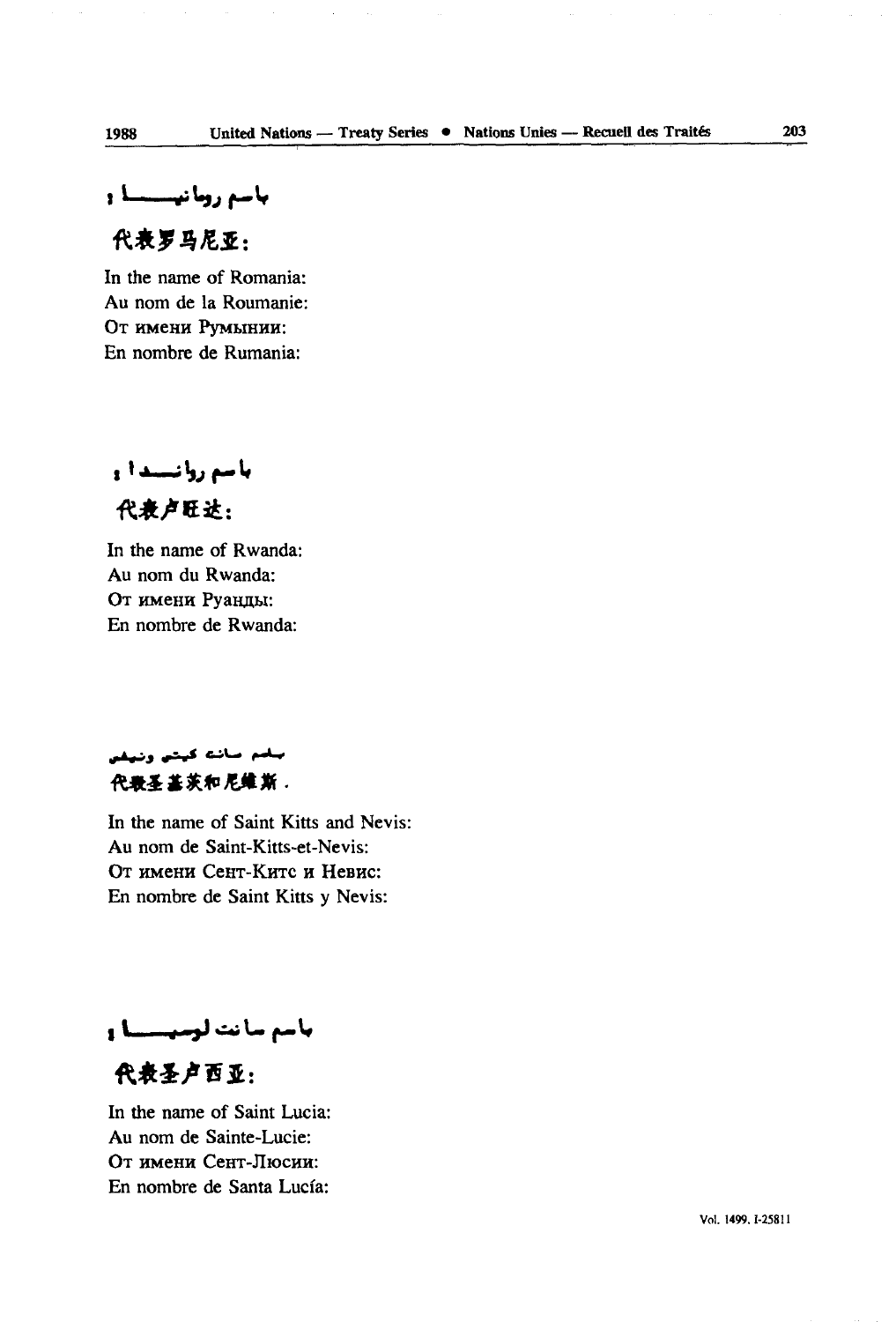باسم رومانيا :

代表罗马尼亚:

In the name of Romania:
Au nom de la Roumanie:
От имени Румынии:
En nombre de Rumania:

باسم رواندا :

代表卢旺达:

In the name of Rwanda:
Au nom du Rwanda:
От имени Руанды:
En nombre de Rwanda:

باسم سانت كيتس ونيفس

代表圣基茨和尼维斯.

In the name of Saint Kitts and Nevis:
Au nom de Saint-Kitts-et-Nevis:
От имени Сент-Китс и Невис:
En nombre de Saint Kitts y Nevis:

باسم سانت لوسيا :

代表圣卢西亚:

In the name of Saint Lucia:
Au nom de Sainte-Lucie:
От имени Сент-Люсии:
En nombre de Santa Lucía: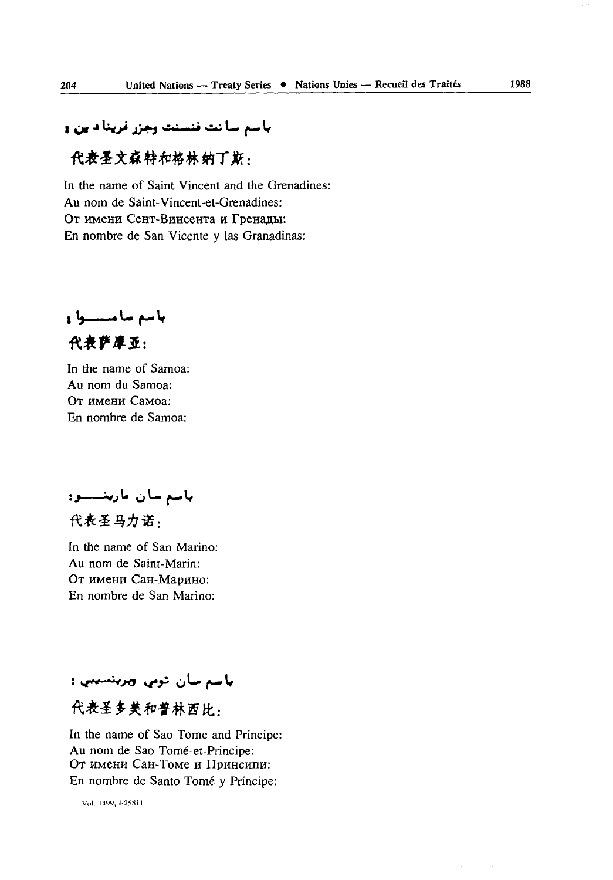باسم سانت فنسنت وجزر غرينادين :

代表圣文森特和格林纳丁斯：

In the name of Saint Vincent and the Grenadines:
Au nom de Saint-Vincent-et-Grenadines:
От имени Сент-Винсента и Гренады:
En nombre de San Vicente y las Granadinas:

باسم ساموا :

代表萨摩亚：

In the name of Samoa:
Au nom du Samoa:
От имени Самоа:
En nombre de Samoa:

باسم سان مارينو:

代表圣马力诺：

In the name of San Marino:
Au nom de Saint-Marin:
От имени Сан-Марино:
En nombre de San Marino:

باسم سان تومي وبرينسيبي :

代表圣多美和普林西比：

In the name of Sao Tome and Principe:
Au nom de Sao Tomé-et-Principe:
От имени Сан-Томе и Принсипи:
En nombre de Santo Tomé y Príncipe: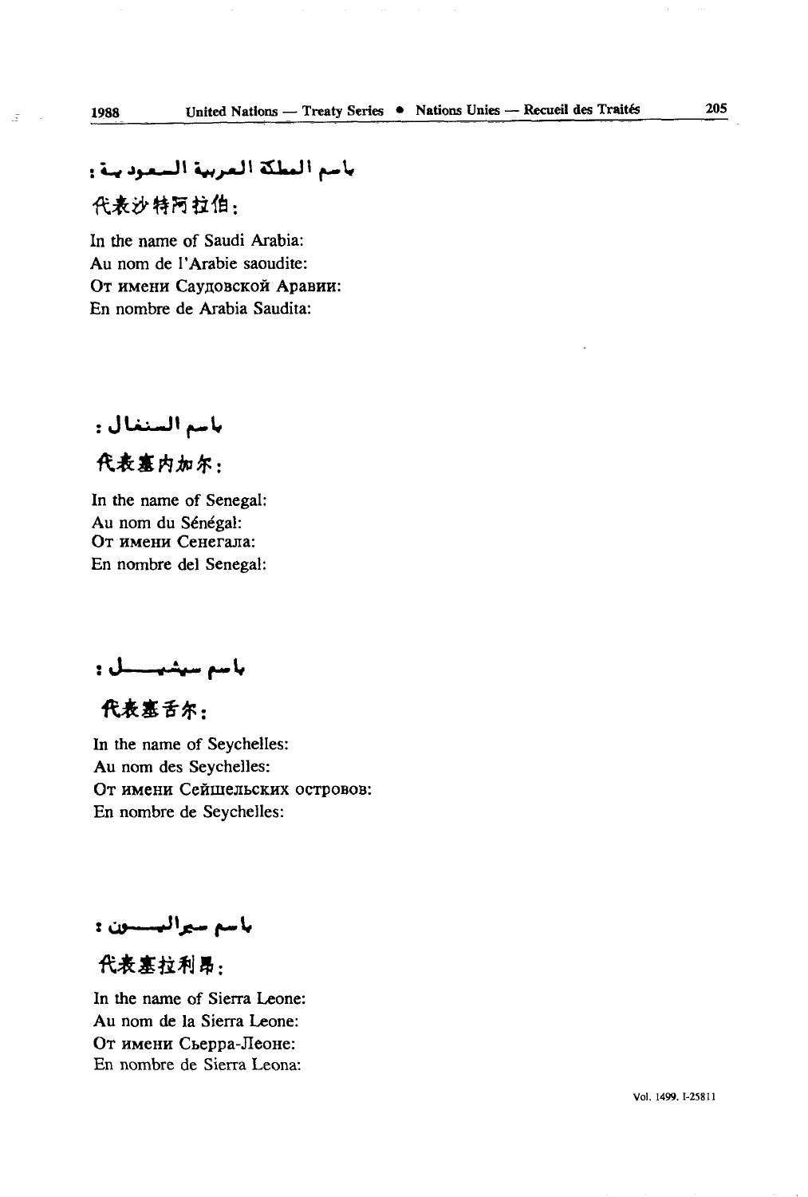باسم المملكة العربية السعودية :

代表沙特阿拉伯：

In the name of Saudi Arabia:
Au nom de l'Arabie saoudite:
От имени Саудовской Аравии:
En nombre de Arabia Saudita:

باسم السنغال :

代表塞内加尔：

In the name of Senegal:
Au nom du Sénégal:
От имени Сенегала:
En nombre del Senegal:

باسم سيشيل :

代表塞舌尔：

In the name of Seychelles:
Au nom des Seychelles:
От имени Сейшельских островов:
En nombre de Seychelles:

باسم سيراليون :

代表塞拉利昂：

In the name of Sierra Leone:
Au nom de la Sierra Leone:
От имени Сьерра-Леоне:
En nombre de Sierra Leona: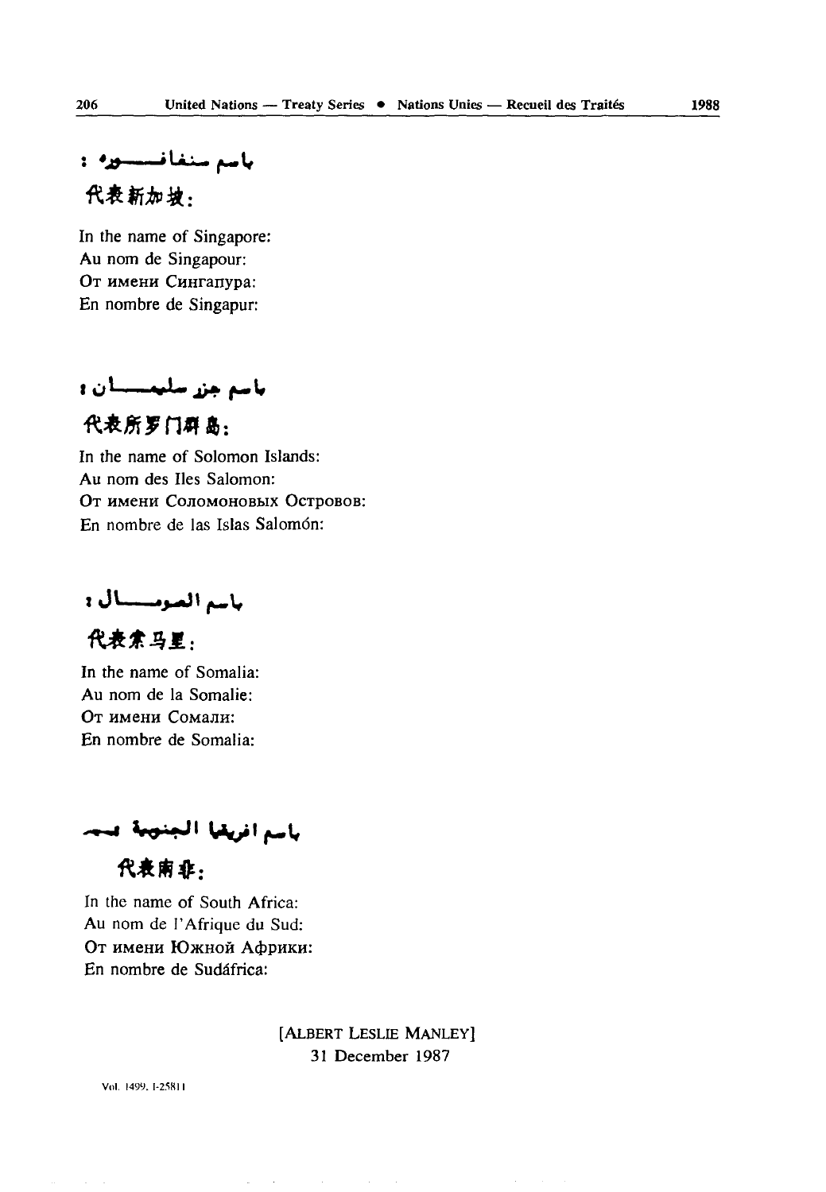باسم سنغافورة :

代表新加坡:

In the name of Singapore:
Au nom de Singapour:
От имени Сингапура:
En nombre de Singapur:

باسم جزر سليمان :

代表所罗门群岛:

In the name of Solomon Islands:
Au nom des Iles Salomon:
От имени Соломоновых Островов:
En nombre de las Islas Salomón:

باسم الصومال :

代表索马里:

In the name of Somalia:
Au nom de la Somalie:
От имени Сомали:
En nombre de Somalia:

باسم افريقيا الجنوبية :

代表南非:

In the name of South Africa:
Au nom de l'Afrique du Sud:
От имени Южной Африки:
En nombre de Sudáfrica:

[ALBERT LESLIE MANLEY]
31 December 1987

Vol. 1499, I-25811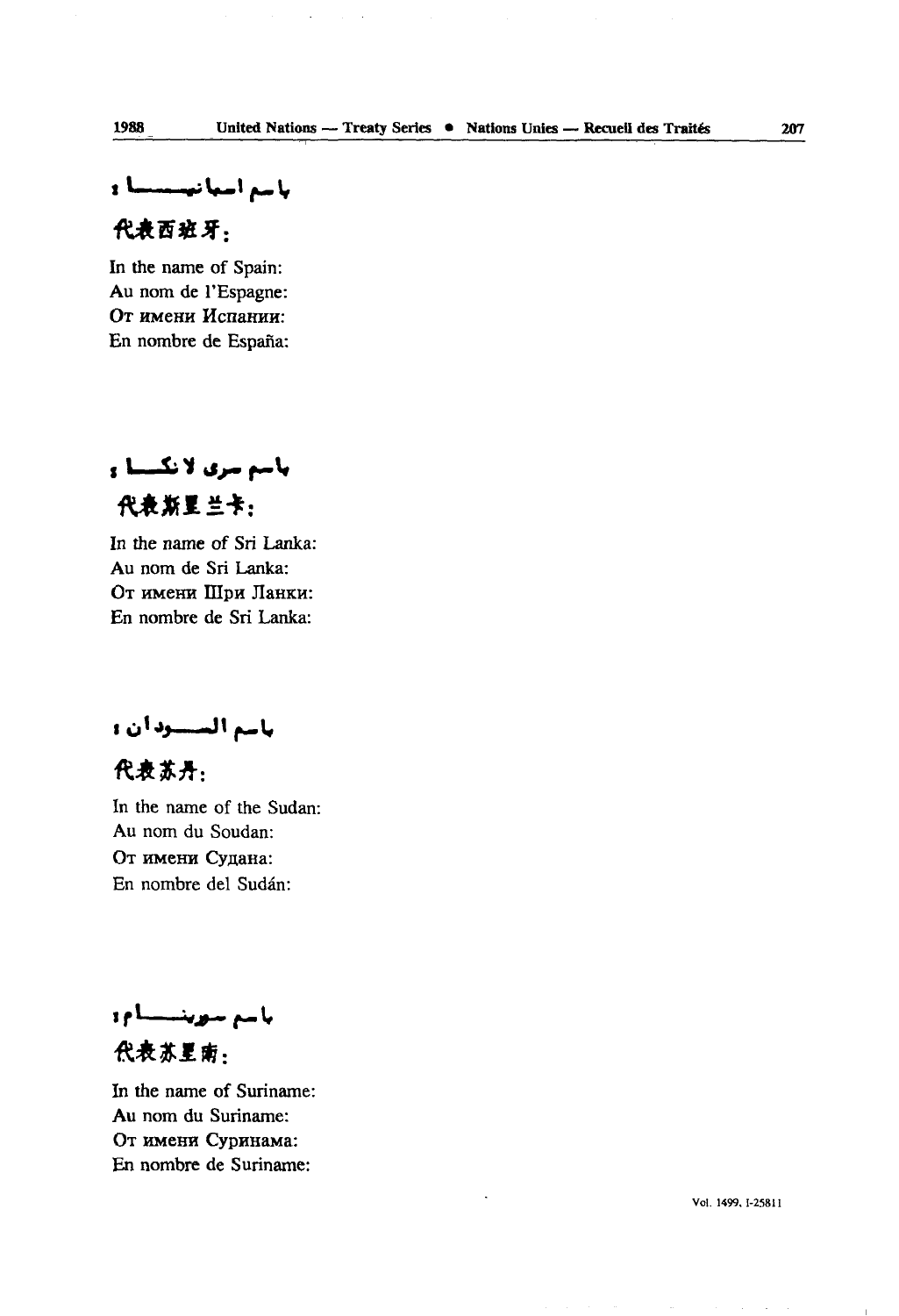باسم اسبانيا :

代表西班牙：

In the name of Spain:
Au nom de l'Espagne:
От имени Испании:
En nombre de España:

باسم سري لانكا :

代表斯里兰卡：

In the name of Sri Lanka:
Au nom de Sri Lanka:
От имени Шри Ланки:
En nombre de Sri Lanka:

باسم السودان :

代表苏丹：

In the name of the Sudan:
Au nom du Soudan:
От имени Судана:
En nombre del Sudán:

باسم سورينام :

代表苏里南：

In the name of Suriname:
Au nom du Suriname:
От имени Суринама:
En nombre de Suriname: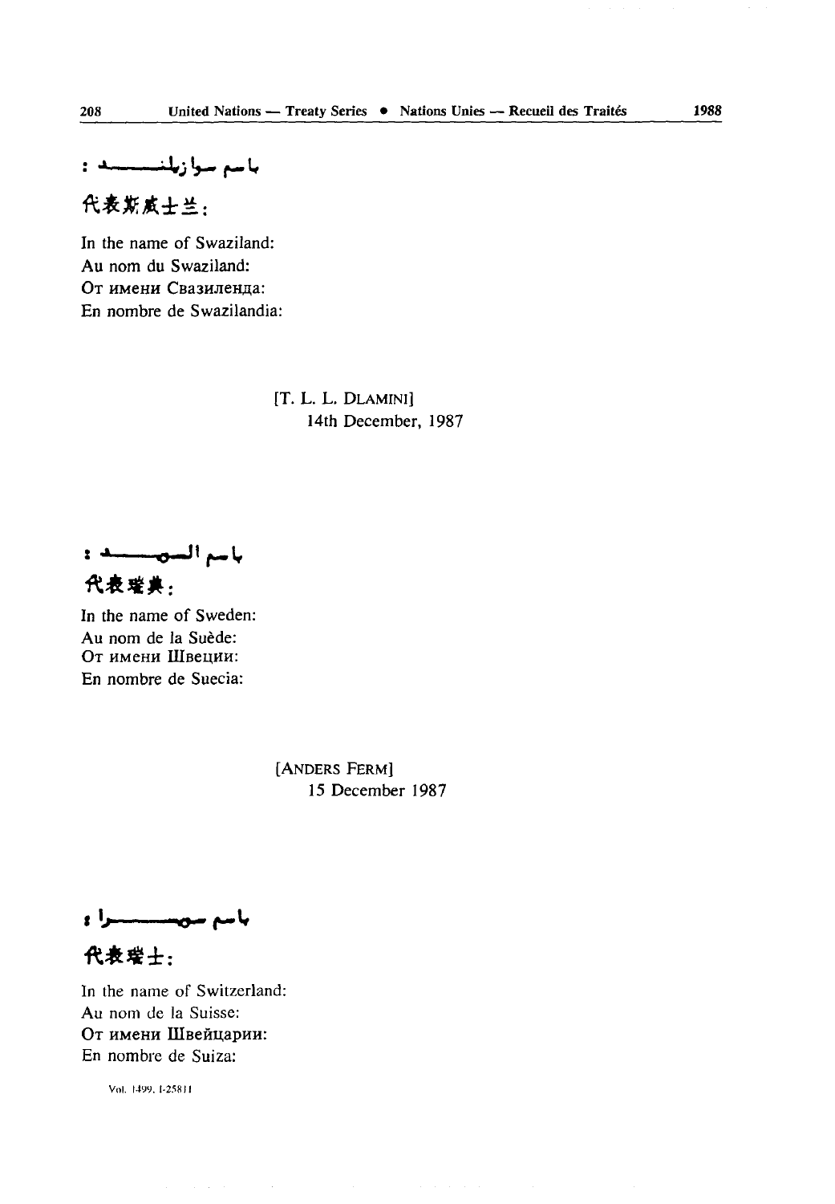باسم سوازيلند :

代表斯威士兰：

In the name of Swaziland:
Au nom du Swaziland:
От имени Свазиленда:
En nombre de Swazilandia:

[T. L. L. DLAMINI]
14th December, 1987

باسم السويد :

代表瑞典：

In the name of Sweden:
Au nom de la Suède:
От имени Швеции:
En nombre de Suecia:

[ANDERS FERM]
15 December 1987

باسم سويسرا :

代表瑞士：

In the name of Switzerland:
Au nom de la Suisse:
От имени Швейцарии:
En nombre de Suiza:

Vol. 1499, I-25811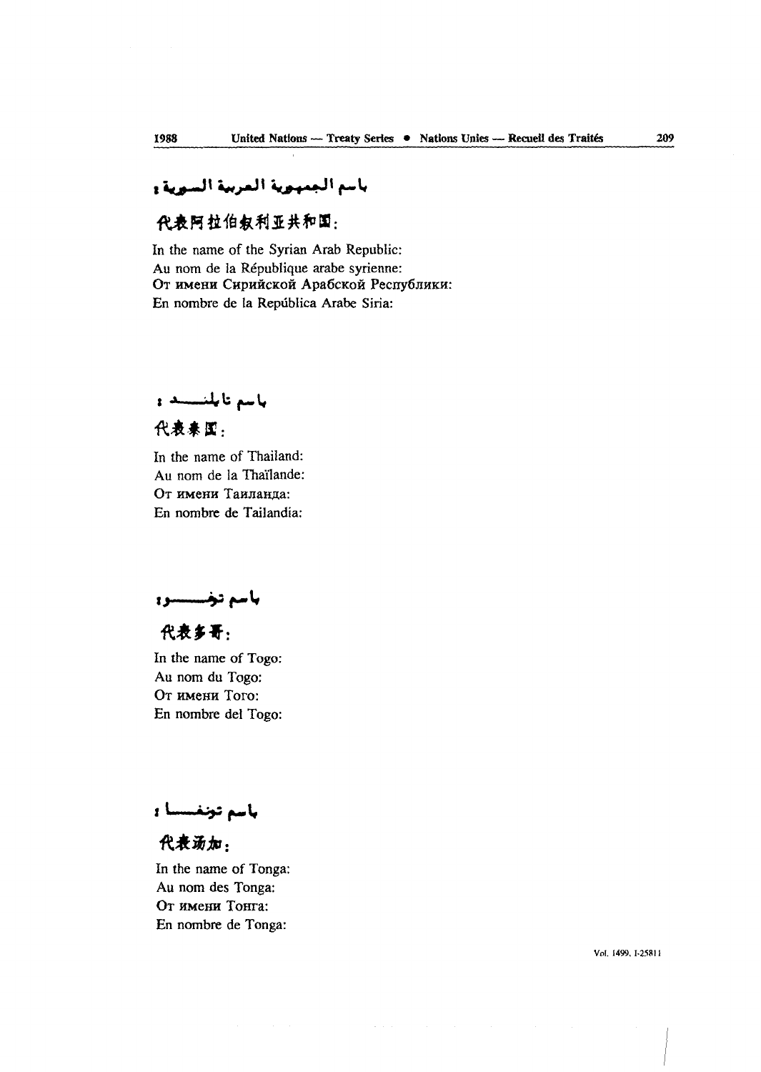باسم الجمهورية العربية السورية :

代表阿拉伯叙利亚共和国：

In the name of the Syrian Arab Republic:
Au nom de la République arabe syrienne:
От имени Сирийской Арабской Республики:
En nombre de la República Arabe Siria:

باسم تايلند :

代表泰国：

In the name of Thailand:
Au nom de la Thaïlande:
От имени Таиланда:
En nombre de Tailandia:

باسم توغو :

代表多哥：

In the name of Togo:
Au nom du Togo:
От имени Того:
En nombre del Togo:

باسم تونغا :

代表汤加：

In the name of Tonga:
Au nom des Tonga:
От имени Тонга:
En nombre de Tonga: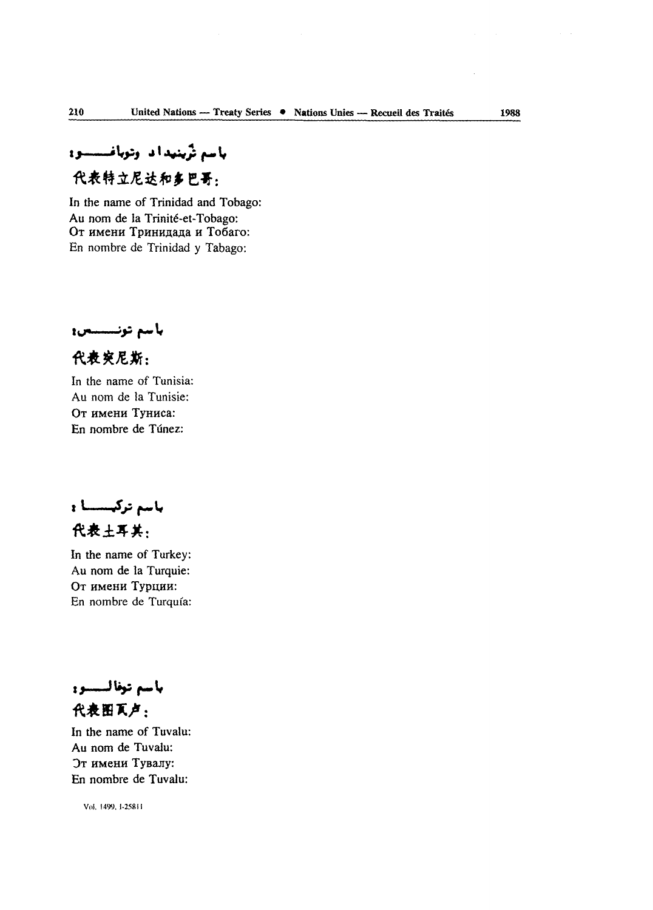باسم ترينيداد وتوباغو:

代表特立尼达和多巴哥:

In the name of Trinidad and Tobago:
Au nom de la Trinité-et-Tobago:
От имени Тринидада и Тобаго:
En nombre de Trinidad y Tabago:

باسم تونس:

代表突尼斯:

In the name of Tunisia:
Au nom de la Tunisie:
От имени Туниса:
En nombre de Túnez:

باسم تركيا:

代表土耳其:

In the name of Turkey:
Au nom de la Turquie:
От имени Турции:
En nombre de Turquía:

باسم توفالو:

代表图瓦卢:

In the name of Tuvalu:
Au nom de Tuvalu:
От имени Тувалу:
En nombre de Tuvalu:

Vol. 1499, I-25811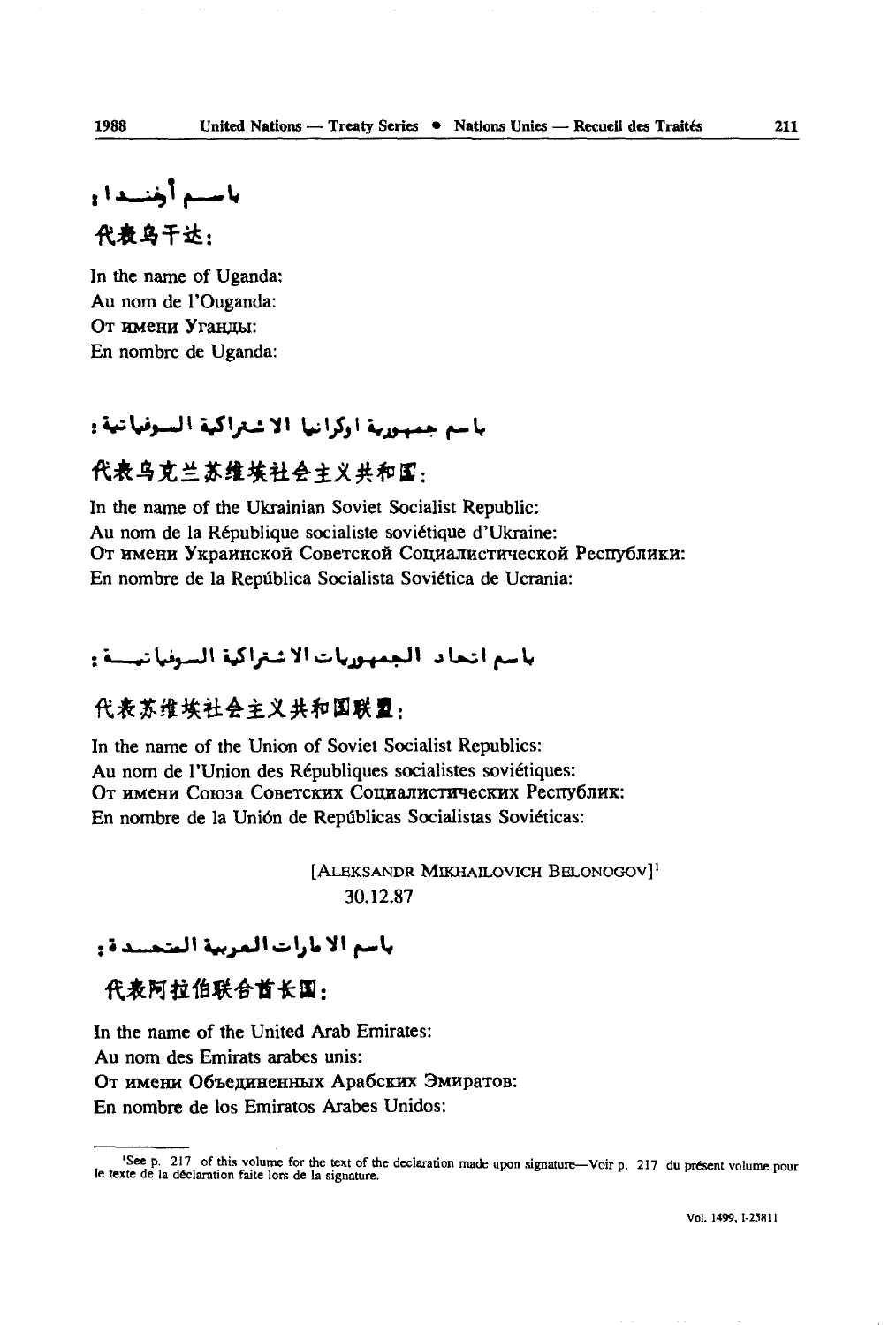باسم أوغندا:

代表乌干达:

In the name of Uganda:
Au nom de l'Ouganda:
От имени Уганды:
En nombre de Uganda:

باسم جمهورية اوكرانيا الاشتراكية السوفياتية:

代表乌克兰苏维埃社会主义共和国:

In the name of the Ukrainian Soviet Socialist Republic:
Au nom de la République socialiste soviétique d'Ukraine:
От имени Украинской Советской Социалистической Республики:
En nombre de la República Socialista Soviética de Ucrania:

باسم اتحاد الجمهوريات الاشتراكية السوفياتية:

代表苏维埃社会主义共和国联盟:

In the name of the Union of Soviet Socialist Republics:
Au nom de l'Union des Républiques socialistes soviétiques:
От имени Союза Советских Социалистических Республик:
En nombre de la Unión de Repúblicas Socialistas Soviéticas:

[ALEKSANDR MIKHAILOVICH BELONOGOV][1]
30.12.87

باسم الامارات العربية المتحدة:

代表阿拉伯联合酋长国:

In the name of the United Arab Emirates:
Au nom des Emirats arabes unis:
От имени Объединенных Арабских Эмиратов:
En nombre de los Emiratos Arabes Unidos:

---

[1] See p. 217 of this volume for the text of the declaration made upon signature—Voir p. 217 du présent volume pour le texte de la déclaration faite lors de la signature.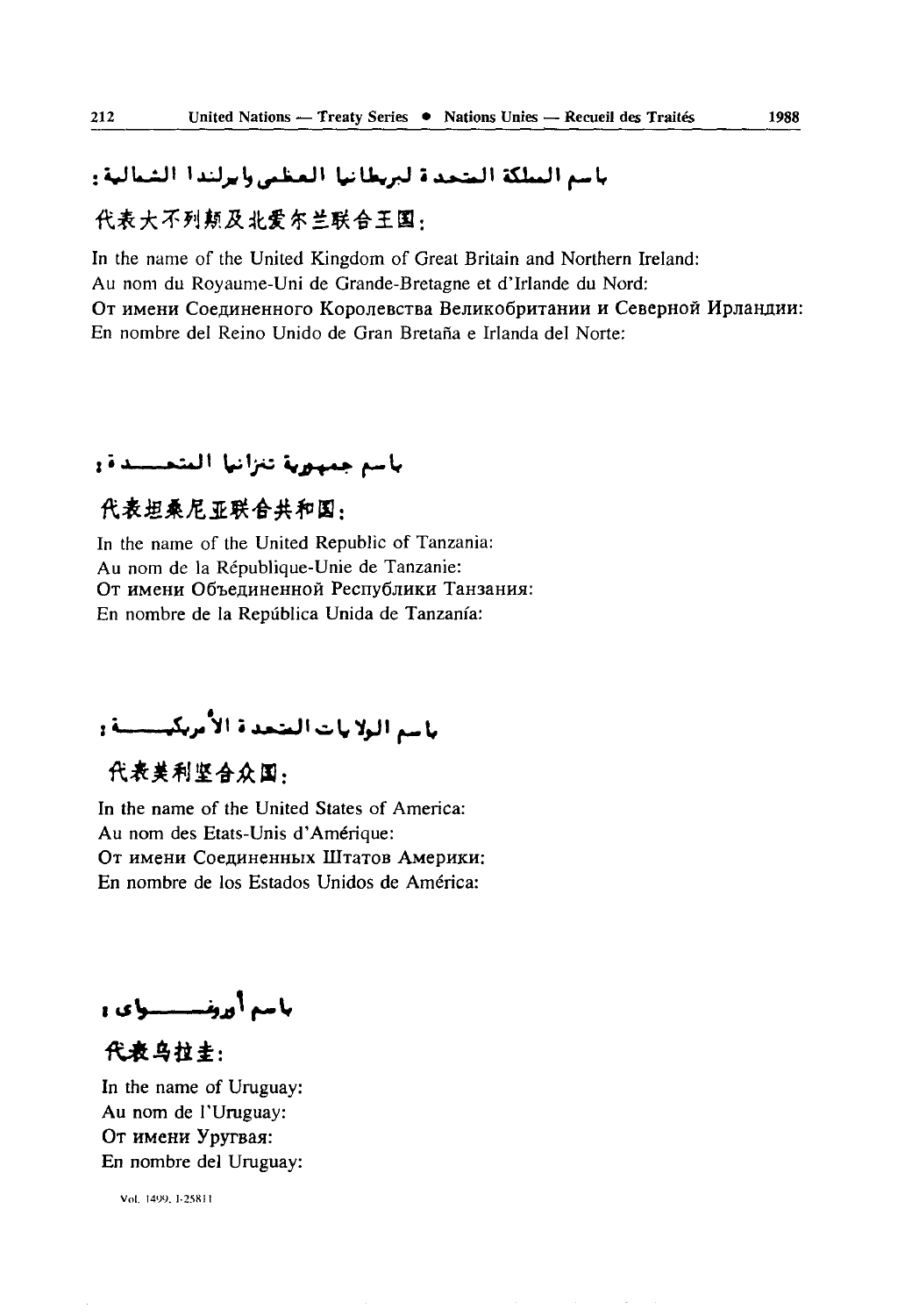باسم المملكة المتحدة لبريطانيا العظمى وايرلندا الشمالية :

代表大不列颠及北爱尔兰联合王国：

In the name of the United Kingdom of Great Britain and Northern Ireland:
Au nom du Royaume-Uni de Grande-Bretagne et d'Irlande du Nord:
От имени Соединенного Королевства Великобритании и Северной Ирландии:
En nombre del Reino Unido de Gran Bretaña e Irlanda del Norte:

باسم جمهورية تنزانيا المتحدة :

代表坦桑尼亚联合共和国：

In the name of the United Republic of Tanzania:
Au nom de la République-Unie de Tanzanie:
От имени Объединенной Республики Танзания:
En nombre de la República Unida de Tanzanía:

باسم الولايات المتحدة الأمريكية :

代表美利坚合众国：

In the name of the United States of America:
Au nom des Etats-Unis d'Amérique:
От имени Соединенных Штатов Америки:
En nombre de los Estados Unidos de América:

باسم أوروغواي :

代表乌拉圭：

In the name of Uruguay:
Au nom de l'Uruguay:
От имени Уругвая:
En nombre del Uruguay: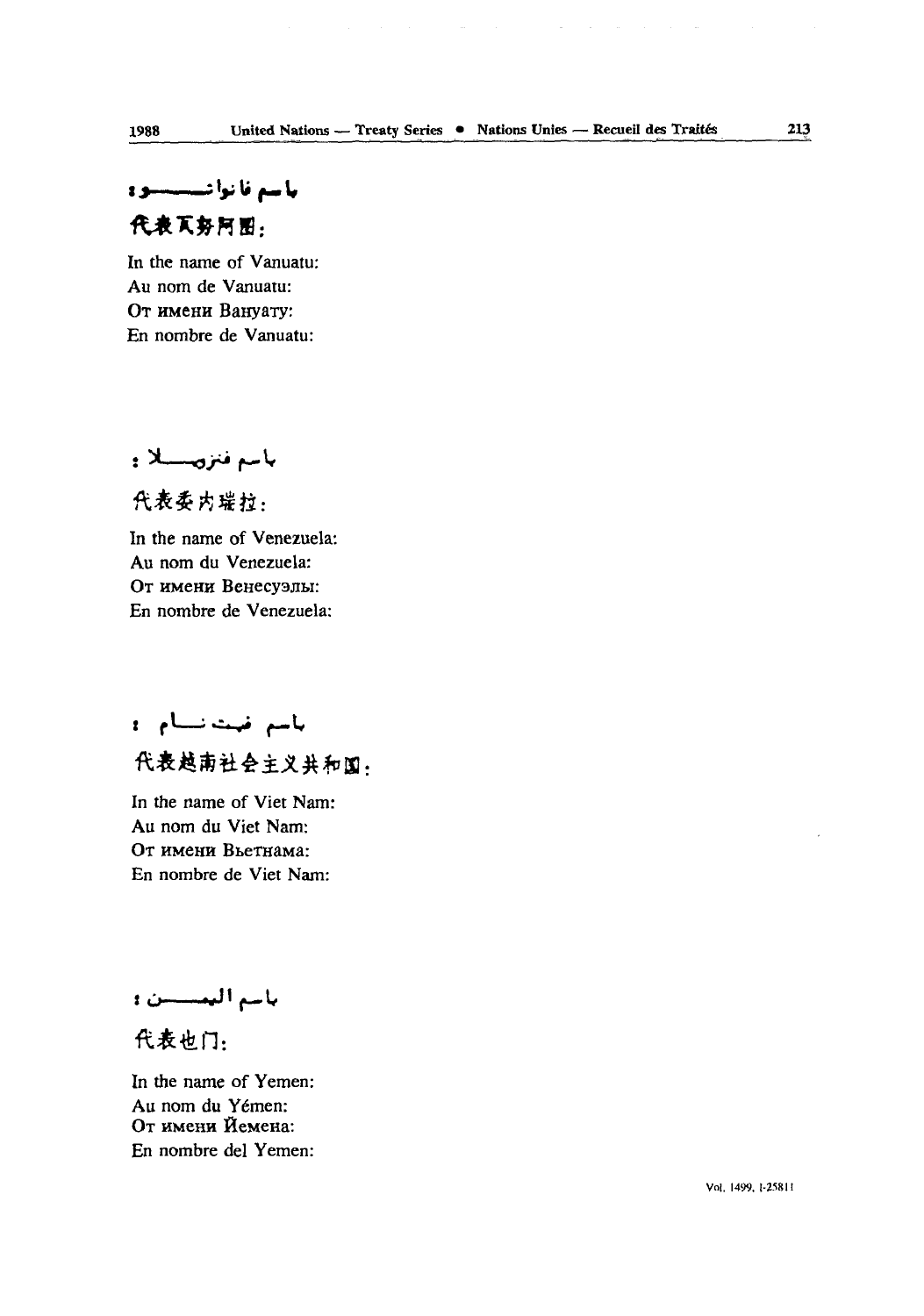باسم فانواتـــــو :

代表瓦努阿图:

In the name of Vanuatu:
Au nom de Vanuatu:
От имени Вануату:
En nombre de Vanuatu:

باسم فنزويـــلا :

代表委内瑞拉:

In the name of Venezuela:
Au nom du Venezuela:
От имени Венесуэлы:
En nombre de Venezuela:

باسم فييت نـــام :

代表越南社会主义共和国:

In the name of Viet Nam:
Au nom du Viet Nam:
От имени Вьетнама:
En nombre de Viet Nam:

باسم اليمـــــن :

代表也门:

In the name of Yemen:
Au nom du Yémen:
От имени Йемена:
En nombre del Yemen: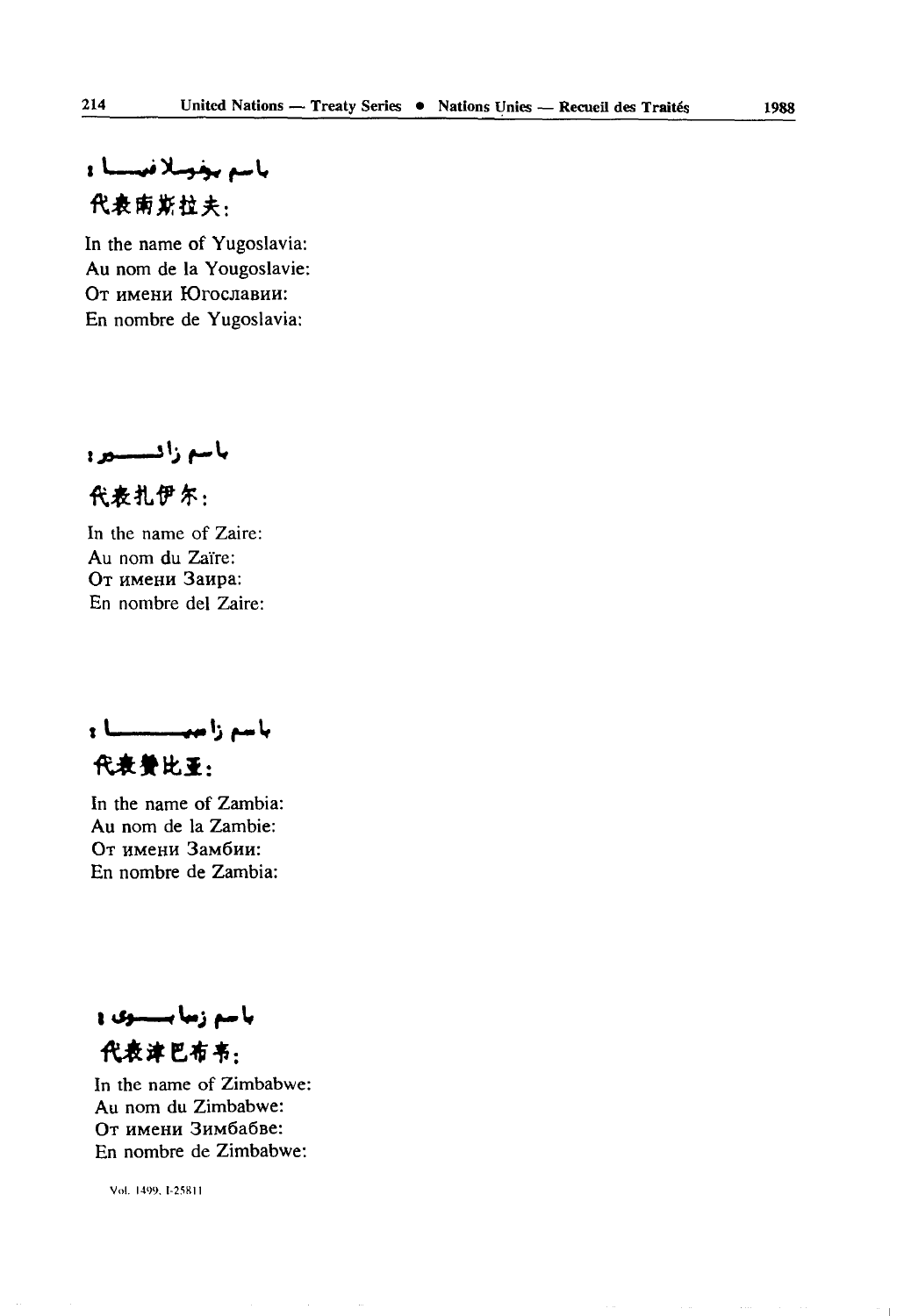باسم يوغوسلافيا :

代表南斯拉夫:

In the name of Yugoslavia:
Au nom de la Yougoslavie:
От имени Югославии:
En nombre de Yugoslavia:

باسم زائير :

代表扎伊尔:

In the name of Zaire:
Au nom du Zaïre:
От имени Заира:
En nombre del Zaire:

باسم زامبيا :

代表赞比亚:

In the name of Zambia:
Au nom de la Zambie:
От имени Замбии:
En nombre de Zambia:

باسم زمبابوي :

代表津巴布韦:

In the name of Zimbabwe:
Au nom du Zimbabwe:
От имени Зимбабве:
En nombre de Zimbabwe:

Vol. 1499, I-25811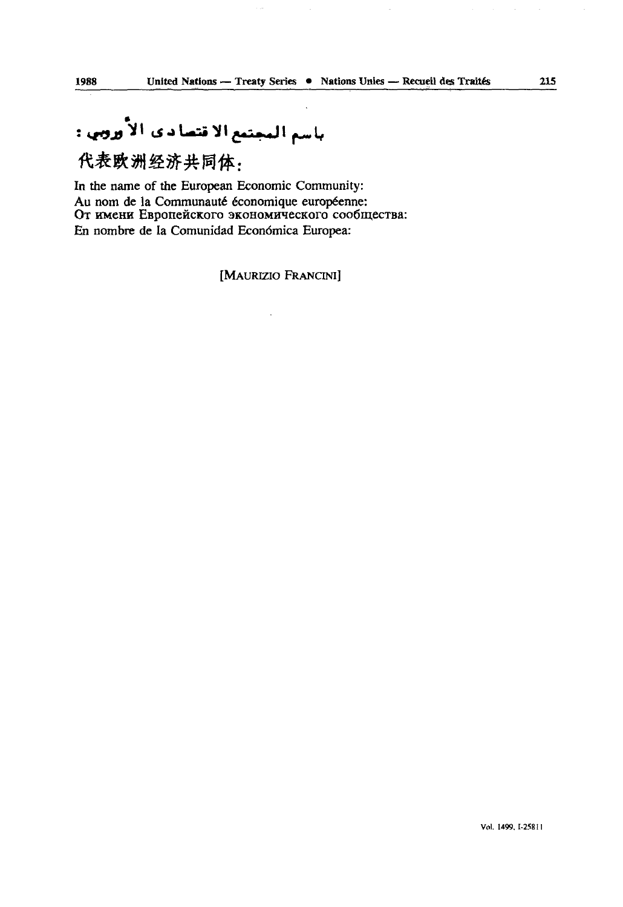باسم المجتمع الاقتصادى الأوروبي :

代表欧洲经济共同体:

In the name of the European Economic Community:
Au nom de la Communauté économique européenne:
От имени Европейского экономического сообщества:
En nombre de la Comunidad Económica Europea:

[MAURIZIO FRANCINI]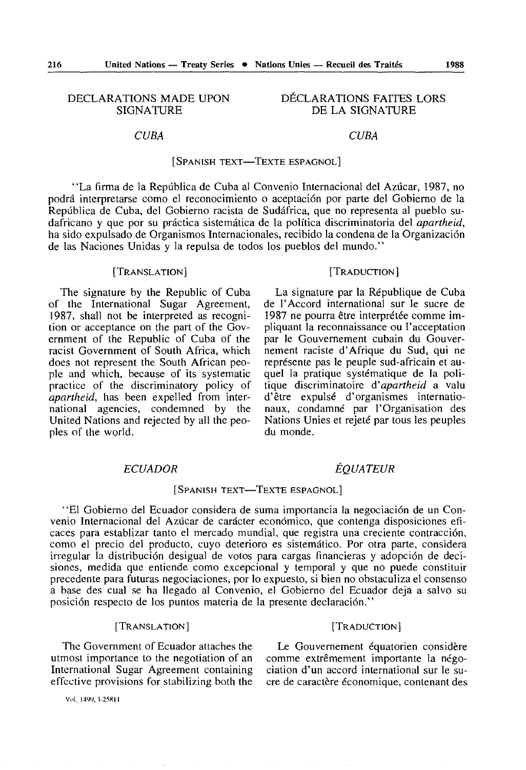## DECLARATIONS MADE UPON SIGNATURE

## DÉCLARATIONS FAITES LORS DE LA SIGNATURE

### *CUBA*

### *CUBA*

[SPANISH TEXT—TEXTE ESPAGNOL]

"La firma de la República de Cuba al Convenio Internacional del Azúcar, 1987, no podrá interpretarse como el reconocimiento o aceptación por parte del Gobierno de la República de Cuba, del Gobierno racista de Sudáfrica, que no representa al pueblo sudafricano y que por su práctica sistemática de la política discriminatoria del *apartheid*, ha sido expulsado de Organismos Internacionales, recibido la condena de la Organización de las Naciones Unidas y la repulsa de todos los pueblos del mundo."

[TRANSLATION]

The signature by the Republic of Cuba of the International Sugar Agreement, 1987, shall not be interpreted as recognition or acceptance on the part of the Government of the Republic of Cuba of the racist Government of South Africa, which does not represent the South African people and which, because of its systematic practice of the discriminatory policy of *apartheid*, has been expelled from international agencies, condemned by the United Nations and rejected by all the peoples of the world.

[TRADUCTION]

La signature par la République de Cuba de l'Accord international sur le sucre de 1987 ne pourra être interprétée comme impliquant la reconnaissance ou l'acceptation par le Gouvernement cubain du Gouvernement raciste d'Afrique du Sud, qui ne représente pas le peuple sud-africain et auquel la pratique systématique de la politique discriminatoire d'*apartheid* a valu d'être expulsé d'organismes internationaux, condamné par l'Organisation des Nations Unies et rejeté par tous les peuples du monde.

### *ECUADOR*

### *ÉQUATEUR*

[SPANISH TEXT—TEXTE ESPAGNOL]

"El Gobierno del Ecuador considera de suma importancia la negociación de un Convenio Internacional del Azúcar de carácter económico, que contenga disposiciones eficaces para establizar tanto el mercado mundial, que registra una creciente contracción, como el precio del producto, cuyo deterioro es sistemático. Por otra parte, considera irregular la distribución desigual de votos para cargas financieras y adopción de decisiones, medida que entiende como excepcional y temporal y que no puede constituir precedente para futuras negociaciones, por lo expuesto, si bien no obstaculiza el consenso a base des cual se ha llegado al Convenio, el Gobierno del Ecuador deja a salvo su posición respecto de los puntos materia de la presente declaración."

[TRANSLATION]

The Government of Ecuador attaches the utmost importance to the negotiation of an International Sugar Agreement containing effective provisions for stabilizing both the

[TRADUCTION]

Le Gouvernement équatorien considère comme extrêmement importante la négociation d'un accord international sur le sucre de caractère économique, contenant des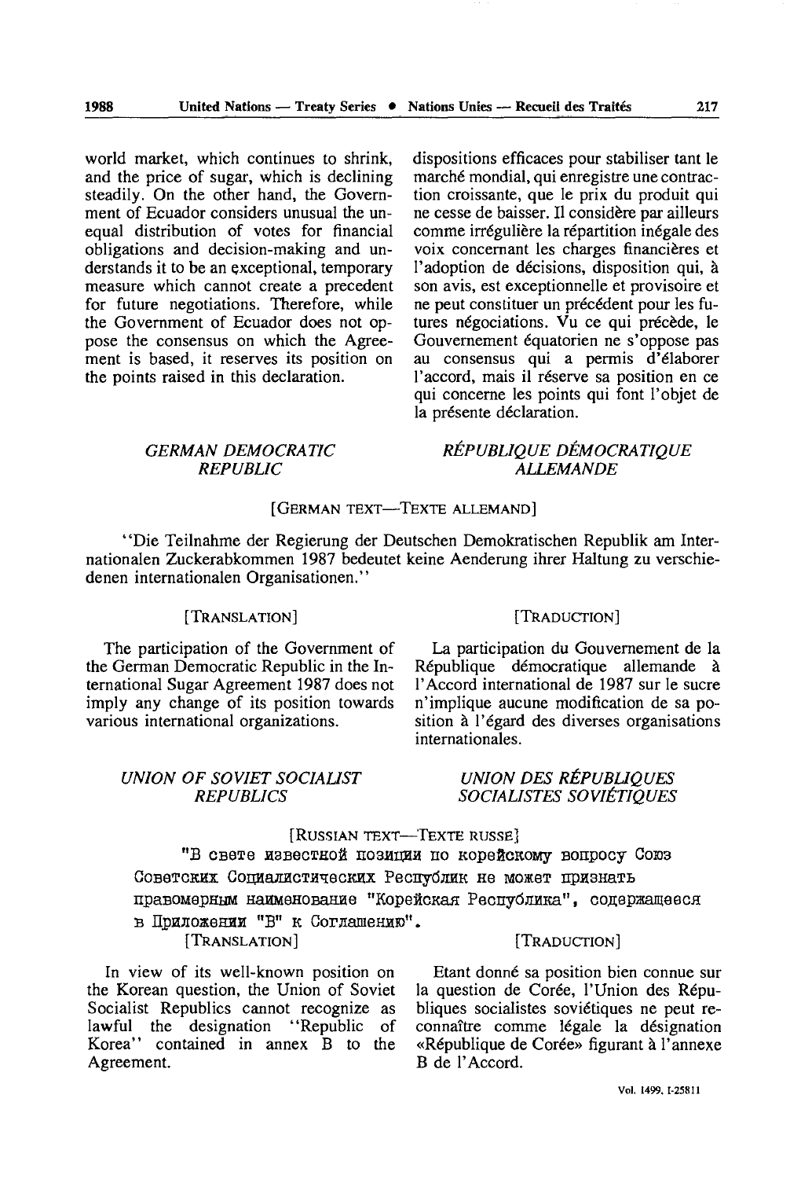world market, which continues to shrink, and the price of sugar, which is declining steadily. On the other hand, the Government of Ecuador considers unusual the unequal distribution of votes for financial obligations and decision-making and understands it to be an exceptional, temporary measure which cannot create a precedent for future negotiations. Therefore, while the Government of Ecuador does not oppose the consensus on which the Agreement is based, it reserves its position on the points raised in this declaration.

dispositions efficaces pour stabiliser tant le marché mondial, qui enregistre une contraction croissante, que le prix du produit qui ne cesse de baisser. Il considère par ailleurs comme irrégulière la répartition inégale des voix concernant les charges financières et l'adoption de décisions, disposition qui, à son avis, est exceptionnelle et provisoire et ne peut constituer un précédent pour les futures négociations. Vu ce qui précède, le Gouvernement équatorien ne s'oppose pas au consensus qui a permis d'élaborer l'accord, mais il réserve sa position en ce qui concerne les points qui font l'objet de la présente déclaration.

*GERMAN DEMOCRATIC REPUBLIC*

*RÉPUBLIQUE DÉMOCRATIQUE ALLEMANDE*

[GERMAN TEXT—TEXTE ALLEMAND]

"Die Teilnahme der Regierung der Deutschen Demokratischen Republik am Internationalen Zuckerabkommen 1987 bedeutet keine Aenderung ihrer Haltung zu verschiedenen internationalen Organisationen."

[TRANSLATION]

The participation of the Government of the German Democratic Republic in the International Sugar Agreement 1987 does not imply any change of its position towards various international organizations.

[TRADUCTION]

La participation du Gouvernement de la République démocratique allemande à l'Accord international de 1987 sur le sucre n'implique aucune modification de sa position à l'égard des diverses organisations internationales.

*UNION OF SOVIET SOCIALIST REPUBLICS*

*UNION DES RÉPUBLIQUES SOCIALISTES SOVIÉTIQUES*

[RUSSIAN TEXT—TEXTE RUSSE]

"В свете известной позиции по корейскому вопросу Союз Советских Социалистических Республик не может признать правомерным наименование "Корейская Республика", содержащееся в Приложении "В" к Соглашению".

[TRANSLATION]

In view of its well-known position on the Korean question, the Union of Soviet Socialist Republics cannot recognize as lawful the designation "Republic of Korea" contained in annex B to the Agreement.

[TRADUCTION]

Etant donné sa position bien connue sur la question de Corée, l'Union des Républiques socialistes soviétiques ne peut reconnaître comme légale la désignation «République de Corée» figurant à l'annexe B de l'Accord.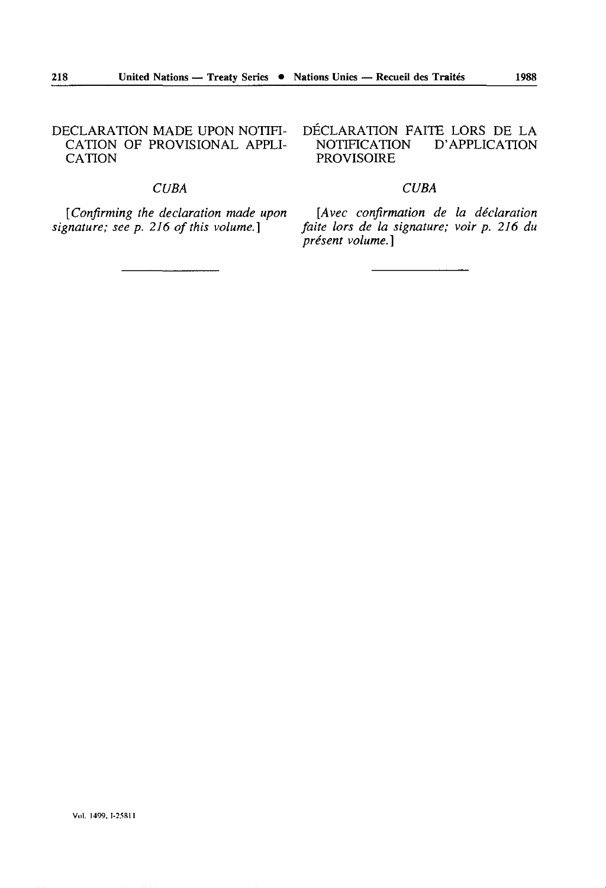DECLARATION MADE UPON NOTIFICATION OF PROVISIONAL APPLICATION

*CUBA*

[*Confirming the declaration made upon signature; see p. 216 of this volume.*]

---

DÉCLARATION FAITE LORS DE LA NOTIFICATION D'APPLICATION PROVISOIRE

*CUBA*

[*Avec confirmation de la déclaration faite lors de la signature; voir p. 216 du présent volume.*]